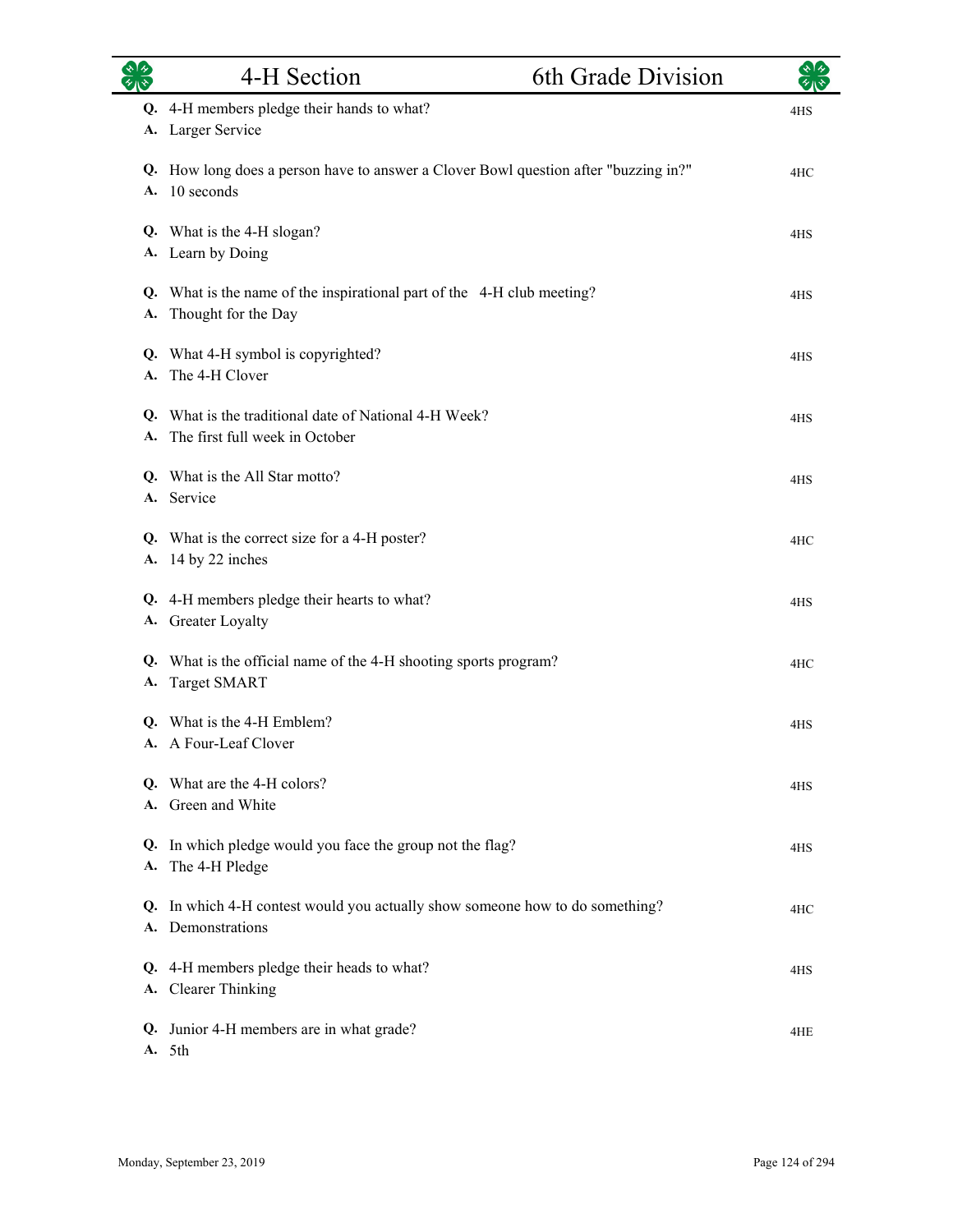# 4-H Section — 6th Grade Division

**Q.** 4-H members pledge their hands to what?
**A.** Larger Service
4HS

**Q.** How long does a person have to answer a Clover Bowl question after "buzzing in?"
**A.** 10 seconds
4HC

**Q.** What is the 4-H slogan?
**A.** Learn by Doing
4HS

**Q.** What is the name of the inspirational part of the 4-H club meeting?
**A.** Thought for the Day
4HS

**Q.** What 4-H symbol is copyrighted?
**A.** The 4-H Clover
4HS

**Q.** What is the traditional date of National 4-H Week?
**A.** The first full week in October
4HS

**Q.** What is the All Star motto?
**A.** Service
4HS

**Q.** What is the correct size for a 4-H poster?
**A.** 14 by 22 inches
4HC

**Q.** 4-H members pledge their hearts to what?
**A.** Greater Loyalty
4HS

**Q.** What is the official name of the 4-H shooting sports program?
**A.** Target SMART
4HC

**Q.** What is the 4-H Emblem?
**A.** A Four-Leaf Clover
4HS

**Q.** What are the 4-H colors?
**A.** Green and White
4HS

**Q.** In which pledge would you face the group not the flag?
**A.** The 4-H Pledge
4HS

**Q.** In which 4-H contest would you actually show someone how to do something?
**A.** Demonstrations
4HC

**Q.** 4-H members pledge their heads to what?
**A.** Clearer Thinking
4HS

**Q.** Junior 4-H members are in what grade?
**A.** 5th
4HE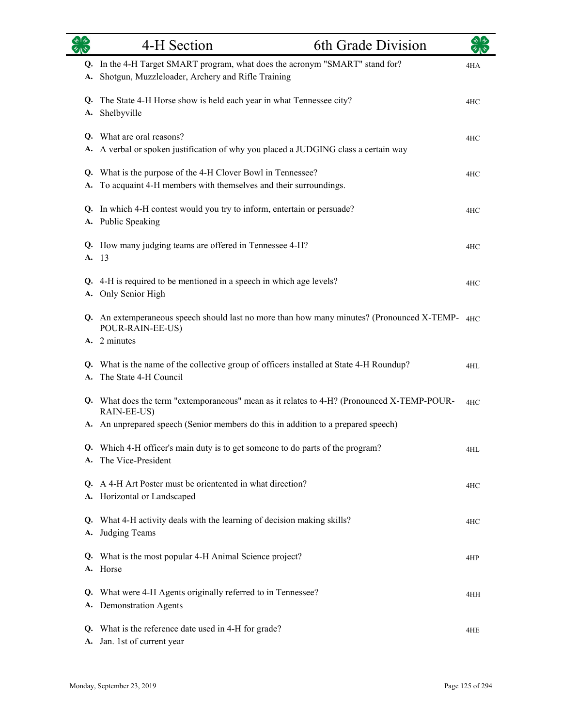**Q.** In the 4-H Target SMART program, what does the acronym "SMART" stand for? 4HA
**A.** Shotgun, Muzzleloader, Archery and Rifle Training

**Q.** The State 4-H Horse show is held each year in what Tennessee city? 4HC
**A.** Shelbyville

**Q.** What are oral reasons? 4HC
**A.** A verbal or spoken justification of why you placed a JUDGING class a certain way

**Q.** What is the purpose of the 4-H Clover Bowl in Tennessee? 4HC
**A.** To acquaint 4-H members with themselves and their surroundings.

**Q.** In which 4-H contest would you try to inform, entertain or persuade? 4HC
**A.** Public Speaking

**Q.** How many judging teams are offered in Tennessee 4-H? 4HC
**A.** 13

**Q.** 4-H is required to be mentioned in a speech in which age levels? 4HC
**A.** Only Senior High

**Q.** An extemperaneous speech should last no more than how many minutes? (Pronounced X-TEMP-POUR-RAIN-EE-US) 4HC
**A.** 2 minutes

**Q.** What is the name of the collective group of officers installed at State 4-H Roundup? 4HL
**A.** The State 4-H Council

**Q.** What does the term "extemporaneous" mean as it relates to 4-H? (Pronounced X-TEMP-POUR-RAIN-EE-US) 4HC
**A.** An unprepared speech (Senior members do this in addition to a prepared speech)

**Q.** Which 4-H officer's main duty is to get someone to do parts of the program? 4HL
**A.** The Vice-President

**Q.** A 4-H Art Poster must be orientented in what direction? 4HC
**A.** Horizontal or Landscaped

**Q.** What 4-H activity deals with the learning of decision making skills? 4HC
**A.** Judging Teams

**Q.** What is the most popular 4-H Animal Science project? 4HP
**A.** Horse

**Q.** What were 4-H Agents originally referred to in Tennessee? 4HH
**A.** Demonstration Agents

**Q.** What is the reference date used in 4-H for grade? 4HE
**A.** Jan. 1st of current year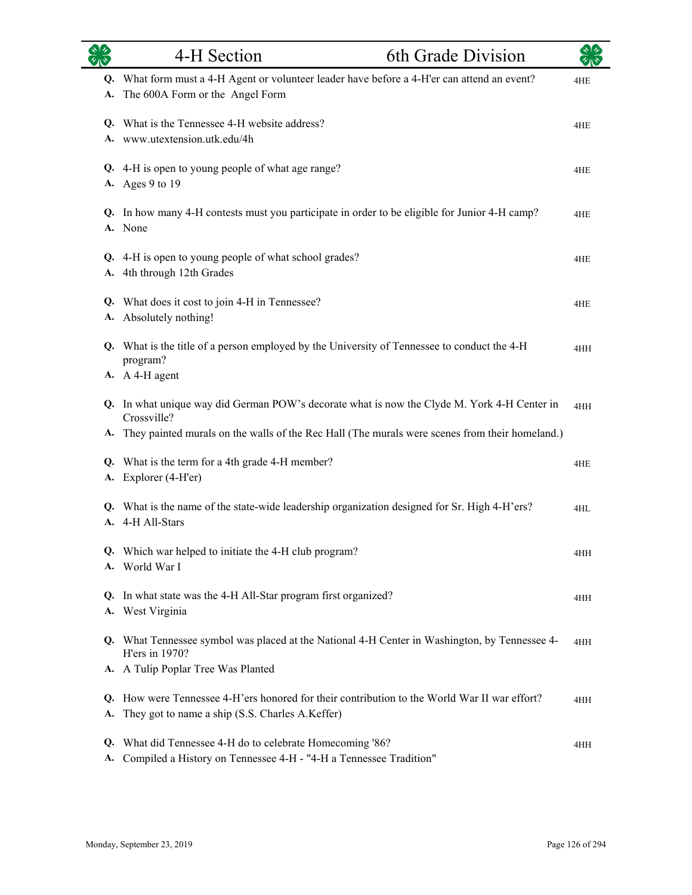| | | |
|---|---|---|
| **Q.** What form must a 4-H Agent or volunteer leader have before a 4-H'er can attend an event? | | 4HE |
| **A.** The 600A Form or the Angel Form | | |
| **Q.** What is the Tennessee 4-H website address? | | 4HE |
| **A.** www.utextension.utk.edu/4h | | |
| **Q.** 4-H is open to young people of what age range? | | 4HE |
| **A.** Ages 9 to 19 | | |
| **Q.** In how many 4-H contests must you participate in order to be eligible for Junior 4-H camp? | | 4HE |
| **A.** None | | |
| **Q.** 4-H is open to young people of what school grades? | | 4HE |
| **A.** 4th through 12th Grades | | |
| **Q.** What does it cost to join 4-H in Tennessee? | | 4HE |
| **A.** Absolutely nothing! | | |
| **Q.** What is the title of a person employed by the University of Tennessee to conduct the 4-H program? | | 4HH |
| **A.** A 4-H agent | | |
| **Q.** In what unique way did German POW's decorate what is now the Clyde M. York 4-H Center in Crossville? | | 4HH |
| **A.** They painted murals on the walls of the Rec Hall (The murals were scenes from their homeland.) | | |
| **Q.** What is the term for a 4th grade 4-H member? | | 4HE |
| **A.** Explorer (4-H'er) | | |
| **Q.** What is the name of the state-wide leadership organization designed for Sr. High 4-H'ers? | | 4HL |
| **A.** 4-H All-Stars | | |
| **Q.** Which war helped to initiate the 4-H club program? | | 4HH |
| **A.** World War I | | |
| **Q.** In what state was the 4-H All-Star program first organized? | | 4HH |
| **A.** West Virginia | | |
| **Q.** What Tennessee symbol was placed at the National 4-H Center in Washington, by Tennessee 4-H'ers in 1970? | | 4HH |
| **A.** A Tulip Poplar Tree Was Planted | | |
| **Q.** How were Tennessee 4-H'ers honored for their contribution to the World War II war effort? | | 4HH |
| **A.** They got to name a ship (S.S. Charles A.Keffer) | | |
| **Q.** What did Tennessee 4-H do to celebrate Homecoming '86? | | 4HH |
| **A.** Compiled a History on Tennessee 4-H - "4-H a Tennessee Tradition" | | |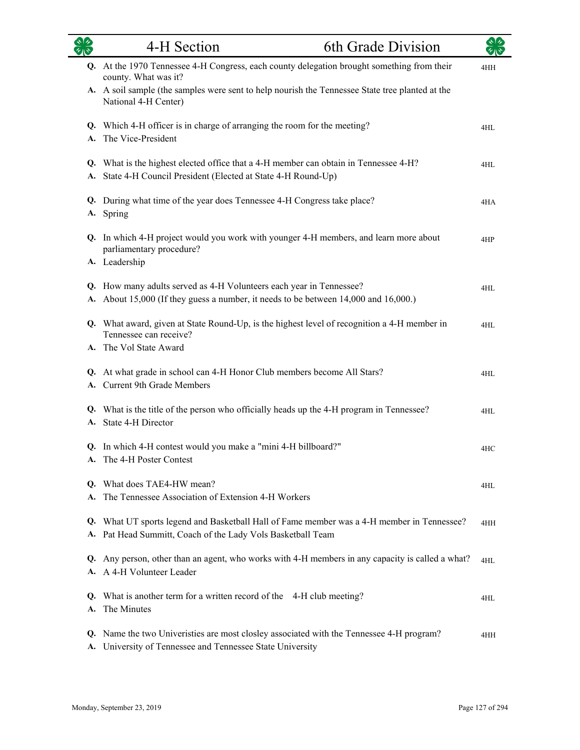# 4-H Section — 6th Grade Division

**Q.** At the 1970 Tennessee 4-H Congress, each county delegation brought something from their county. What was it? — 4HH

**A.** A soil sample (the samples were sent to help nourish the Tennessee State tree planted at the National 4-H Center)

**Q.** Which 4-H officer is in charge of arranging the room for the meeting? — 4HL

**A.** The Vice-President

**Q.** What is the highest elected office that a 4-H member can obtain in Tennessee 4-H? — 4HL

**A.** State 4-H Council President (Elected at State 4-H Round-Up)

**Q.** During what time of the year does Tennessee 4-H Congress take place? — 4HA

**A.** Spring

**Q.** In which 4-H project would you work with younger 4-H members, and learn more about parliamentary procedure? — 4HP

**A.** Leadership

**Q.** How many adults served as 4-H Volunteers each year in Tennessee? — 4HL

**A.** About 15,000 (If they guess a number, it needs to be between 14,000 and 16,000.)

**Q.** What award, given at State Round-Up, is the highest level of recognition a 4-H member in Tennessee can receive? — 4HL

**A.** The Vol State Award

**Q.** At what grade in school can 4-H Honor Club members become All Stars? — 4HL

**A.** Current 9th Grade Members

**Q.** What is the title of the person who officially heads up the 4-H program in Tennessee? — 4HL

**A.** State 4-H Director

**Q.** In which 4-H contest would you make a "mini 4-H billboard?" — 4HC

**A.** The 4-H Poster Contest

**Q.** What does TAE4-HW mean? — 4HL

**A.** The Tennessee Association of Extension 4-H Workers

**Q.** What UT sports legend and Basketball Hall of Fame member was a 4-H member in Tennessee? — 4HH

**A.** Pat Head Summitt, Coach of the Lady Vols Basketball Team

**Q.** Any person, other than an agent, who works with 4-H members in any capacity is called a what? — 4HL

**A.** A 4-H Volunteer Leader

**Q.** What is another term for a written record of the 4-H club meeting? — 4HL

**A.** The Minutes

**Q.** Name the two Univeristies are most closley associated with the Tennessee 4-H program? — 4HH

**A.** University of Tennessee and Tennessee State University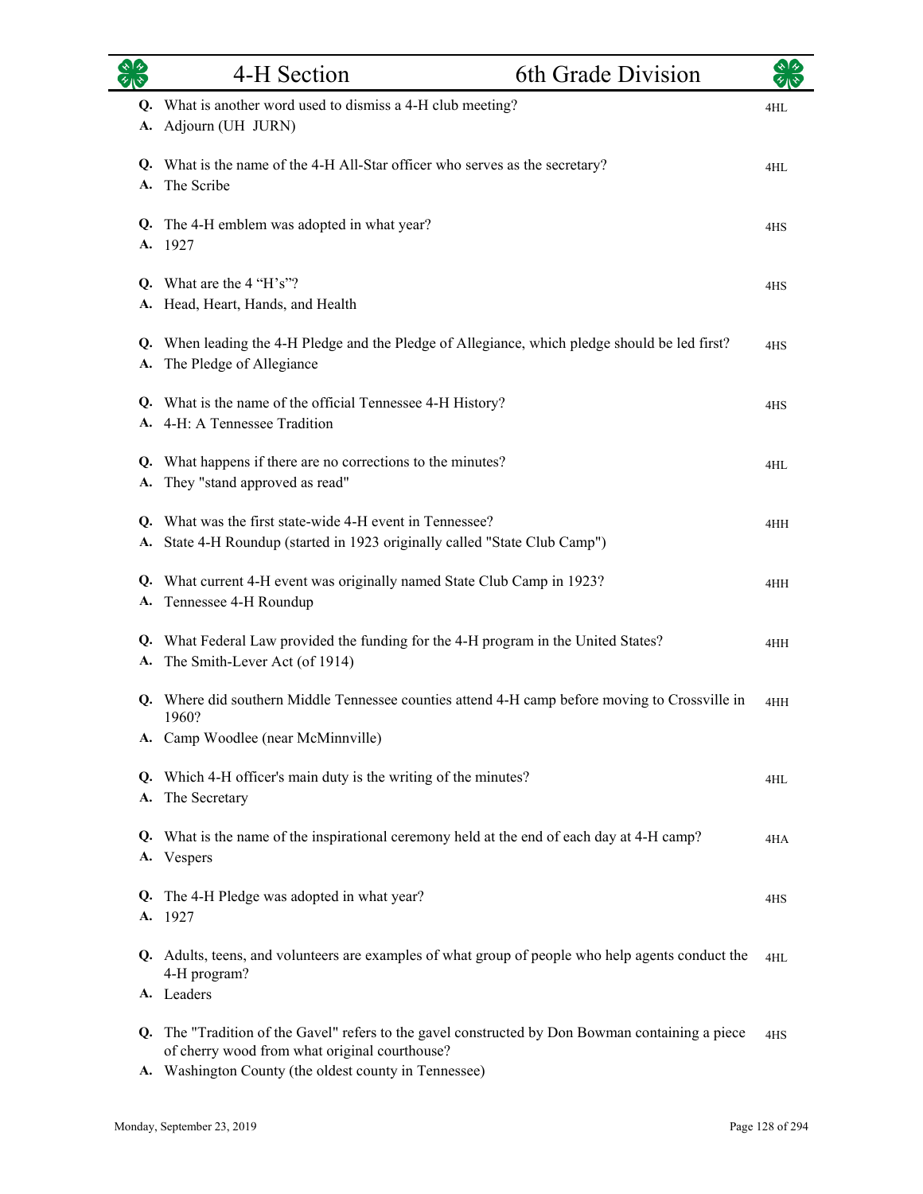# 4-H Section 6th Grade Division

**Q.** What is another word used to dismiss a 4-H club meeting? — 4HL
**A.** Adjourn (UH JURN)

**Q.** What is the name of the 4-H All-Star officer who serves as the secretary? — 4HL
**A.** The Scribe

**Q.** The 4-H emblem was adopted in what year? — 4HS
**A.** 1927

**Q.** What are the 4 "H's"? — 4HS
**A.** Head, Heart, Hands, and Health

**Q.** When leading the 4-H Pledge and the Pledge of Allegiance, which pledge should be led first? — 4HS
**A.** The Pledge of Allegiance

**Q.** What is the name of the official Tennessee 4-H History? — 4HS
**A.** 4-H: A Tennessee Tradition

**Q.** What happens if there are no corrections to the minutes? — 4HL
**A.** They "stand approved as read"

**Q.** What was the first state-wide 4-H event in Tennessee? — 4HH
**A.** State 4-H Roundup (started in 1923 originally called "State Club Camp")

**Q.** What current 4-H event was originally named State Club Camp in 1923? — 4HH
**A.** Tennessee 4-H Roundup

**Q.** What Federal Law provided the funding for the 4-H program in the United States? — 4HH
**A.** The Smith-Lever Act (of 1914)

**Q.** Where did southern Middle Tennessee counties attend 4-H camp before moving to Crossville in 1960? — 4HH
**A.** Camp Woodlee (near McMinnville)

**Q.** Which 4-H officer's main duty is the writing of the minutes? — 4HL
**A.** The Secretary

**Q.** What is the name of the inspirational ceremony held at the end of each day at 4-H camp? — 4HA
**A.** Vespers

**Q.** The 4-H Pledge was adopted in what year? — 4HS
**A.** 1927

**Q.** Adults, teens, and volunteers are examples of what group of people who help agents conduct the 4-H program? — 4HL
**A.** Leaders

**Q.** The "Tradition of the Gavel" refers to the gavel constructed by Don Bowman containing a piece of cherry wood from what original courthouse? — 4HS
**A.** Washington County (the oldest county in Tennessee)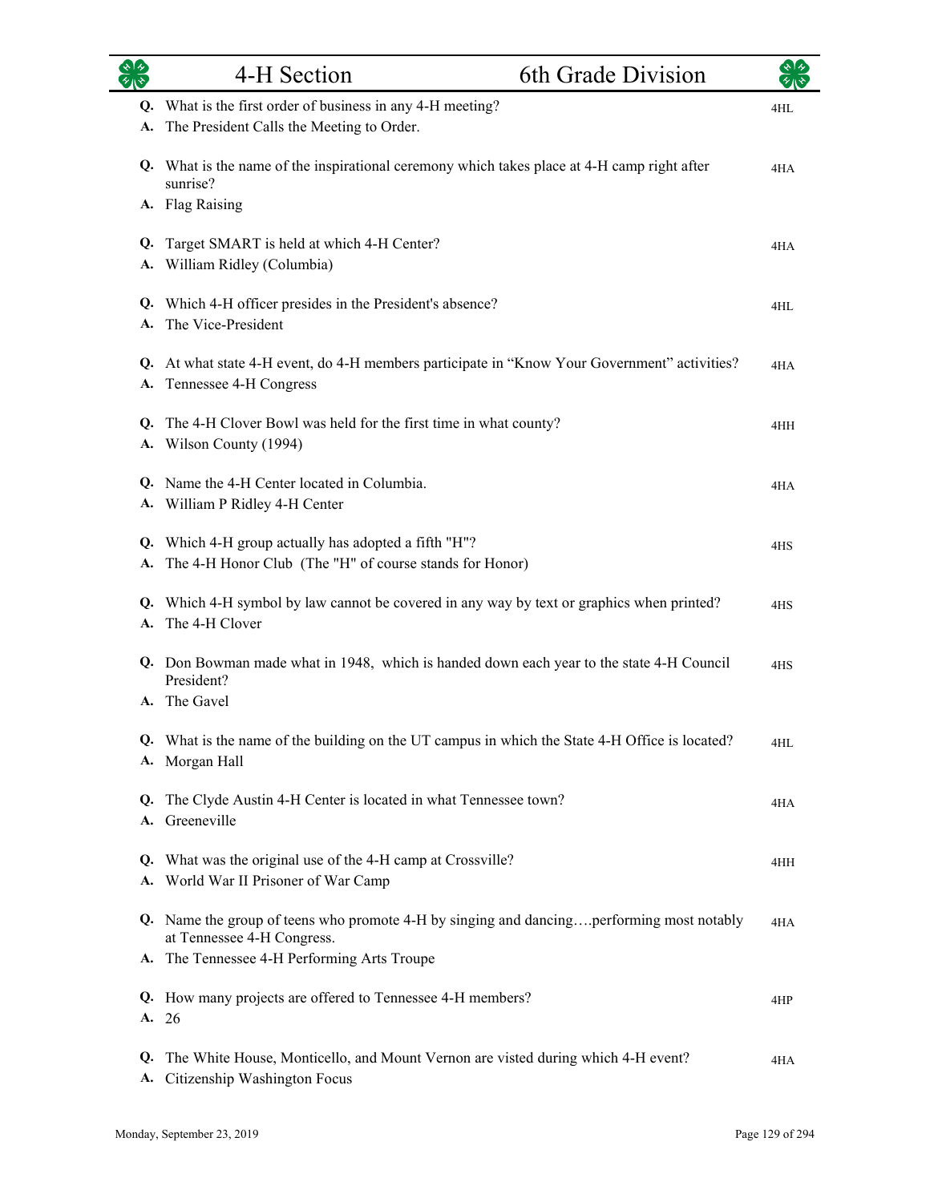**Q.** What is the first order of business in any 4-H meeting? 4HL
**A.** The President Calls the Meeting to Order.

**Q.** What is the name of the inspirational ceremony which takes place at 4-H camp right after sunrise? 4HA
**A.** Flag Raising

**Q.** Target SMART is held at which 4-H Center? 4HA
**A.** William Ridley (Columbia)

**Q.** Which 4-H officer presides in the President's absence? 4HL
**A.** The Vice-President

**Q.** At what state 4-H event, do 4-H members participate in "Know Your Government" activities? 4HA
**A.** Tennessee 4-H Congress

**Q.** The 4-H Clover Bowl was held for the first time in what county? 4HH
**A.** Wilson County (1994)

**Q.** Name the 4-H Center located in Columbia. 4HA
**A.** William P Ridley 4-H Center

**Q.** Which 4-H group actually has adopted a fifth "H"? 4HS
**A.** The 4-H Honor Club (The "H" of course stands for Honor)

**Q.** Which 4-H symbol by law cannot be covered in any way by text or graphics when printed? 4HS
**A.** The 4-H Clover

**Q.** Don Bowman made what in 1948, which is handed down each year to the state 4-H Council President? 4HS
**A.** The Gavel

**Q.** What is the name of the building on the UT campus in which the State 4-H Office is located? 4HL
**A.** Morgan Hall

**Q.** The Clyde Austin 4-H Center is located in what Tennessee town? 4HA
**A.** Greeneville

**Q.** What was the original use of the 4-H camp at Crossville? 4HH
**A.** World War II Prisoner of War Camp

**Q.** Name the group of teens who promote 4-H by singing and dancing….performing most notably at Tennessee 4-H Congress. 4HA
**A.** The Tennessee 4-H Performing Arts Troupe

**Q.** How many projects are offered to Tennessee 4-H members? 4HP
**A.** 26

**Q.** The White House, Monticello, and Mount Vernon are visted during which 4-H event? 4HA
**A.** Citizenship Washington Focus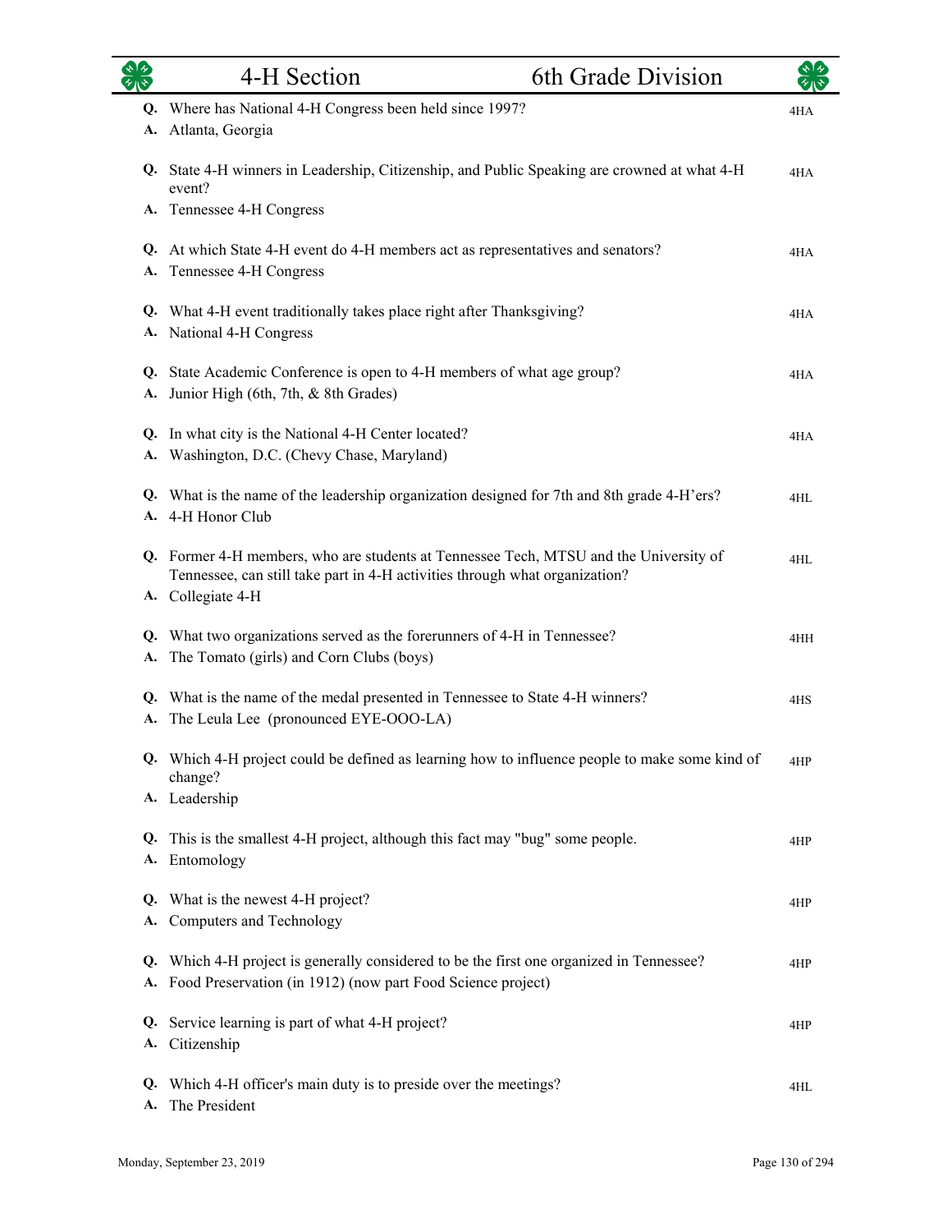| | | |
|---|---|---|
| **Q.** | Where has National 4-H Congress been held since 1997? | 4HA |
| **A.** | Atlanta, Georgia | |
| **Q.** | State 4-H winners in Leadership, Citizenship, and Public Speaking are crowned at what 4-H event? | 4HA |
| **A.** | Tennessee 4-H Congress | |
| **Q.** | At which State 4-H event do 4-H members act as representatives and senators? | 4HA |
| **A.** | Tennessee 4-H Congress | |
| **Q.** | What 4-H event traditionally takes place right after Thanksgiving? | 4HA |
| **A.** | National 4-H Congress | |
| **Q.** | State Academic Conference is open to 4-H members of what age group? | 4HA |
| **A.** | Junior High (6th, 7th, & 8th Grades) | |
| **Q.** | In what city is the National 4-H Center located? | 4HA |
| **A.** | Washington, D.C. (Chevy Chase, Maryland) | |
| **Q.** | What is the name of the leadership organization designed for 7th and 8th grade 4-H'ers? | 4HL |
| **A.** | 4-H Honor Club | |
| **Q.** | Former 4-H members, who are students at Tennessee Tech, MTSU and the University of Tennessee, can still take part in 4-H activities through what organization? | 4HL |
| **A.** | Collegiate 4-H | |
| **Q.** | What two organizations served as the forerunners of 4-H in Tennessee? | 4HH |
| **A.** | The Tomato (girls) and Corn Clubs (boys) | |
| **Q.** | What is the name of the medal presented in Tennessee to State 4-H winners? | 4HS |
| **A.** | The Leula Lee (pronounced EYE-OOO-LA) | |
| **Q.** | Which 4-H project could be defined as learning how to influence people to make some kind of change? | 4HP |
| **A.** | Leadership | |
| **Q.** | This is the smallest 4-H project, although this fact may "bug" some people. | 4HP |
| **A.** | Entomology | |
| **Q.** | What is the newest 4-H project? | 4HP |
| **A.** | Computers and Technology | |
| **Q.** | Which 4-H project is generally considered to be the first one organized in Tennessee? | 4HP |
| **A.** | Food Preservation (in 1912) (now part Food Science project) | |
| **Q.** | Service learning is part of what 4-H project? | 4HP |
| **A.** | Citizenship | |
| **Q.** | Which 4-H officer's main duty is to preside over the meetings? | 4HL |
| **A.** | The President | |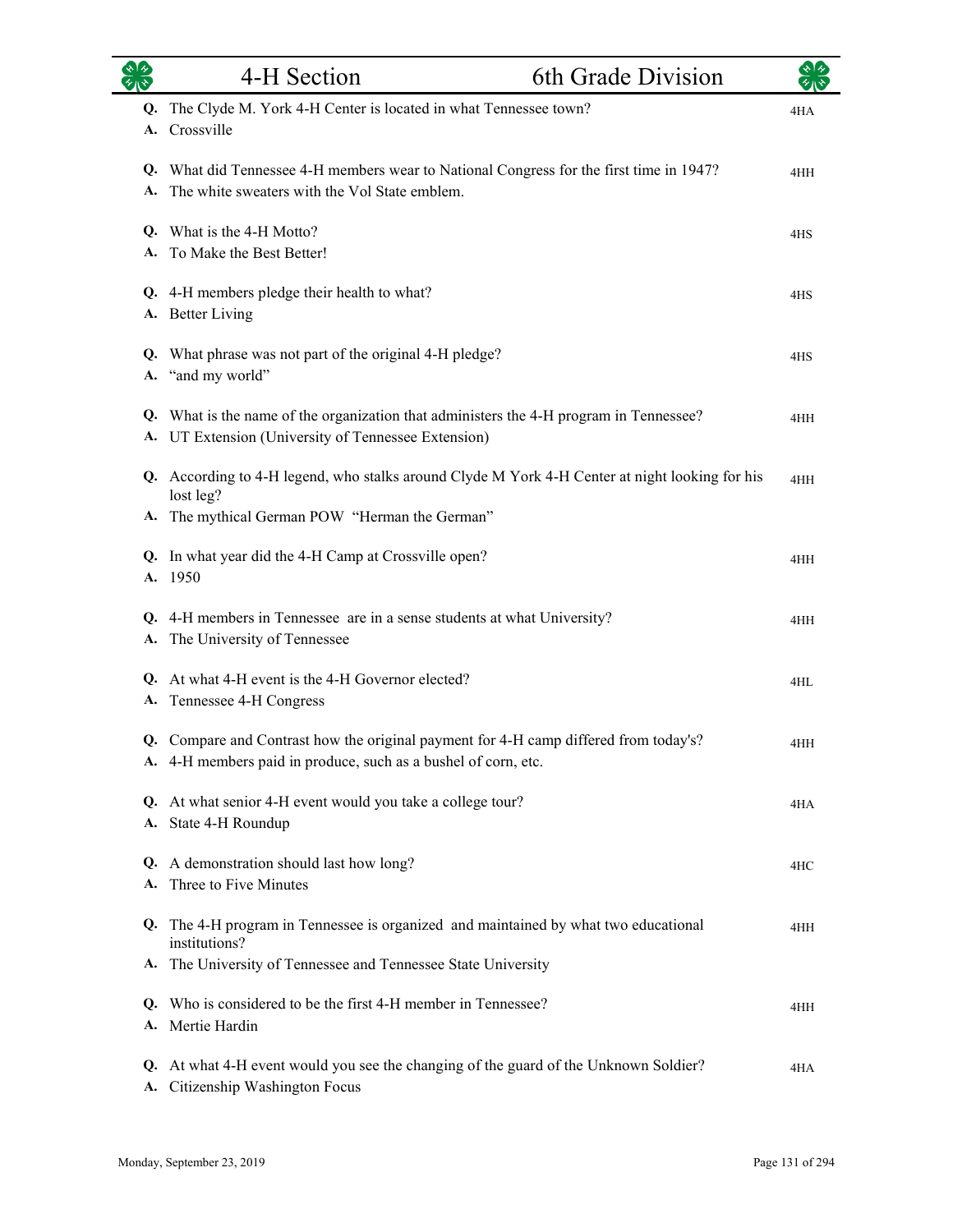# 4-H Section — 6th Grade Division

**Q.** The Clyde M. York 4-H Center is located in what Tennessee town? — 4HA
**A.** Crossville

**Q.** What did Tennessee 4-H members wear to National Congress for the first time in 1947? — 4HH
**A.** The white sweaters with the Vol State emblem.

**Q.** What is the 4-H Motto? — 4HS
**A.** To Make the Best Better!

**Q.** 4-H members pledge their health to what? — 4HS
**A.** Better Living

**Q.** What phrase was not part of the original 4-H pledge? — 4HS
**A.** "and my world"

**Q.** What is the name of the organization that administers the 4-H program in Tennessee? — 4HH
**A.** UT Extension (University of Tennessee Extension)

**Q.** According to 4-H legend, who stalks around Clyde M York 4-H Center at night looking for his lost leg? — 4HH
**A.** The mythical German POW "Herman the German"

**Q.** In what year did the 4-H Camp at Crossville open? — 4HH
**A.** 1950

**Q.** 4-H members in Tennessee are in a sense students at what University? — 4HH
**A.** The University of Tennessee

**Q.** At what 4-H event is the 4-H Governor elected? — 4HL
**A.** Tennessee 4-H Congress

**Q.** Compare and Contrast how the original payment for 4-H camp differed from today's? — 4HH
**A.** 4-H members paid in produce, such as a bushel of corn, etc.

**Q.** At what senior 4-H event would you take a college tour? — 4HA
**A.** State 4-H Roundup

**Q.** A demonstration should last how long? — 4HC
**A.** Three to Five Minutes

**Q.** The 4-H program in Tennessee is organized and maintained by what two educational institutions? — 4HH
**A.** The University of Tennessee and Tennessee State University

**Q.** Who is considered to be the first 4-H member in Tennessee? — 4HH
**A.** Mertie Hardin

**Q.** At what 4-H event would you see the changing of the guard of the Unknown Soldier? — 4HA
**A.** Citizenship Washington Focus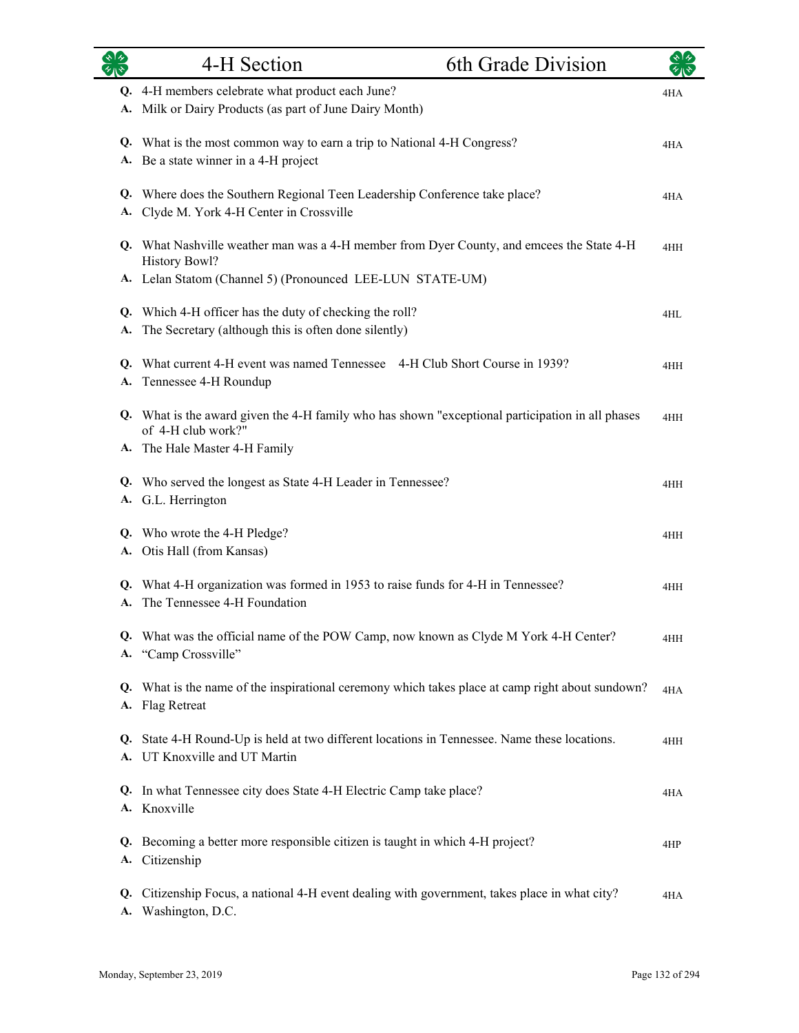# 4-H Section — 6th Grade Division

**Q.** 4-H members celebrate what product each June? — 4HA
**A.** Milk or Dairy Products (as part of June Dairy Month)

**Q.** What is the most common way to earn a trip to National 4-H Congress? — 4HA
**A.** Be a state winner in a 4-H project

**Q.** Where does the Southern Regional Teen Leadership Conference take place? — 4HA
**A.** Clyde M. York 4-H Center in Crossville

**Q.** What Nashville weather man was a 4-H member from Dyer County, and emcees the State 4-H History Bowl? — 4HH
**A.** Lelan Statom (Channel 5) (Pronounced LEE-LUN STATE-UM)

**Q.** Which 4-H officer has the duty of checking the roll? — 4HL
**A.** The Secretary (although this is often done silently)

**Q.** What current 4-H event was named Tennessee 4-H Club Short Course in 1939? — 4HH
**A.** Tennessee 4-H Roundup

**Q.** What is the award given the 4-H family who has shown "exceptional participation in all phases of 4-H club work?" — 4HH
**A.** The Hale Master 4-H Family

**Q.** Who served the longest as State 4-H Leader in Tennessee? — 4HH
**A.** G.L. Herrington

**Q.** Who wrote the 4-H Pledge? — 4HH
**A.** Otis Hall (from Kansas)

**Q.** What 4-H organization was formed in 1953 to raise funds for 4-H in Tennessee? — 4HH
**A.** The Tennessee 4-H Foundation

**Q.** What was the official name of the POW Camp, now known as Clyde M York 4-H Center? — 4HH
**A.** "Camp Crossville"

**Q.** What is the name of the inspirational ceremony which takes place at camp right about sundown? — 4HA
**A.** Flag Retreat

**Q.** State 4-H Round-Up is held at two different locations in Tennessee. Name these locations. — 4HH
**A.** UT Knoxville and UT Martin

**Q.** In what Tennessee city does State 4-H Electric Camp take place? — 4HA
**A.** Knoxville

**Q.** Becoming a better more responsible citizen is taught in which 4-H project? — 4HP
**A.** Citizenship

**Q.** Citizenship Focus, a national 4-H event dealing with government, takes place in what city? — 4HA
**A.** Washington, D.C.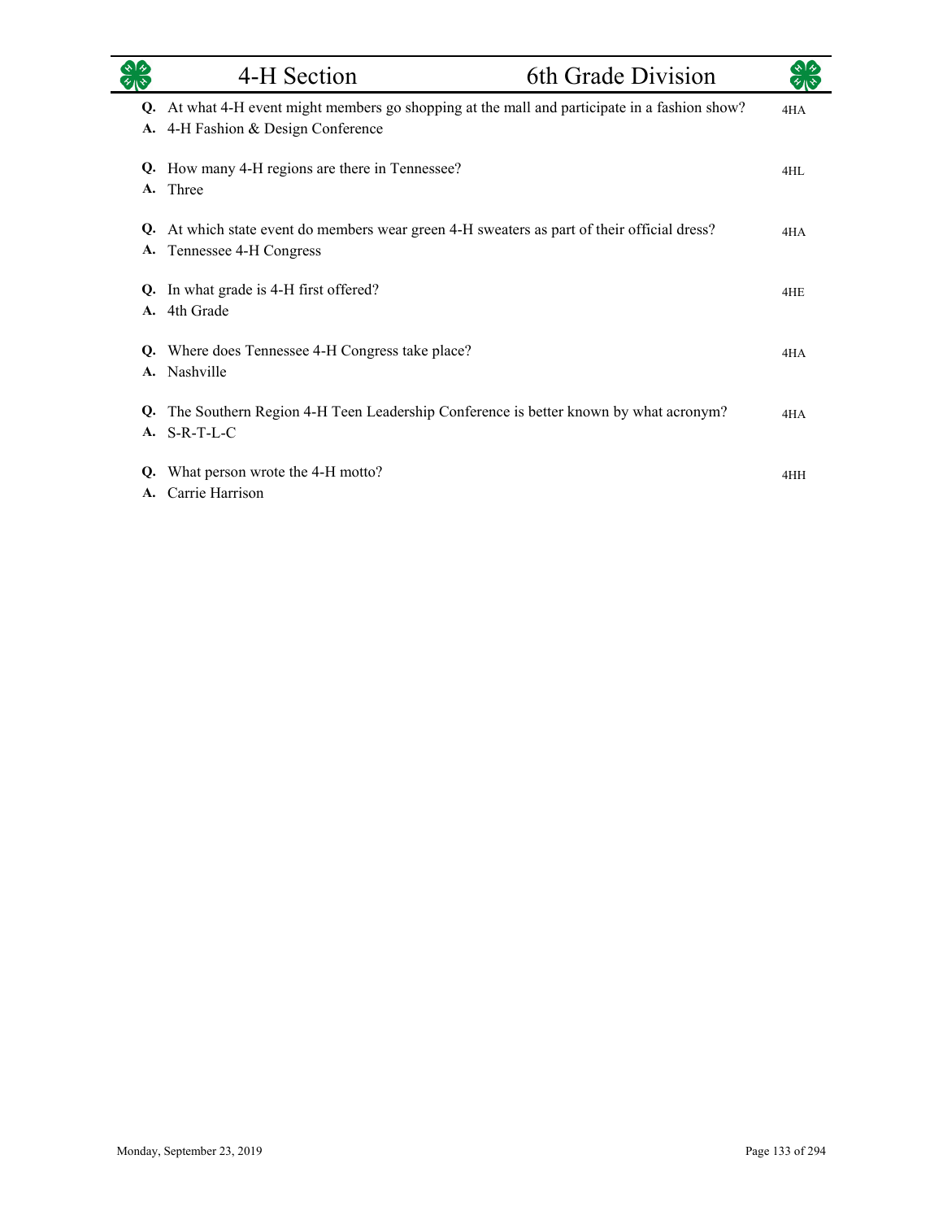# 4-H Section — 6th Grade Division

**Q.** At what 4-H event might members go shopping at the mall and participate in a fashion show? — 4HA
**A.** 4-H Fashion & Design Conference

**Q.** How many 4-H regions are there in Tennessee? — 4HL
**A.** Three

**Q.** At which state event do members wear green 4-H sweaters as part of their official dress? — 4HA
**A.** Tennessee 4-H Congress

**Q.** In what grade is 4-H first offered? — 4HE
**A.** 4th Grade

**Q.** Where does Tennessee 4-H Congress take place? — 4HA
**A.** Nashville

**Q.** The Southern Region 4-H Teen Leadership Conference is better known by what acronym? — 4HA
**A.** S-R-T-L-C

**Q.** What person wrote the 4-H motto? — 4HH
**A.** Carrie Harrison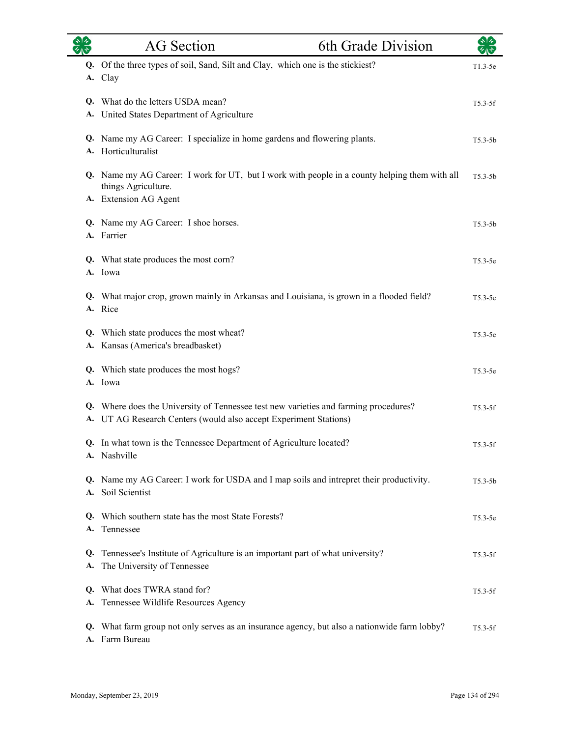**Q.** Of the three types of soil, Sand, Silt and Clay, which one is the stickiest? T1.3-5e
**A.** Clay

**Q.** What do the letters USDA mean? T5.3-5f
**A.** United States Department of Agriculture

**Q.** Name my AG Career: I specialize in home gardens and flowering plants. T5.3-5b
**A.** Horticulturalist

**Q.** Name my AG Career: I work for UT, but I work with people in a county helping them with all things Agriculture. T5.3-5b
**A.** Extension AG Agent

**Q.** Name my AG Career: I shoe horses. T5.3-5b
**A.** Farrier

**Q.** What state produces the most corn? T5.3-5e
**A.** Iowa

**Q.** What major crop, grown mainly in Arkansas and Louisiana, is grown in a flooded field? T5.3-5e
**A.** Rice

**Q.** Which state produces the most wheat? T5.3-5e
**A.** Kansas (America's breadbasket)

**Q.** Which state produces the most hogs? T5.3-5e
**A.** Iowa

**Q.** Where does the University of Tennessee test new varieties and farming procedures? T5.3-5f
**A.** UT AG Research Centers (would also accept Experiment Stations)

**Q.** In what town is the Tennessee Department of Agriculture located? T5.3-5f
**A.** Nashville

**Q.** Name my AG Career: I work for USDA and I map soils and intrepret their productivity. T5.3-5b
**A.** Soil Scientist

**Q.** Which southern state has the most State Forests? T5.3-5e
**A.** Tennessee

**Q.** Tennessee's Institute of Agriculture is an important part of what university? T5.3-5f
**A.** The University of Tennessee

**Q.** What does TWRA stand for? T5.3-5f
**A.** Tennessee Wildlife Resources Agency

**Q.** What farm group not only serves as an insurance agency, but also a nationwide farm lobby? T5.3-5f
**A.** Farm Bureau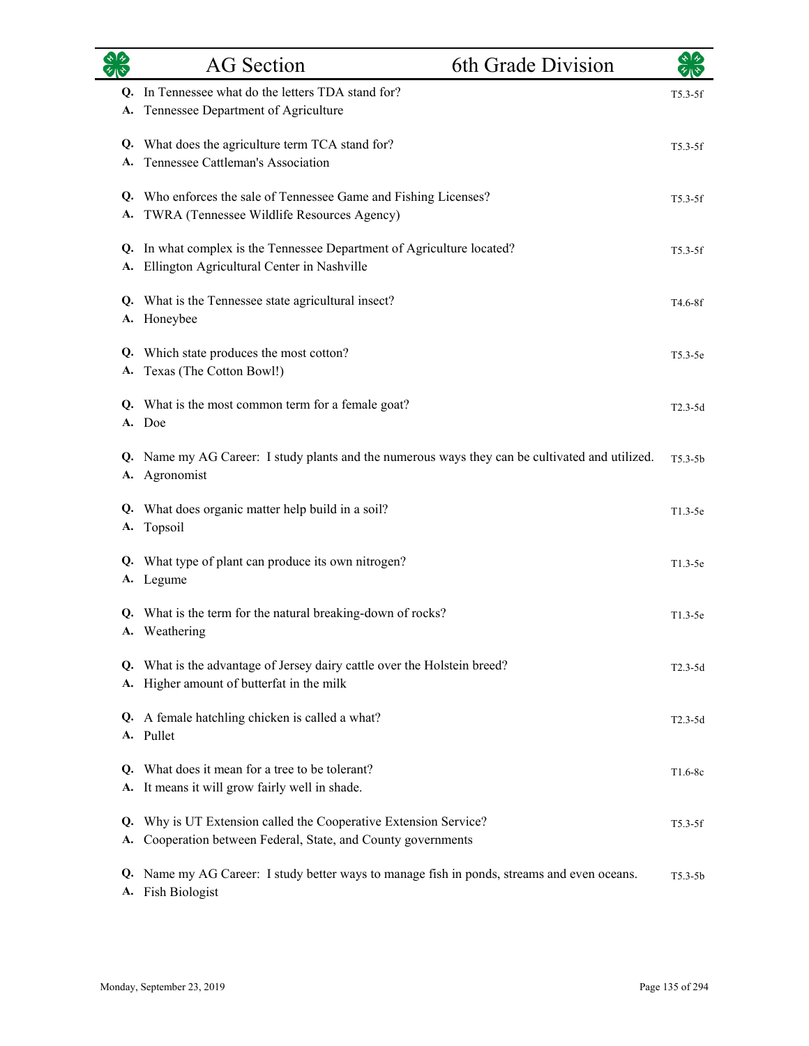| | | |
|---|---|---|
| **Q.** In Tennessee what do the letters TDA stand for? | | T5.3-5f |
| **A.** Tennessee Department of Agriculture | | |
| **Q.** What does the agriculture term TCA stand for? | | T5.3-5f |
| **A.** Tennessee Cattleman's Association | | |
| **Q.** Who enforces the sale of Tennessee Game and Fishing Licenses? | | T5.3-5f |
| **A.** TWRA (Tennessee Wildlife Resources Agency) | | |
| **Q.** In what complex is the Tennessee Department of Agriculture located? | | T5.3-5f |
| **A.** Ellington Agricultural Center in Nashville | | |
| **Q.** What is the Tennessee state agricultural insect? | | T4.6-8f |
| **A.** Honeybee | | |
| **Q.** Which state produces the most cotton? | | T5.3-5e |
| **A.** Texas (The Cotton Bowl!) | | |
| **Q.** What is the most common term for a female goat? | | T2.3-5d |
| **A.** Doe | | |
| **Q.** Name my AG Career: I study plants and the numerous ways they can be cultivated and utilized. | | T5.3-5b |
| **A.** Agronomist | | |
| **Q.** What does organic matter help build in a soil? | | T1.3-5e |
| **A.** Topsoil | | |
| **Q.** What type of plant can produce its own nitrogen? | | T1.3-5e |
| **A.** Legume | | |
| **Q.** What is the term for the natural breaking-down of rocks? | | T1.3-5e |
| **A.** Weathering | | |
| **Q.** What is the advantage of Jersey dairy cattle over the Holstein breed? | | T2.3-5d |
| **A.** Higher amount of butterfat in the milk | | |
| **Q.** A female hatchling chicken is called a what? | | T2.3-5d |
| **A.** Pullet | | |
| **Q.** What does it mean for a tree to be tolerant? | | T1.6-8c |
| **A.** It means it will grow fairly well in shade. | | |
| **Q.** Why is UT Extension called the Cooperative Extension Service? | | T5.3-5f |
| **A.** Cooperation between Federal, State, and County governments | | |
| **Q.** Name my AG Career: I study better ways to manage fish in ponds, streams and even oceans. | | T5.3-5b |
| **A.** Fish Biologist | | |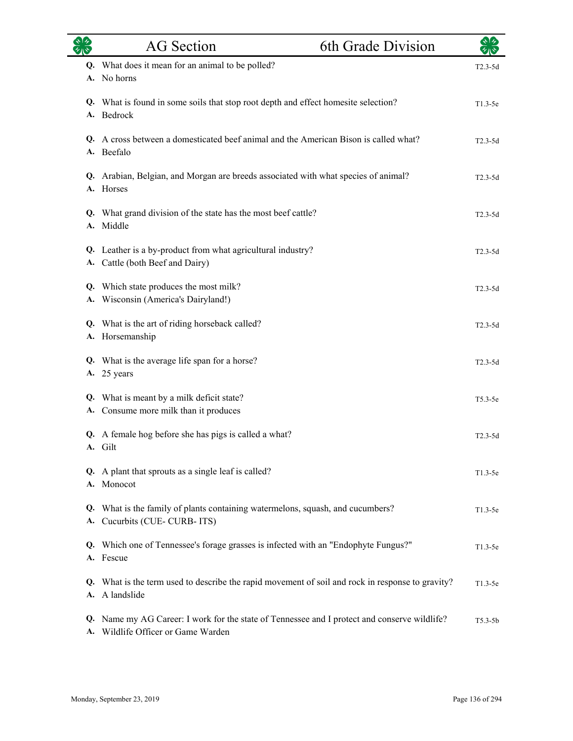# AG Section 6th Grade Division

**Q.** What does it mean for an animal to be polled?
**A.** No horns
T2.3-5d

**Q.** What is found in some soils that stop root depth and effect homesite selection?
**A.** Bedrock
T1.3-5e

**Q.** A cross between a domesticated beef animal and the American Bison is called what?
**A.** Beefalo
T2.3-5d

**Q.** Arabian, Belgian, and Morgan are breeds associated with what species of animal?
**A.** Horses
T2.3-5d

**Q.** What grand division of the state has the most beef cattle?
**A.** Middle
T2.3-5d

**Q.** Leather is a by-product from what agricultural industry?
**A.** Cattle (both Beef and Dairy)
T2.3-5d

**Q.** Which state produces the most milk?
**A.** Wisconsin (America's Dairyland!)
T2.3-5d

**Q.** What is the art of riding horseback called?
**A.** Horsemanship
T2.3-5d

**Q.** What is the average life span for a horse?
**A.** 25 years
T2.3-5d

**Q.** What is meant by a milk deficit state?
**A.** Consume more milk than it produces
T5.3-5e

**Q.** A female hog before she has pigs is called a what?
**A.** Gilt
T2.3-5d

**Q.** A plant that sprouts as a single leaf is called?
**A.** Monocot
T1.3-5e

**Q.** What is the family of plants containing watermelons, squash, and cucumbers?
**A.** Cucurbits (CUE- CURB- ITS)
T1.3-5e

**Q.** Which one of Tennessee's forage grasses is infected with an "Endophyte Fungus?"
**A.** Fescue
T1.3-5e

**Q.** What is the term used to describe the rapid movement of soil and rock in response to gravity?
**A.** A landslide
T1.3-5e

**Q.** Name my AG Career: I work for the state of Tennessee and I protect and conserve wildlife?
**A.** Wildlife Officer or Game Warden
T5.3-5b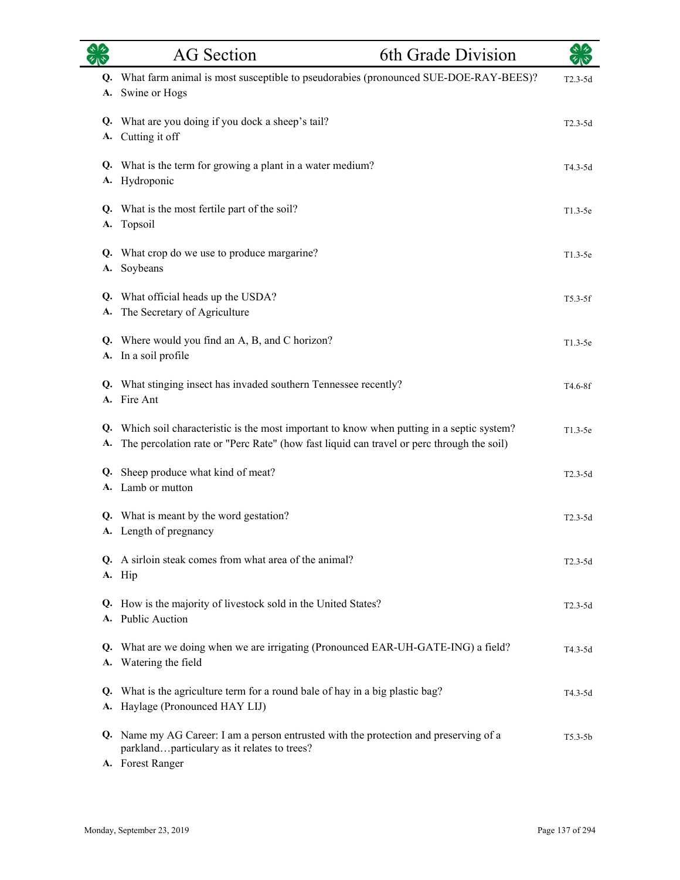| AG Section | 6th Grade Division |
| --- | --- |

**Q.** What farm animal is most susceptible to pseudorabies (pronounced SUE-DOE-RAY-BEES)? T2.3-5d
**A.** Swine or Hogs

**Q.** What are you doing if you dock a sheep's tail? T2.3-5d
**A.** Cutting it off

**Q.** What is the term for growing a plant in a water medium? T4.3-5d
**A.** Hydroponic

**Q.** What is the most fertile part of the soil? T1.3-5e
**A.** Topsoil

**Q.** What crop do we use to produce margarine? T1.3-5e
**A.** Soybeans

**Q.** What official heads up the USDA? T5.3-5f
**A.** The Secretary of Agriculture

**Q.** Where would you find an A, B, and C horizon? T1.3-5e
**A.** In a soil profile

**Q.** What stinging insect has invaded southern Tennessee recently? T4.6-8f
**A.** Fire Ant

**Q.** Which soil characteristic is the most important to know when putting in a septic system? T1.3-5e
**A.** The percolation rate or "Perc Rate" (how fast liquid can travel or perc through the soil)

**Q.** Sheep produce what kind of meat? T2.3-5d
**A.** Lamb or mutton

**Q.** What is meant by the word gestation? T2.3-5d
**A.** Length of pregnancy

**Q.** A sirloin steak comes from what area of the animal? T2.3-5d
**A.** Hip

**Q.** How is the majority of livestock sold in the United States? T2.3-5d
**A.** Public Auction

**Q.** What are we doing when we are irrigating (Pronounced EAR-UH-GATE-ING) a field? T4.3-5d
**A.** Watering the field

**Q.** What is the agriculture term for a round bale of hay in a big plastic bag? T4.3-5d
**A.** Haylage (Pronounced HAY LIJ)

**Q.** Name my AG Career: I am a person entrusted with the protection and preserving of a parkland…particulary as it relates to trees? T5.3-5b
**A.** Forest Ranger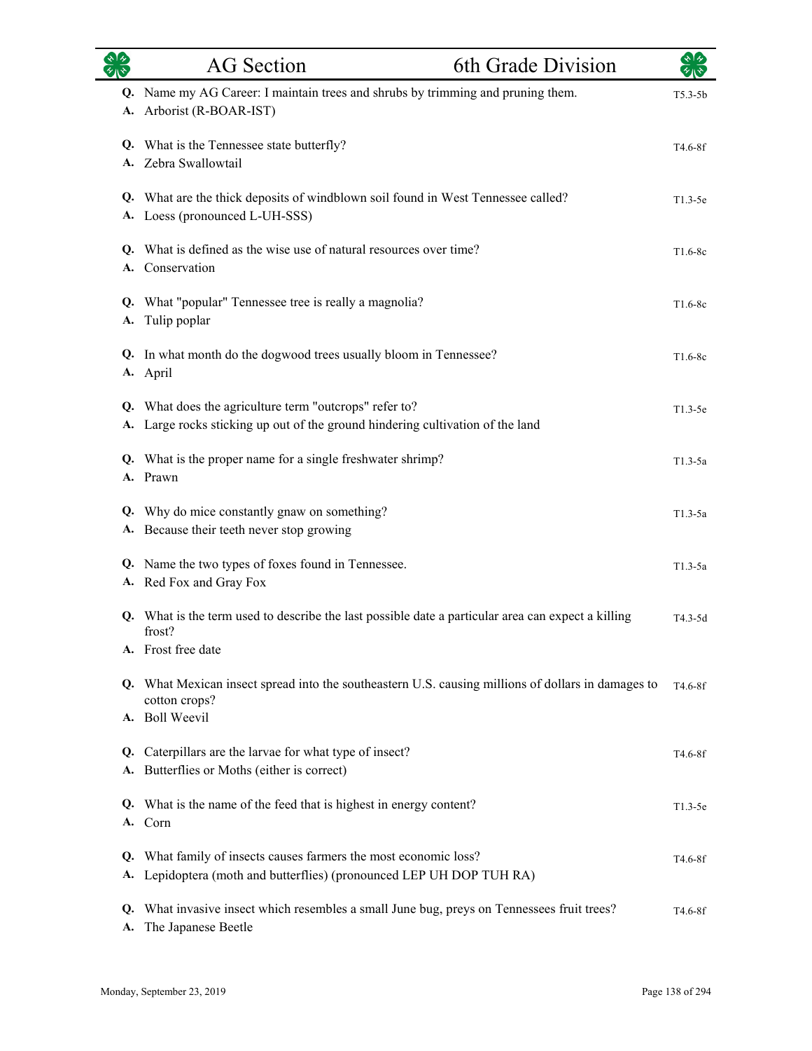# AG Section — 6th Grade Division

**Q.** Name my AG Career: I maintain trees and shrubs by trimming and pruning them. — T5.3-5b
**A.** Arborist (R-BOAR-IST)

**Q.** What is the Tennessee state butterfly? — T4.6-8f
**A.** Zebra Swallowtail

**Q.** What are the thick deposits of windblown soil found in West Tennessee called? — T1.3-5e
**A.** Loess (pronounced L-UH-SSS)

**Q.** What is defined as the wise use of natural resources over time? — T1.6-8c
**A.** Conservation

**Q.** What "popular" Tennessee tree is really a magnolia? — T1.6-8c
**A.** Tulip poplar

**Q.** In what month do the dogwood trees usually bloom in Tennessee? — T1.6-8c
**A.** April

**Q.** What does the agriculture term "outcrops" refer to? — T1.3-5e
**A.** Large rocks sticking up out of the ground hindering cultivation of the land

**Q.** What is the proper name for a single freshwater shrimp? — T1.3-5a
**A.** Prawn

**Q.** Why do mice constantly gnaw on something? — T1.3-5a
**A.** Because their teeth never stop growing

**Q.** Name the two types of foxes found in Tennessee. — T1.3-5a
**A.** Red Fox and Gray Fox

**Q.** What is the term used to describe the last possible date a particular area can expect a killing frost? — T4.3-5d
**A.** Frost free date

**Q.** What Mexican insect spread into the southeastern U.S. causing millions of dollars in damages to cotton crops? — T4.6-8f
**A.** Boll Weevil

**Q.** Caterpillars are the larvae for what type of insect? — T4.6-8f
**A.** Butterflies or Moths (either is correct)

**Q.** What is the name of the feed that is highest in energy content? — T1.3-5e
**A.** Corn

**Q.** What family of insects causes farmers the most economic loss? — T4.6-8f
**A.** Lepidoptera (moth and butterflies) (pronounced LEP UH DOP TUH RA)

**Q.** What invasive insect which resembles a small June bug, preys on Tennessees fruit trees? — T4.6-8f
**A.** The Japanese Beetle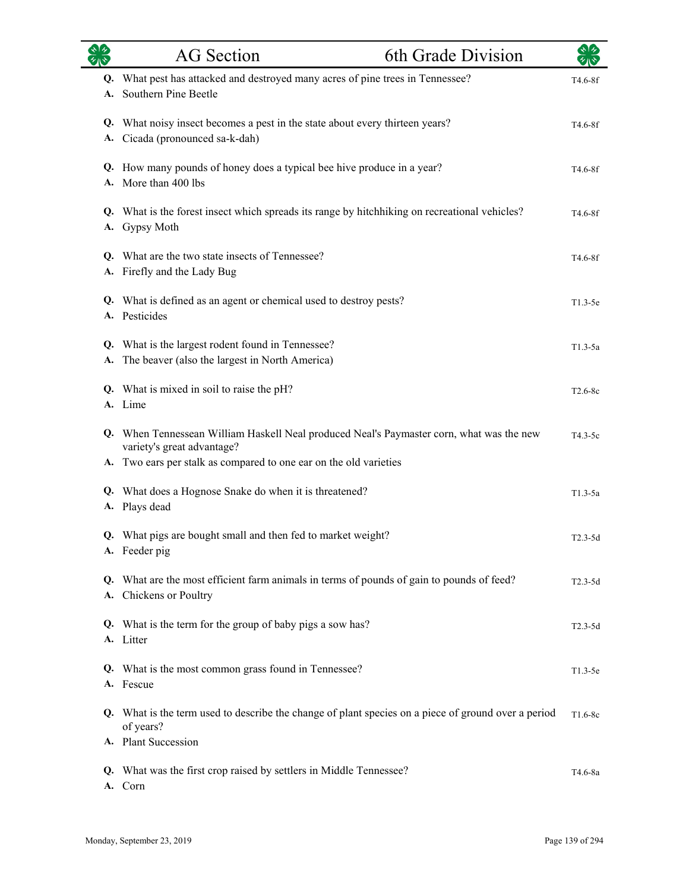| AG Section | 6th Grade Division |
|---|---|

**Q.** What pest has attacked and destroyed many acres of pine trees in Tennessee? — T4.6-8f
**A.** Southern Pine Beetle

**Q.** What noisy insect becomes a pest in the state about every thirteen years? — T4.6-8f
**A.** Cicada (pronounced sa-k-dah)

**Q.** How many pounds of honey does a typical bee hive produce in a year? — T4.6-8f
**A.** More than 400 lbs

**Q.** What is the forest insect which spreads its range by hitchhiking on recreational vehicles? — T4.6-8f
**A.** Gypsy Moth

**Q.** What are the two state insects of Tennessee? — T4.6-8f
**A.** Firefly and the Lady Bug

**Q.** What is defined as an agent or chemical used to destroy pests? — T1.3-5e
**A.** Pesticides

**Q.** What is the largest rodent found in Tennessee? — T1.3-5a
**A.** The beaver (also the largest in North America)

**Q.** What is mixed in soil to raise the pH? — T2.6-8c
**A.** Lime

**Q.** When Tennessean William Haskell Neal produced Neal's Paymaster corn, what was the new variety's great advantage? — T4.3-5c
**A.** Two ears per stalk as compared to one ear on the old varieties

**Q.** What does a Hognose Snake do when it is threatened? — T1.3-5a
**A.** Plays dead

**Q.** What pigs are bought small and then fed to market weight? — T2.3-5d
**A.** Feeder pig

**Q.** What are the most efficient farm animals in terms of pounds of gain to pounds of feed? — T2.3-5d
**A.** Chickens or Poultry

**Q.** What is the term for the group of baby pigs a sow has? — T2.3-5d
**A.** Litter

**Q.** What is the most common grass found in Tennessee? — T1.3-5e
**A.** Fescue

**Q.** What is the term used to describe the change of plant species on a piece of ground over a period of years? — T1.6-8c
**A.** Plant Succession

**Q.** What was the first crop raised by settlers in Middle Tennessee? — T4.6-8a
**A.** Corn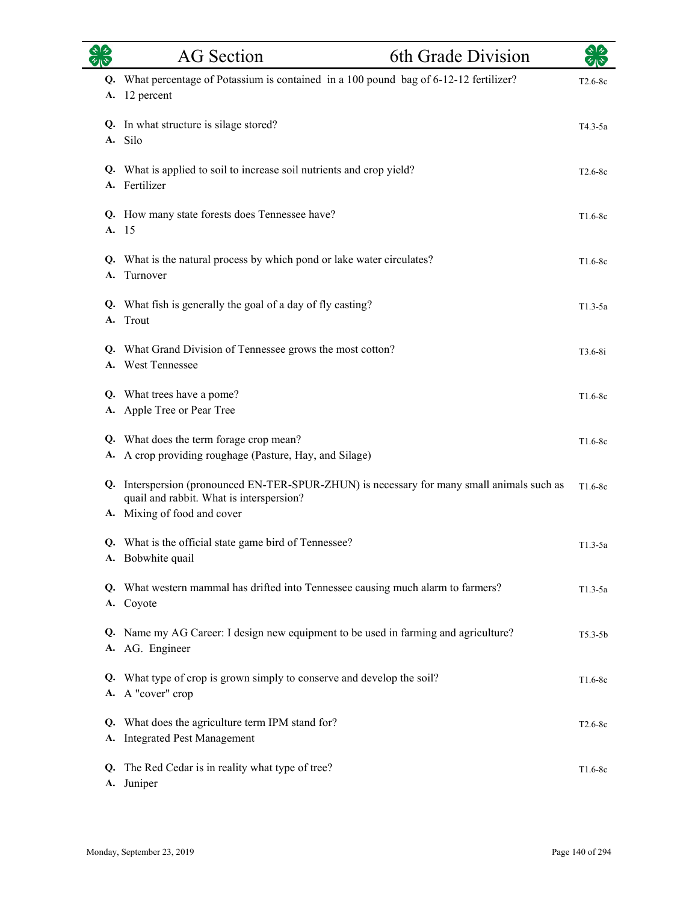**Q.** What percentage of Potassium is contained in a 100 pound bag of 6-12-12 fertilizer? T2.6-8c
**A.** 12 percent

**Q.** In what structure is silage stored? T4.3-5a
**A.** Silo

**Q.** What is applied to soil to increase soil nutrients and crop yield? T2.6-8c
**A.** Fertilizer

**Q.** How many state forests does Tennessee have? T1.6-8c
**A.** 15

**Q.** What is the natural process by which pond or lake water circulates? T1.6-8c
**A.** Turnover

**Q.** What fish is generally the goal of a day of fly casting? T1.3-5a
**A.** Trout

**Q.** What Grand Division of Tennessee grows the most cotton? T3.6-8i
**A.** West Tennessee

**Q.** What trees have a pome? T1.6-8c
**A.** Apple Tree or Pear Tree

**Q.** What does the term forage crop mean? T1.6-8c
**A.** A crop providing roughage (Pasture, Hay, and Silage)

**Q.** Interspersion (pronounced EN-TER-SPUR-ZHUN) is necessary for many small animals such as quail and rabbit. What is interspersion? T1.6-8c
**A.** Mixing of food and cover

**Q.** What is the official state game bird of Tennessee? T1.3-5a
**A.** Bobwhite quail

**Q.** What western mammal has drifted into Tennessee causing much alarm to farmers? T1.3-5a
**A.** Coyote

**Q.** Name my AG Career: I design new equipment to be used in farming and agriculture? T5.3-5b
**A.** AG. Engineer

**Q.** What type of crop is grown simply to conserve and develop the soil? T1.6-8c
**A.** A "cover" crop

**Q.** What does the agriculture term IPM stand for? T2.6-8c
**A.** Integrated Pest Management

**Q.** The Red Cedar is in reality what type of tree? T1.6-8c
**A.** Juniper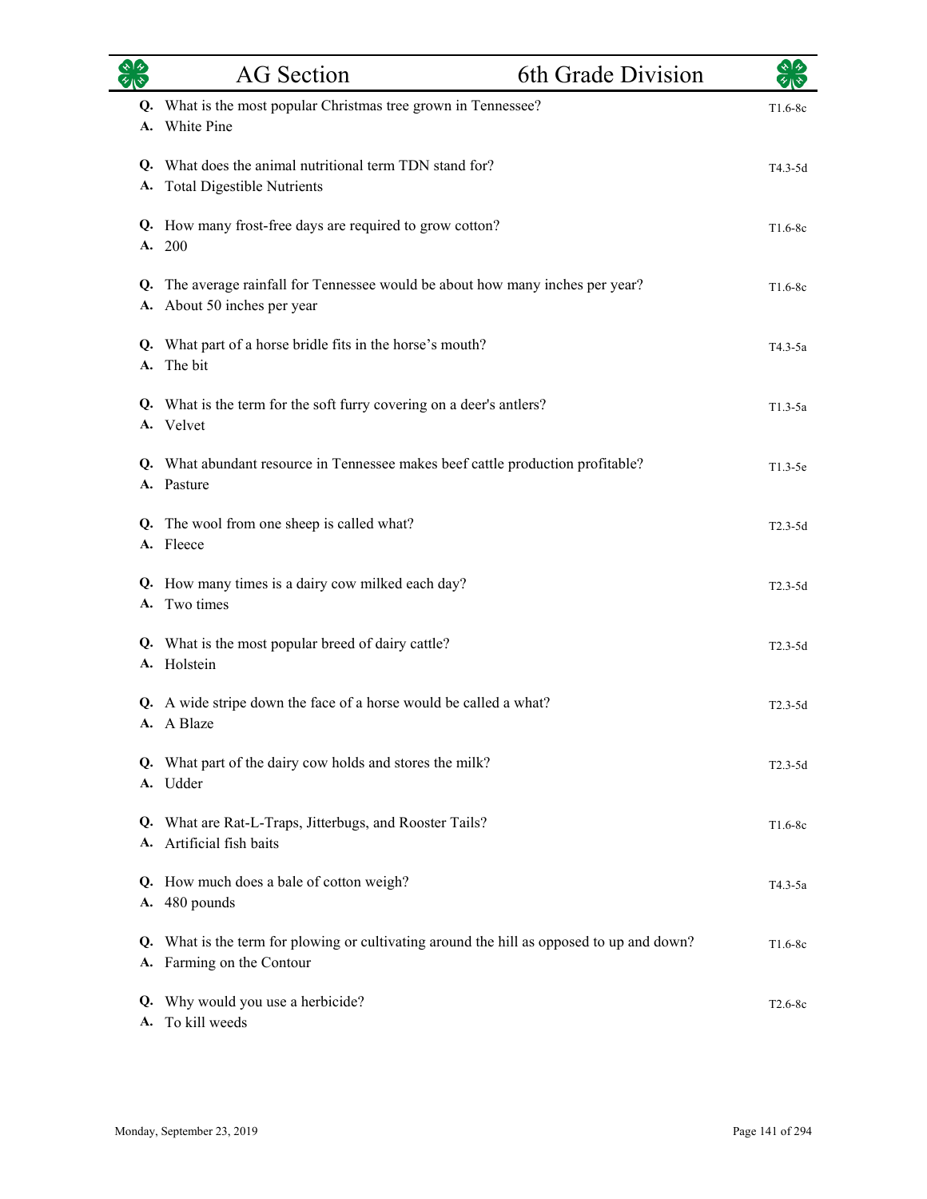| AG Section | 6th Grade Division |
| --- | --- |

**Q.** What is the most popular Christmas tree grown in Tennessee? T1.6-8c
**A.** White Pine

**Q.** What does the animal nutritional term TDN stand for? T4.3-5d
**A.** Total Digestible Nutrients

**Q.** How many frost-free days are required to grow cotton? T1.6-8c
**A.** 200

**Q.** The average rainfall for Tennessee would be about how many inches per year? T1.6-8c
**A.** About 50 inches per year

**Q.** What part of a horse bridle fits in the horse's mouth? T4.3-5a
**A.** The bit

**Q.** What is the term for the soft furry covering on a deer's antlers? T1.3-5a
**A.** Velvet

**Q.** What abundant resource in Tennessee makes beef cattle production profitable? T1.3-5e
**A.** Pasture

**Q.** The wool from one sheep is called what? T2.3-5d
**A.** Fleece

**Q.** How many times is a dairy cow milked each day? T2.3-5d
**A.** Two times

**Q.** What is the most popular breed of dairy cattle? T2.3-5d
**A.** Holstein

**Q.** A wide stripe down the face of a horse would be called a what? T2.3-5d
**A.** A Blaze

**Q.** What part of the dairy cow holds and stores the milk? T2.3-5d
**A.** Udder

**Q.** What are Rat-L-Traps, Jitterbugs, and Rooster Tails? T1.6-8c
**A.** Artificial fish baits

**Q.** How much does a bale of cotton weigh? T4.3-5a
**A.** 480 pounds

**Q.** What is the term for plowing or cultivating around the hill as opposed to up and down? T1.6-8c
**A.** Farming on the Contour

**Q.** Why would you use a herbicide? T2.6-8c
**A.** To kill weeds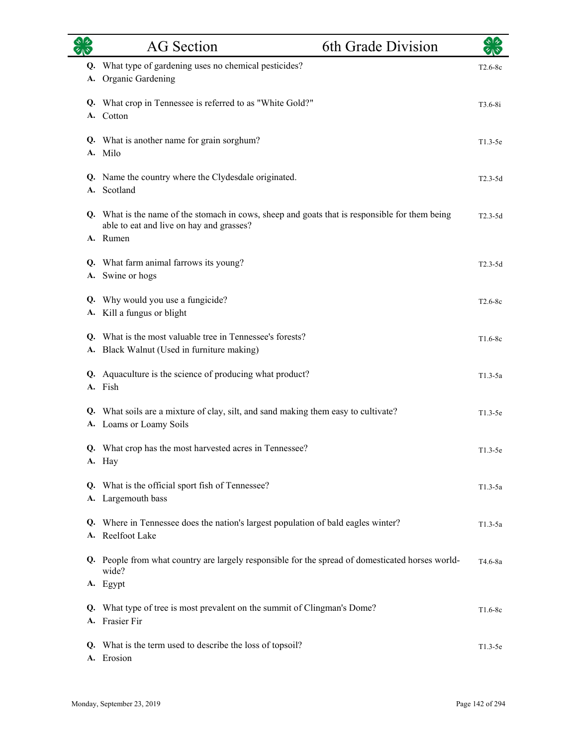| | | |
|---|---|---|
| **Q.** What type of gardening uses no chemical pesticides? | | T2.6-8c |
| **A.** Organic Gardening | | |
| **Q.** What crop in Tennessee is referred to as "White Gold?" | | T3.6-8i |
| **A.** Cotton | | |
| **Q.** What is another name for grain sorghum? | | T1.3-5e |
| **A.** Milo | | |
| **Q.** Name the country where the Clydesdale originated. | | T2.3-5d |
| **A.** Scotland | | |
| **Q.** What is the name of the stomach in cows, sheep and goats that is responsible for them being able to eat and live on hay and grasses? | | T2.3-5d |
| **A.** Rumen | | |
| **Q.** What farm animal farrows its young? | | T2.3-5d |
| **A.** Swine or hogs | | |
| **Q.** Why would you use a fungicide? | | T2.6-8c |
| **A.** Kill a fungus or blight | | |
| **Q.** What is the most valuable tree in Tennessee's forests? | | T1.6-8c |
| **A.** Black Walnut (Used in furniture making) | | |
| **Q.** Aquaculture is the science of producing what product? | | T1.3-5a |
| **A.** Fish | | |
| **Q.** What soils are a mixture of clay, silt, and sand making them easy to cultivate? | | T1.3-5e |
| **A.** Loams or Loamy Soils | | |
| **Q.** What crop has the most harvested acres in Tennessee? | | T1.3-5e |
| **A.** Hay | | |
| **Q.** What is the official sport fish of Tennessee? | | T1.3-5a |
| **A.** Largemouth bass | | |
| **Q.** Where in Tennessee does the nation's largest population of bald eagles winter? | | T1.3-5a |
| **A.** Reelfoot Lake | | |
| **Q.** People from what country are largely responsible for the spread of domesticated horses world-wide? | | T4.6-8a |
| **A.** Egypt | | |
| **Q.** What type of tree is most prevalent on the summit of Clingman's Dome? | | T1.6-8c |
| **A.** Frasier Fir | | |
| **Q.** What is the term used to describe the loss of topsoil? | | T1.3-5e |
| **A.** Erosion | | |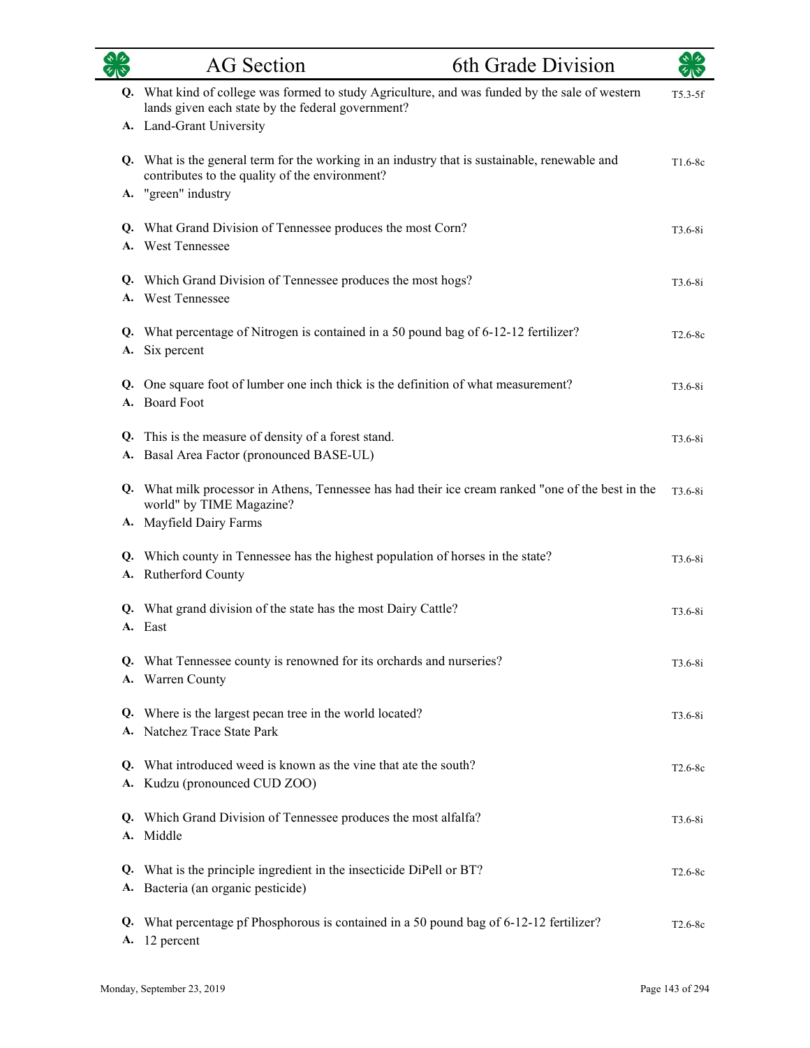# AG Section — 6th Grade Division

**Q.** What kind of college was formed to study Agriculture, and was funded by the sale of western lands given each state by the federal government? — T5.3-5f
**A.** Land-Grant University

**Q.** What is the general term for the working in an industry that is sustainable, renewable and contributes to the quality of the environment? — T1.6-8c
**A.** "green" industry

**Q.** What Grand Division of Tennessee produces the most Corn? — T3.6-8i
**A.** West Tennessee

**Q.** Which Grand Division of Tennessee produces the most hogs? — T3.6-8i
**A.** West Tennessee

**Q.** What percentage of Nitrogen is contained in a 50 pound bag of 6-12-12 fertilizer? — T2.6-8c
**A.** Six percent

**Q.** One square foot of lumber one inch thick is the definition of what measurement? — T3.6-8i
**A.** Board Foot

**Q.** This is the measure of density of a forest stand. — T3.6-8i
**A.** Basal Area Factor (pronounced BASE-UL)

**Q.** What milk processor in Athens, Tennessee has had their ice cream ranked "one of the best in the world" by TIME Magazine? — T3.6-8i
**A.** Mayfield Dairy Farms

**Q.** Which county in Tennessee has the highest population of horses in the state? — T3.6-8i
**A.** Rutherford County

**Q.** What grand division of the state has the most Dairy Cattle? — T3.6-8i
**A.** East

**Q.** What Tennessee county is renowned for its orchards and nurseries? — T3.6-8i
**A.** Warren County

**Q.** Where is the largest pecan tree in the world located? — T3.6-8i
**A.** Natchez Trace State Park

**Q.** What introduced weed is known as the vine that ate the south? — T2.6-8c
**A.** Kudzu (pronounced CUD ZOO)

**Q.** Which Grand Division of Tennessee produces the most alfalfa? — T3.6-8i
**A.** Middle

**Q.** What is the principle ingredient in the insecticide DiPell or BT? — T2.6-8c
**A.** Bacteria (an organic pesticide)

**Q.** What percentage pf Phosphorous is contained in a 50 pound bag of 6-12-12 fertilizer? — T2.6-8c
**A.** 12 percent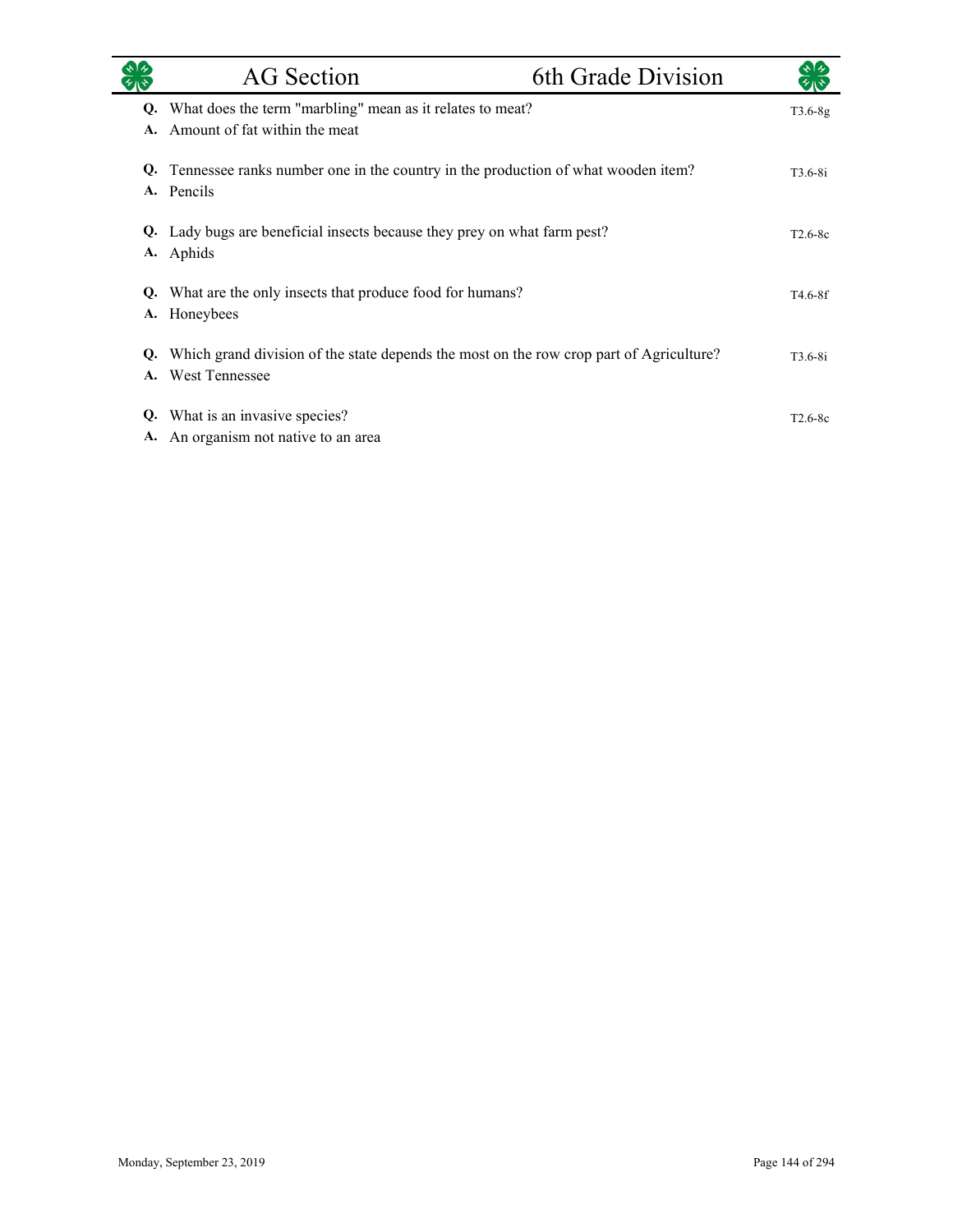**Q.** What does the term "marbling" mean as it relates to meat? T3.6-8g
**A.** Amount of fat within the meat

**Q.** Tennessee ranks number one in the country in the production of what wooden item? T3.6-8i
**A.** Pencils

**Q.** Lady bugs are beneficial insects because they prey on what farm pest? T2.6-8c
**A.** Aphids

**Q.** What are the only insects that produce food for humans? T4.6-8f
**A.** Honeybees

**Q.** Which grand division of the state depends the most on the row crop part of Agriculture? T3.6-8i
**A.** West Tennessee

**Q.** What is an invasive species? T2.6-8c
**A.** An organism not native to an area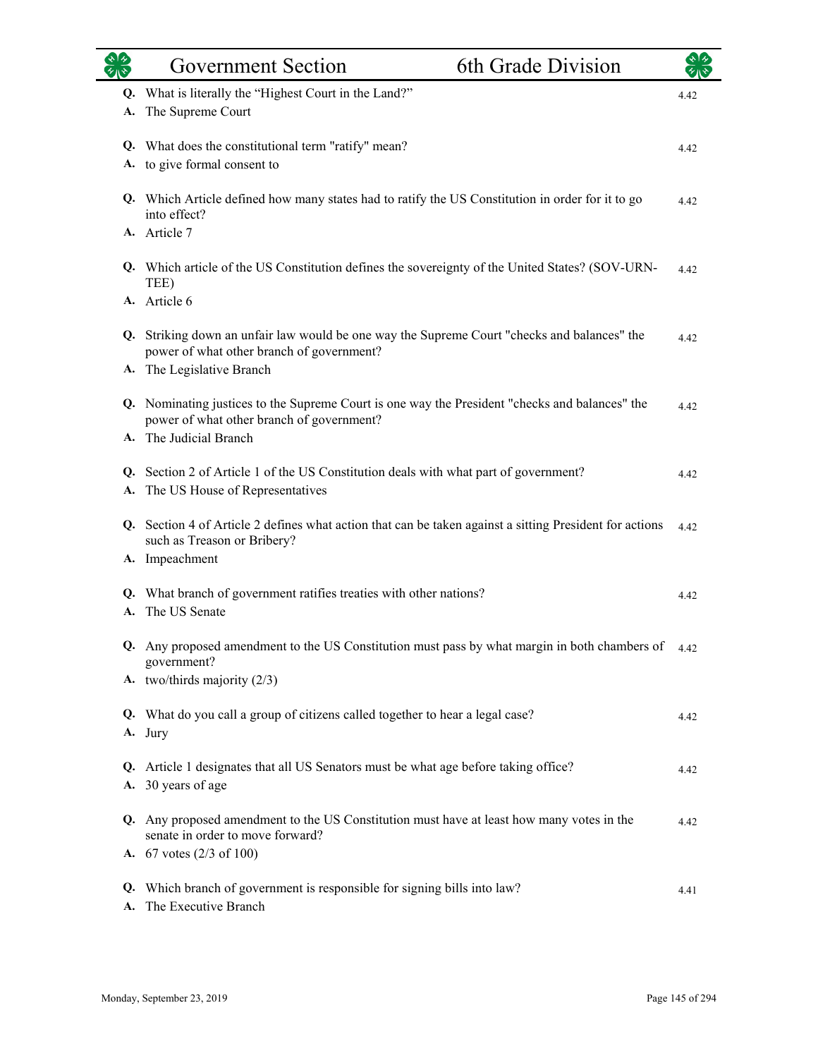# Government Section — 6th Grade Division

**Q.** What is literally the "Highest Court in the Land?" — 4.42
**A.** The Supreme Court

**Q.** What does the constitutional term "ratify" mean? — 4.42
**A.** to give formal consent to

**Q.** Which Article defined how many states had to ratify the US Constitution in order for it to go into effect? — 4.42
**A.** Article 7

**Q.** Which article of the US Constitution defines the sovereignty of the United States? (SOV-URN-TEE) — 4.42
**A.** Article 6

**Q.** Striking down an unfair law would be one way the Supreme Court "checks and balances" the power of what other branch of government? — 4.42
**A.** The Legislative Branch

**Q.** Nominating justices to the Supreme Court is one way the President "checks and balances" the power of what other branch of government? — 4.42
**A.** The Judicial Branch

**Q.** Section 2 of Article 1 of the US Constitution deals with what part of government? — 4.42
**A.** The US House of Representatives

**Q.** Section 4 of Article 2 defines what action that can be taken against a sitting President for actions such as Treason or Bribery? — 4.42
**A.** Impeachment

**Q.** What branch of government ratifies treaties with other nations? — 4.42
**A.** The US Senate

**Q.** Any proposed amendment to the US Constitution must pass by what margin in both chambers of government? — 4.42
**A.** two/thirds majority (2/3)

**Q.** What do you call a group of citizens called together to hear a legal case? — 4.42
**A.** Jury

**Q.** Article 1 designates that all US Senators must be what age before taking office? — 4.42
**A.** 30 years of age

**Q.** Any proposed amendment to the US Constitution must have at least how many votes in the senate in order to move forward? — 4.42
**A.** 67 votes (2/3 of 100)

**Q.** Which branch of government is responsible for signing bills into law? — 4.41
**A.** The Executive Branch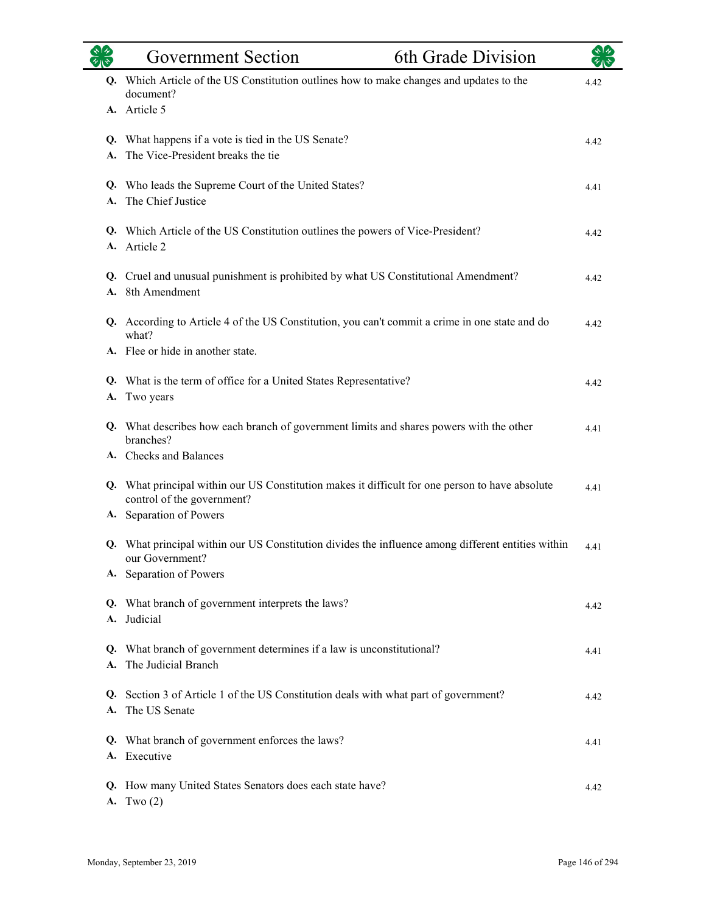## Government Section — 6th Grade Division

**Q.** Which Article of the US Constitution outlines how to make changes and updates to the document? 4.42
**A.** Article 5

**Q.** What happens if a vote is tied in the US Senate? 4.42
**A.** The Vice-President breaks the tie

**Q.** Who leads the Supreme Court of the United States? 4.41
**A.** The Chief Justice

**Q.** Which Article of the US Constitution outlines the powers of Vice-President? 4.42
**A.** Article 2

**Q.** Cruel and unusual punishment is prohibited by what US Constitutional Amendment? 4.42
**A.** 8th Amendment

**Q.** According to Article 4 of the US Constitution, you can't commit a crime in one state and do what? 4.42
**A.** Flee or hide in another state.

**Q.** What is the term of office for a United States Representative? 4.42
**A.** Two years

**Q.** What describes how each branch of government limits and shares powers with the other branches? 4.41
**A.** Checks and Balances

**Q.** What principal within our US Constitution makes it difficult for one person to have absolute control of the government? 4.41
**A.** Separation of Powers

**Q.** What principal within our US Constitution divides the influence among different entities within our Government? 4.41
**A.** Separation of Powers

**Q.** What branch of government interprets the laws? 4.42
**A.** Judicial

**Q.** What branch of government determines if a law is unconstitutional? 4.41
**A.** The Judicial Branch

**Q.** Section 3 of Article 1 of the US Constitution deals with what part of government? 4.42
**A.** The US Senate

**Q.** What branch of government enforces the laws? 4.41
**A.** Executive

**Q.** How many United States Senators does each state have? 4.42
**A.** Two (2)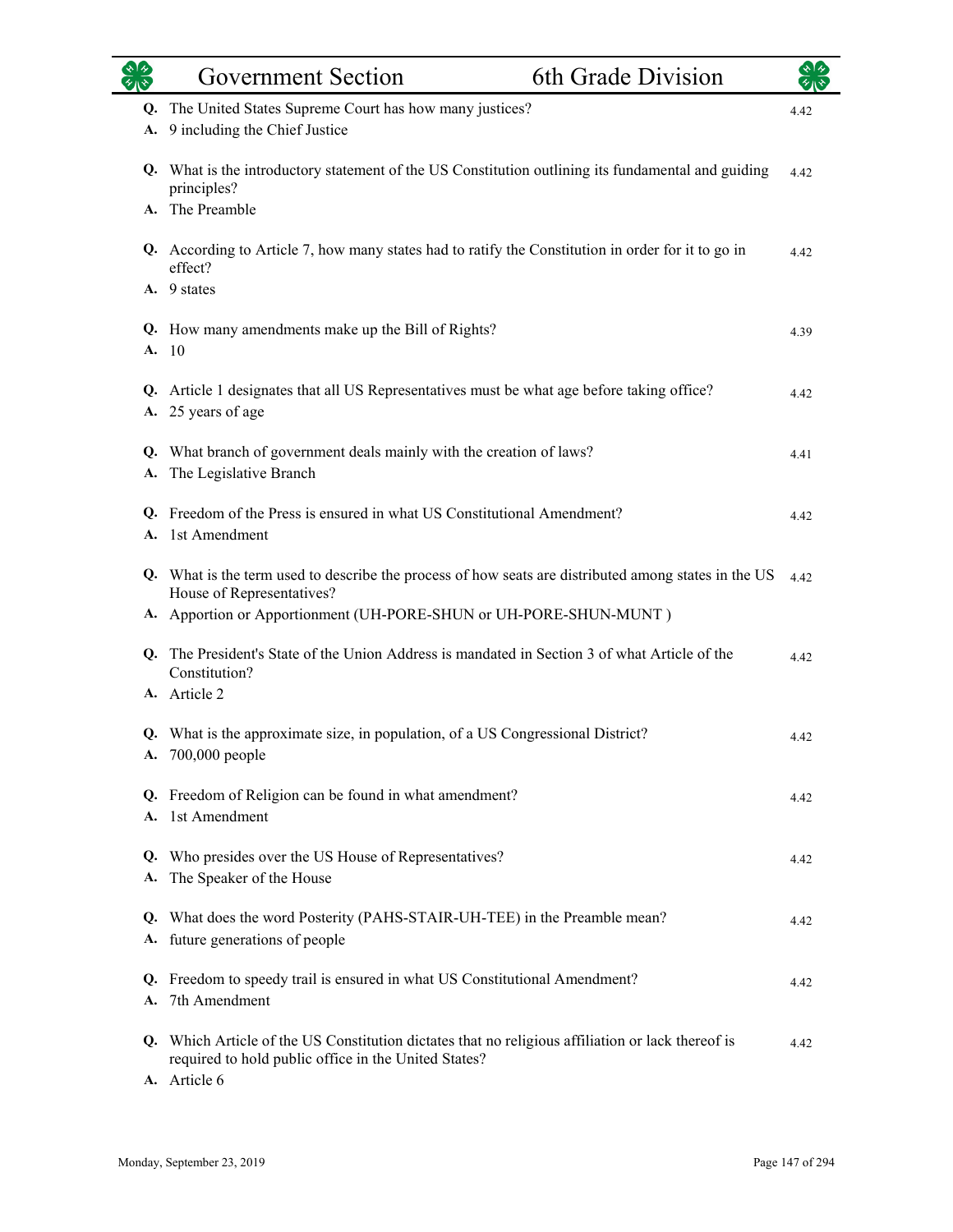**Government Section** | **6th Grade Division**

**Q.** The United States Supreme Court has how many justices? 4.42
**A.** 9 including the Chief Justice

**Q.** What is the introductory statement of the US Constitution outlining its fundamental and guiding principles? 4.42
**A.** The Preamble

**Q.** According to Article 7, how many states had to ratify the Constitution in order for it to go in effect? 4.42
**A.** 9 states

**Q.** How many amendments make up the Bill of Rights? 4.39
**A.** 10

**Q.** Article 1 designates that all US Representatives must be what age before taking office? 4.42
**A.** 25 years of age

**Q.** What branch of government deals mainly with the creation of laws? 4.41
**A.** The Legislative Branch

**Q.** Freedom of the Press is ensured in what US Constitutional Amendment? 4.42
**A.** 1st Amendment

**Q.** What is the term used to describe the process of how seats are distributed among states in the US House of Representatives? 4.42
**A.** Apportion or Apportionment (UH-PORE-SHUN or UH-PORE-SHUN-MUNT )

**Q.** The President's State of the Union Address is mandated in Section 3 of what Article of the Constitution? 4.42
**A.** Article 2

**Q.** What is the approximate size, in population, of a US Congressional District? 4.42
**A.** 700,000 people

**Q.** Freedom of Religion can be found in what amendment? 4.42
**A.** 1st Amendment

**Q.** Who presides over the US House of Representatives? 4.42
**A.** The Speaker of the House

**Q.** What does the word Posterity (PAHS-STAIR-UH-TEE) in the Preamble mean? 4.42
**A.** future generations of people

**Q.** Freedom to speedy trail is ensured in what US Constitutional Amendment? 4.42
**A.** 7th Amendment

**Q.** Which Article of the US Constitution dictates that no religious affiliation or lack thereof is required to hold public office in the United States? 4.42
**A.** Article 6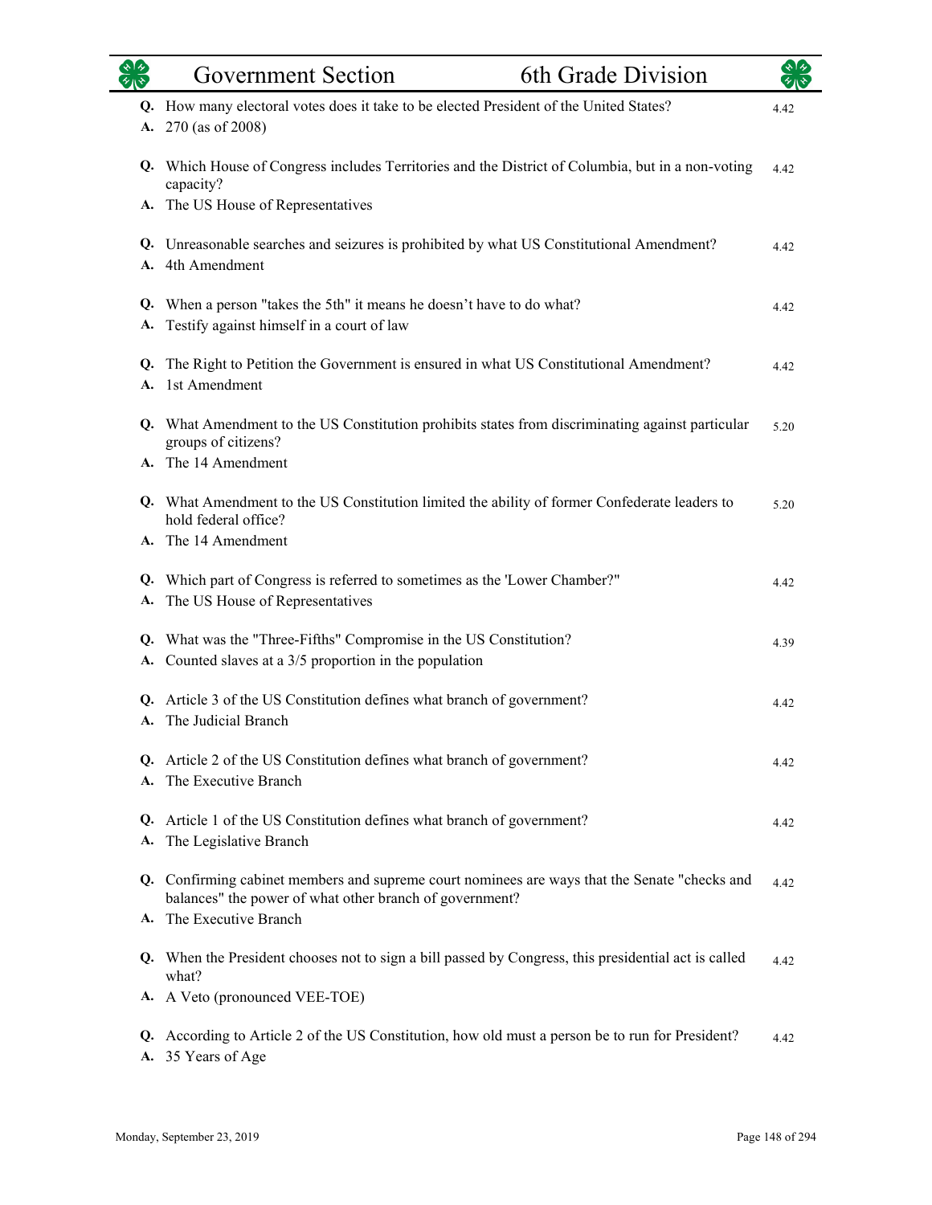# Government Section — 6th Grade Division

**Q.** How many electoral votes does it take to be elected President of the United States? — 4.42
**A.** 270 (as of 2008)

**Q.** Which House of Congress includes Territories and the District of Columbia, but in a non-voting capacity? — 4.42
**A.** The US House of Representatives

**Q.** Unreasonable searches and seizures is prohibited by what US Constitutional Amendment? — 4.42
**A.** 4th Amendment

**Q.** When a person "takes the 5th" it means he doesn't have to do what? — 4.42
**A.** Testify against himself in a court of law

**Q.** The Right to Petition the Government is ensured in what US Constitutional Amendment? — 4.42
**A.** 1st Amendment

**Q.** What Amendment to the US Constitution prohibits states from discriminating against particular groups of citizens? — 5.20
**A.** The 14 Amendment

**Q.** What Amendment to the US Constitution limited the ability of former Confederate leaders to hold federal office? — 5.20
**A.** The 14 Amendment

**Q.** Which part of Congress is referred to sometimes as the 'Lower Chamber?" — 4.42
**A.** The US House of Representatives

**Q.** What was the "Three-Fifths" Compromise in the US Constitution? — 4.39
**A.** Counted slaves at a 3/5 proportion in the population

**Q.** Article 3 of the US Constitution defines what branch of government? — 4.42
**A.** The Judicial Branch

**Q.** Article 2 of the US Constitution defines what branch of government? — 4.42
**A.** The Executive Branch

**Q.** Article 1 of the US Constitution defines what branch of government? — 4.42
**A.** The Legislative Branch

**Q.** Confirming cabinet members and supreme court nominees are ways that the Senate "checks and balances" the power of what other branch of government? — 4.42
**A.** The Executive Branch

**Q.** When the President chooses not to sign a bill passed by Congress, this presidential act is called what? — 4.42
**A.** A Veto (pronounced VEE-TOE)

**Q.** According to Article 2 of the US Constitution, how old must a person be to run for President? — 4.42
**A.** 35 Years of Age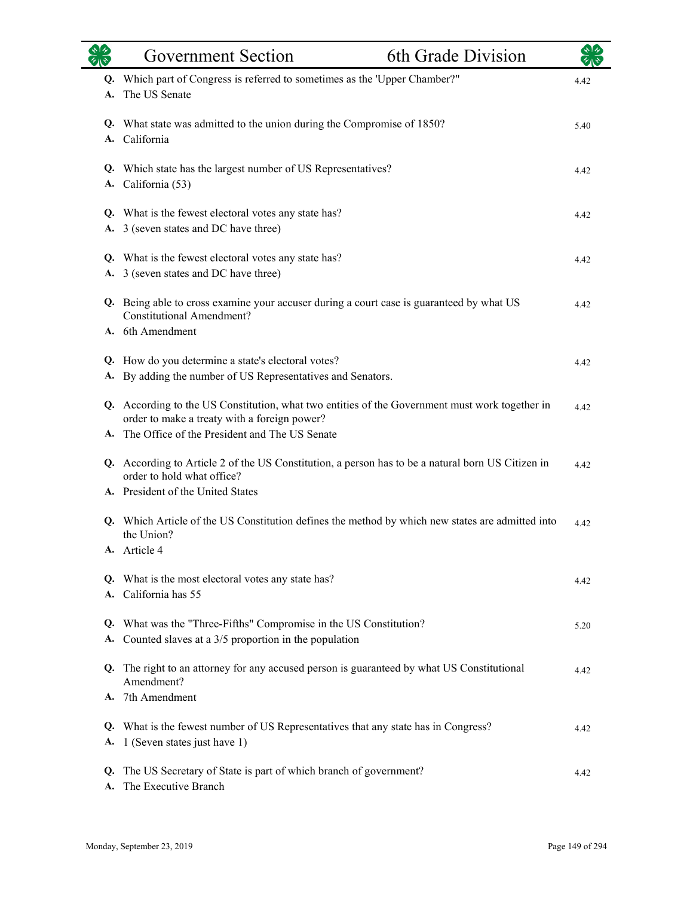# Government Section — 6th Grade Division

**Q.** Which part of Congress is referred to sometimes as the 'Upper Chamber?" — 4.42
**A.** The US Senate

**Q.** What state was admitted to the union during the Compromise of 1850? — 5.40
**A.** California

**Q.** Which state has the largest number of US Representatives? — 4.42
**A.** California (53)

**Q.** What is the fewest electoral votes any state has? — 4.42
**A.** 3 (seven states and DC have three)

**Q.** What is the fewest electoral votes any state has? — 4.42
**A.** 3 (seven states and DC have three)

**Q.** Being able to cross examine your accuser during a court case is guaranteed by what US Constitutional Amendment? — 4.42
**A.** 6th Amendment

**Q.** How do you determine a state's electoral votes? — 4.42
**A.** By adding the number of US Representatives and Senators.

**Q.** According to the US Constitution, what two entities of the Government must work together in order to make a treaty with a foreign power? — 4.42
**A.** The Office of the President and The US Senate

**Q.** According to Article 2 of the US Constitution, a person has to be a natural born US Citizen in order to hold what office? — 4.42
**A.** President of the United States

**Q.** Which Article of the US Constitution defines the method by which new states are admitted into the Union? — 4.42
**A.** Article 4

**Q.** What is the most electoral votes any state has? — 4.42
**A.** California has 55

**Q.** What was the "Three-Fifths" Compromise in the US Constitution? — 5.20
**A.** Counted slaves at a 3/5 proportion in the population

**Q.** The right to an attorney for any accused person is guaranteed by what US Constitutional Amendment? — 4.42
**A.** 7th Amendment

**Q.** What is the fewest number of US Representatives that any state has in Congress? — 4.42
**A.** 1 (Seven states just have 1)

**Q.** The US Secretary of State is part of which branch of government? — 4.42
**A.** The Executive Branch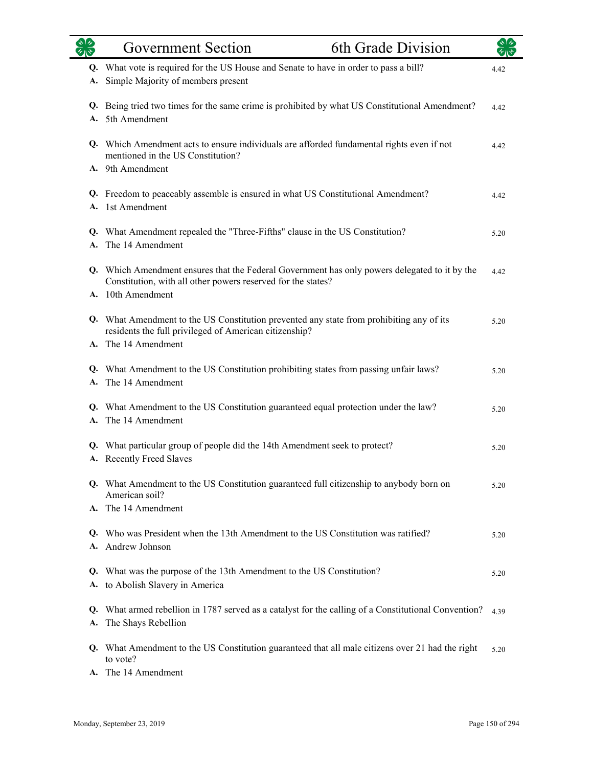# Government Section 6th Grade Division

**Q.** What vote is required for the US House and Senate to have in order to pass a bill? 4.42
**A.** Simple Majority of members present

**Q.** Being tried two times for the same crime is prohibited by what US Constitutional Amendment? 4.42
**A.** 5th Amendment

**Q.** Which Amendment acts to ensure individuals are afforded fundamental rights even if not mentioned in the US Constitution? 4.42
**A.** 9th Amendment

**Q.** Freedom to peaceably assemble is ensured in what US Constitutional Amendment? 4.42
**A.** 1st Amendment

**Q.** What Amendment repealed the "Three-Fifths" clause in the US Constitution? 5.20
**A.** The 14 Amendment

**Q.** Which Amendment ensures that the Federal Government has only powers delegated to it by the Constitution, with all other powers reserved for the states? 4.42
**A.** 10th Amendment

**Q.** What Amendment to the US Constitution prevented any state from prohibiting any of its residents the full privileged of American citizenship? 5.20
**A.** The 14 Amendment

**Q.** What Amendment to the US Constitution prohibiting states from passing unfair laws? 5.20
**A.** The 14 Amendment

**Q.** What Amendment to the US Constitution guaranteed equal protection under the law? 5.20
**A.** The 14 Amendment

**Q.** What particular group of people did the 14th Amendment seek to protect? 5.20
**A.** Recently Freed Slaves

**Q.** What Amendment to the US Constitution guaranteed full citizenship to anybody born on American soil? 5.20
**A.** The 14 Amendment

**Q.** Who was President when the 13th Amendment to the US Constitution was ratified? 5.20
**A.** Andrew Johnson

**Q.** What was the purpose of the 13th Amendment to the US Constitution? 5.20
**A.** to Abolish Slavery in America

**Q.** What armed rebellion in 1787 served as a catalyst for the calling of a Constitutional Convention? 4.39
**A.** The Shays Rebellion

**Q.** What Amendment to the US Constitution guaranteed that all male citizens over 21 had the right to vote? 5.20
**A.** The 14 Amendment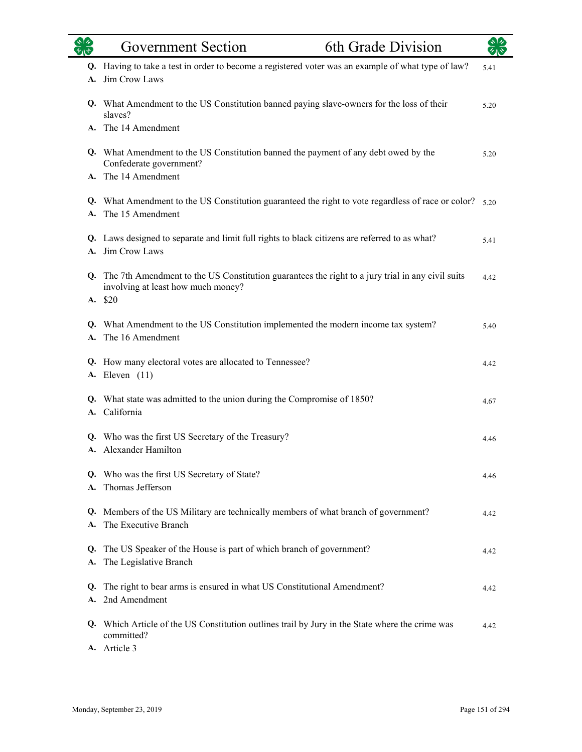**Q.** Having to take a test in order to become a registered voter was an example of what type of law? 5.41
**A.** Jim Crow Laws

**Q.** What Amendment to the US Constitution banned paying slave-owners for the loss of their slaves? 5.20
**A.** The 14 Amendment

**Q.** What Amendment to the US Constitution banned the payment of any debt owed by the Confederate government? 5.20
**A.** The 14 Amendment

**Q.** What Amendment to the US Constitution guaranteed the right to vote regardless of race or color? 5.20
**A.** The 15 Amendment

**Q.** Laws designed to separate and limit full rights to black citizens are referred to as what? 5.41
**A.** Jim Crow Laws

**Q.** The 7th Amendment to the US Constitution guarantees the right to a jury trial in any civil suits involving at least how much money? 4.42
**A.** $20

**Q.** What Amendment to the US Constitution implemented the modern income tax system? 5.40
**A.** The 16 Amendment

**Q.** How many electoral votes are allocated to Tennessee? 4.42
**A.** Eleven (11)

**Q.** What state was admitted to the union during the Compromise of 1850? 4.67
**A.** California

**Q.** Who was the first US Secretary of the Treasury? 4.46
**A.** Alexander Hamilton

**Q.** Who was the first US Secretary of State? 4.46
**A.** Thomas Jefferson

**Q.** Members of the US Military are technically members of what branch of government? 4.42
**A.** The Executive Branch

**Q.** The US Speaker of the House is part of which branch of government? 4.42
**A.** The Legislative Branch

**Q.** The right to bear arms is ensured in what US Constitutional Amendment? 4.42
**A.** 2nd Amendment

**Q.** Which Article of the US Constitution outlines trail by Jury in the State where the crime was committed? 4.42
**A.** Article 3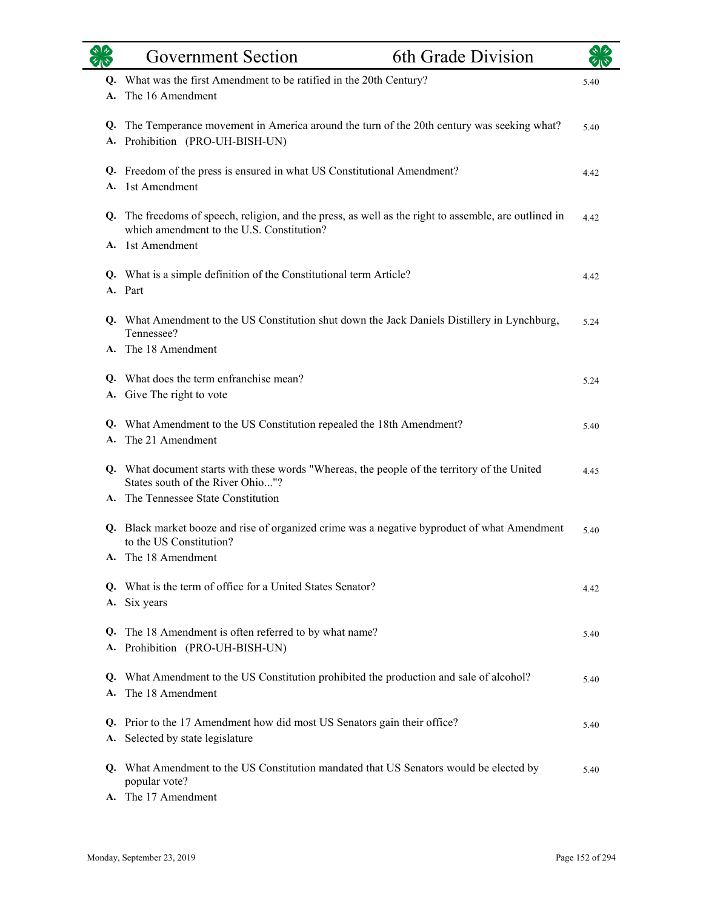# Government Section — 6th Grade Division

**Q.** What was the first Amendment to be ratified in the 20th Century? 5.40
**A.** The 16 Amendment

**Q.** The Temperance movement in America around the turn of the 20th century was seeking what? 5.40
**A.** Prohibition (PRO-UH-BISH-UN)

**Q.** Freedom of the press is ensured in what US Constitutional Amendment? 4.42
**A.** 1st Amendment

**Q.** The freedoms of speech, religion, and the press, as well as the right to assemble, are outlined in which amendment to the U.S. Constitution? 4.42
**A.** 1st Amendment

**Q.** What is a simple definition of the Constitutional term Article? 4.42
**A.** Part

**Q.** What Amendment to the US Constitution shut down the Jack Daniels Distillery in Lynchburg, Tennessee? 5.24
**A.** The 18 Amendment

**Q.** What does the term enfranchise mean? 5.24
**A.** Give The right to vote

**Q.** What Amendment to the US Constitution repealed the 18th Amendment? 5.40
**A.** The 21 Amendment

**Q.** What document starts with these words "Whereas, the people of the territory of the United States south of the River Ohio..."? 4.45
**A.** The Tennessee State Constitution

**Q.** Black market booze and rise of organized crime was a negative byproduct of what Amendment to the US Constitution? 5.40
**A.** The 18 Amendment

**Q.** What is the term of office for a United States Senator? 4.42
**A.** Six years

**Q.** The 18 Amendment is often referred to by what name? 5.40
**A.** Prohibition (PRO-UH-BISH-UN)

**Q.** What Amendment to the US Constitution prohibited the production and sale of alcohol? 5.40
**A.** The 18 Amendment

**Q.** Prior to the 17 Amendment how did most US Senators gain their office? 5.40
**A.** Selected by state legislature

**Q.** What Amendment to the US Constitution mandated that US Senators would be elected by popular vote? 5.40
**A.** The 17 Amendment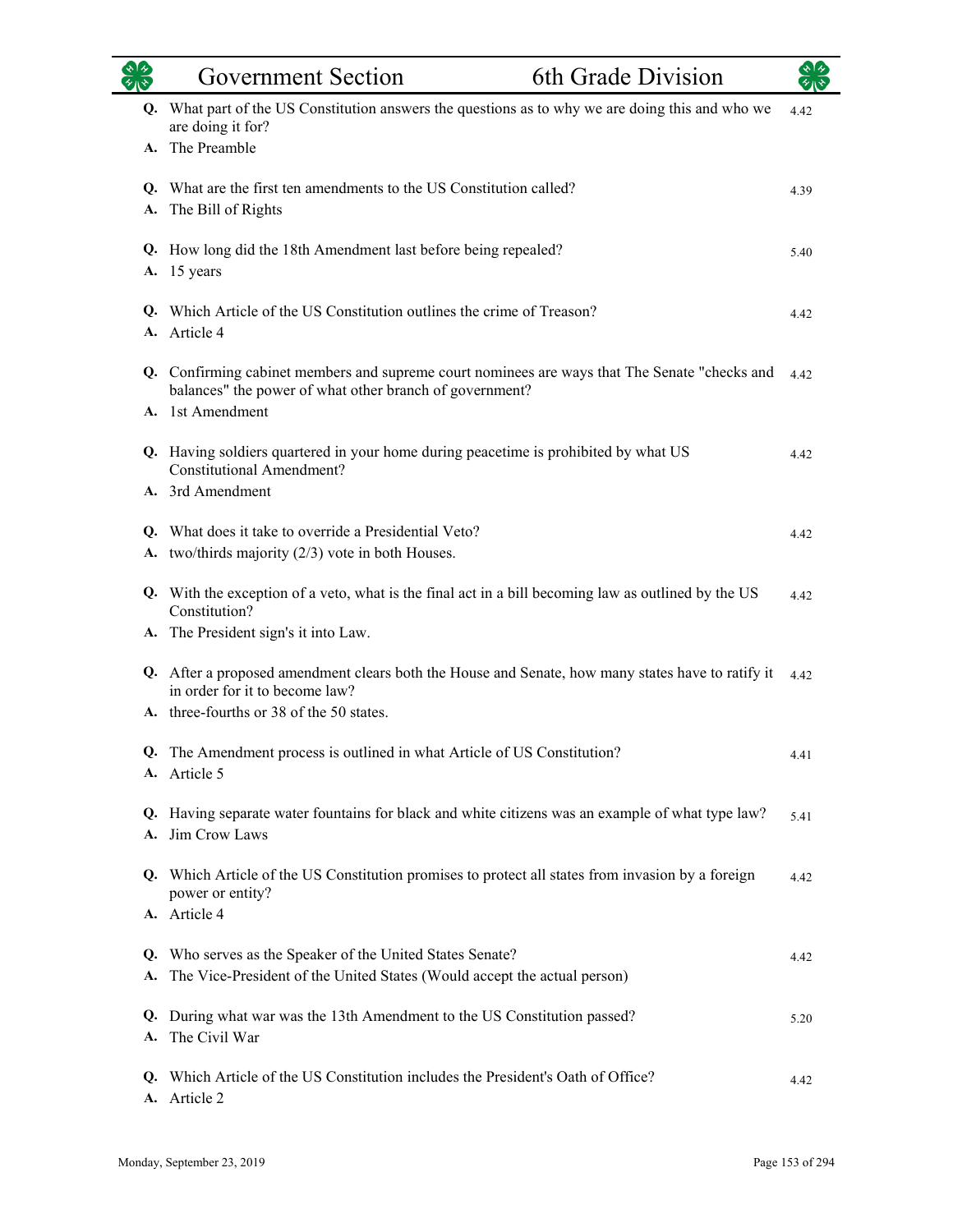# Government Section — 6th Grade Division

**Q.** What part of the US Constitution answers the questions as to why we are doing this and who we are doing it for? 4.42
**A.** The Preamble

**Q.** What are the first ten amendments to the US Constitution called? 4.39
**A.** The Bill of Rights

**Q.** How long did the 18th Amendment last before being repealed? 5.40
**A.** 15 years

**Q.** Which Article of the US Constitution outlines the crime of Treason? 4.42
**A.** Article 4

**Q.** Confirming cabinet members and supreme court nominees are ways that The Senate "checks and balances" the power of what other branch of government? 4.42
**A.** 1st Amendment

**Q.** Having soldiers quartered in your home during peacetime is prohibited by what US Constitutional Amendment? 4.42
**A.** 3rd Amendment

**Q.** What does it take to override a Presidential Veto? 4.42
**A.** two/thirds majority (2/3) vote in both Houses.

**Q.** With the exception of a veto, what is the final act in a bill becoming law as outlined by the US Constitution? 4.42
**A.** The President sign's it into Law.

**Q.** After a proposed amendment clears both the House and Senate, how many states have to ratify it in order for it to become law? 4.42
**A.** three-fourths or 38 of the 50 states.

**Q.** The Amendment process is outlined in what Article of US Constitution? 4.41
**A.** Article 5

**Q.** Having separate water fountains for black and white citizens was an example of what type law? 5.41
**A.** Jim Crow Laws

**Q.** Which Article of the US Constitution promises to protect all states from invasion by a foreign power or entity? 4.42
**A.** Article 4

**Q.** Who serves as the Speaker of the United States Senate? 4.42
**A.** The Vice-President of the United States (Would accept the actual person)

**Q.** During what war was the 13th Amendment to the US Constitution passed? 5.20
**A.** The Civil War

**Q.** Which Article of the US Constitution includes the President's Oath of Office? 4.42
**A.** Article 2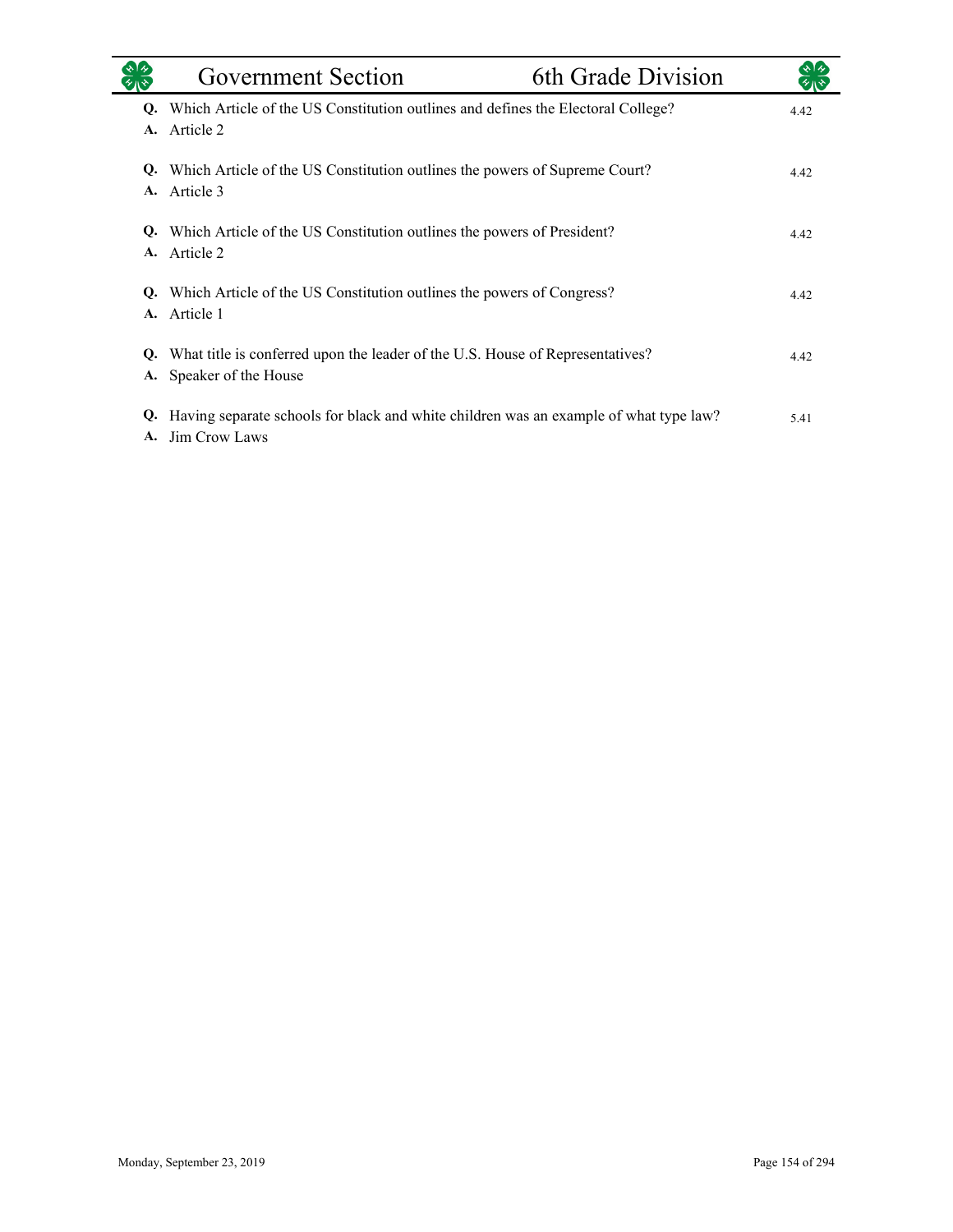# Government Section — 6th Grade Division

**Q.** Which Article of the US Constitution outlines and defines the Electoral College? 4.42
**A.** Article 2

**Q.** Which Article of the US Constitution outlines the powers of Supreme Court? 4.42
**A.** Article 3

**Q.** Which Article of the US Constitution outlines the powers of President? 4.42
**A.** Article 2

**Q.** Which Article of the US Constitution outlines the powers of Congress? 4.42
**A.** Article 1

**Q.** What title is conferred upon the leader of the U.S. House of Representatives? 4.42
**A.** Speaker of the House

**Q.** Having separate schools for black and white children was an example of what type law? 5.41
**A.** Jim Crow Laws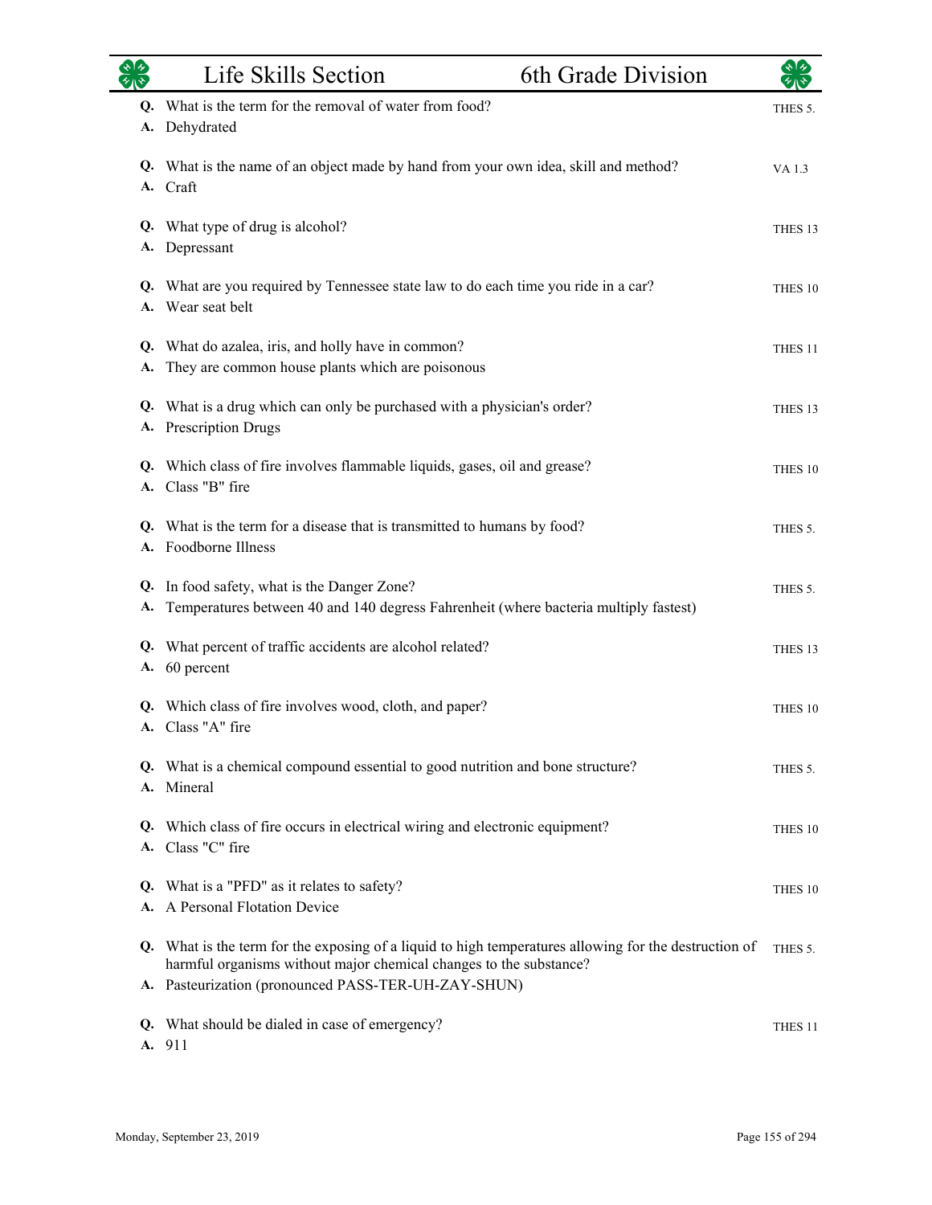**Q.** What is the term for the removal of water from food? — THES 5.
**A.** Dehydrated

**Q.** What is the name of an object made by hand from your own idea, skill and method? — VA 1.3
**A.** Craft

**Q.** What type of drug is alcohol? — THES 13
**A.** Depressant

**Q.** What are you required by Tennessee state law to do each time you ride in a car? — THES 10
**A.** Wear seat belt

**Q.** What do azalea, iris, and holly have in common? — THES 11
**A.** They are common house plants which are poisonous

**Q.** What is a drug which can only be purchased with a physician's order? — THES 13
**A.** Prescription Drugs

**Q.** Which class of fire involves flammable liquids, gases, oil and grease? — THES 10
**A.** Class "B" fire

**Q.** What is the term for a disease that is transmitted to humans by food? — THES 5.
**A.** Foodborne Illness

**Q.** In food safety, what is the Danger Zone? — THES 5.
**A.** Temperatures between 40 and 140 degress Fahrenheit (where bacteria multiply fastest)

**Q.** What percent of traffic accidents are alcohol related? — THES 13
**A.** 60 percent

**Q.** Which class of fire involves wood, cloth, and paper? — THES 10
**A.** Class "A" fire

**Q.** What is a chemical compound essential to good nutrition and bone structure? — THES 5.
**A.** Mineral

**Q.** Which class of fire occurs in electrical wiring and electronic equipment? — THES 10
**A.** Class "C" fire

**Q.** What is a "PFD" as it relates to safety? — THES 10
**A.** A Personal Flotation Device

**Q.** What is the term for the exposing of a liquid to high temperatures allowing for the destruction of harmful organisms without major chemical changes to the substance? — THES 5.
**A.** Pasteurization (pronounced PASS-TER-UH-ZAY-SHUN)

**Q.** What should be dialed in case of emergency? — THES 11
**A.** 911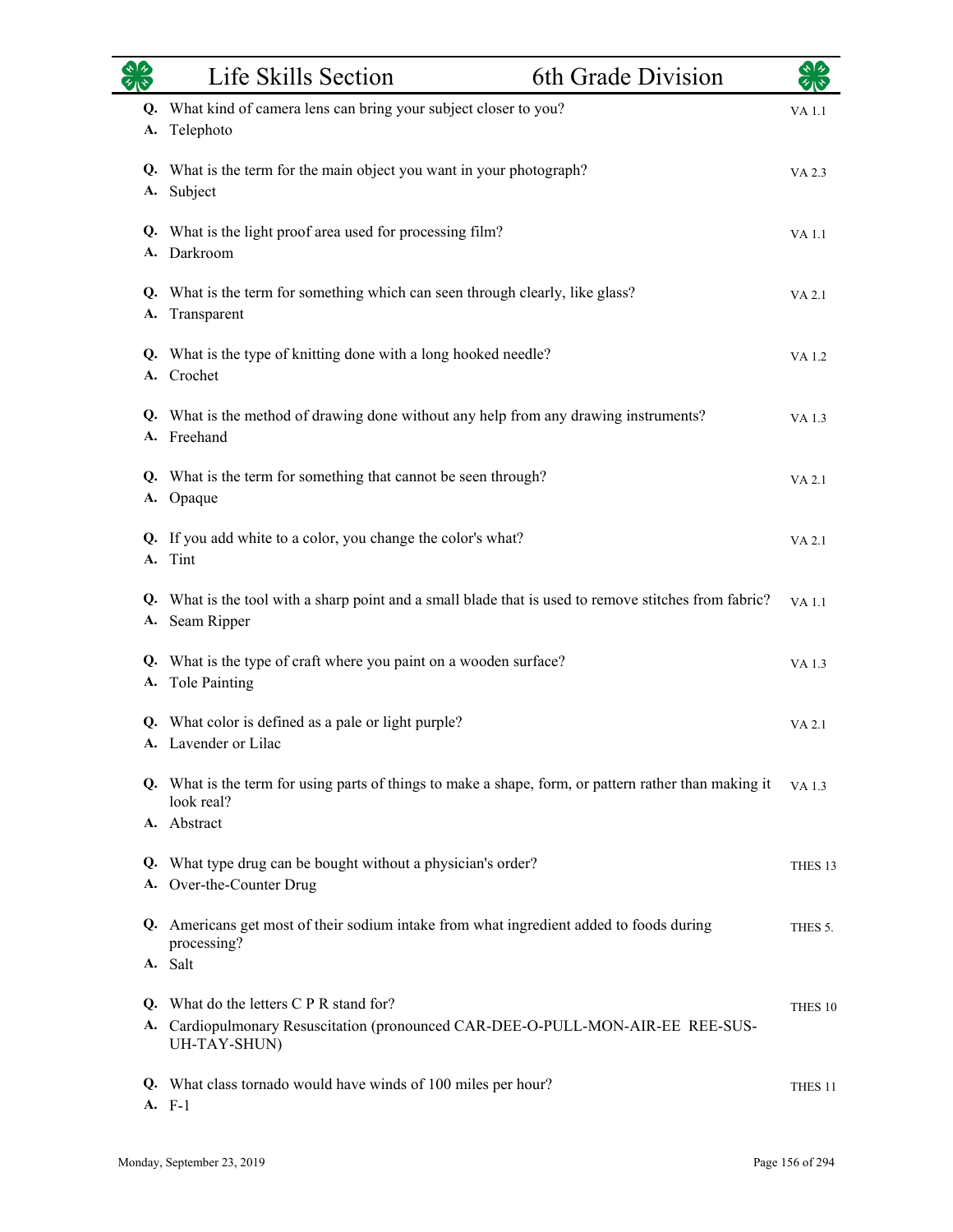# Life Skills Section — 6th Grade Division

**Q.** What kind of camera lens can bring your subject closer to you? — VA 1.1
**A.** Telephoto

**Q.** What is the term for the main object you want in your photograph? — VA 2.3
**A.** Subject

**Q.** What is the light proof area used for processing film? — VA 1.1
**A.** Darkroom

**Q.** What is the term for something which can seen through clearly, like glass? — VA 2.1
**A.** Transparent

**Q.** What is the type of knitting done with a long hooked needle? — VA 1.2
**A.** Crochet

**Q.** What is the method of drawing done without any help from any drawing instruments? — VA 1.3
**A.** Freehand

**Q.** What is the term for something that cannot be seen through? — VA 2.1
**A.** Opaque

**Q.** If you add white to a color, you change the color's what? — VA 2.1
**A.** Tint

**Q.** What is the tool with a sharp point and a small blade that is used to remove stitches from fabric? — VA 1.1
**A.** Seam Ripper

**Q.** What is the type of craft where you paint on a wooden surface? — VA 1.3
**A.** Tole Painting

**Q.** What color is defined as a pale or light purple? — VA 2.1
**A.** Lavender or Lilac

**Q.** What is the term for using parts of things to make a shape, form, or pattern rather than making it look real? — VA 1.3
**A.** Abstract

**Q.** What type drug can be bought without a physician's order? — THES 13
**A.** Over-the-Counter Drug

**Q.** Americans get most of their sodium intake from what ingredient added to foods during processing? — THES 5.
**A.** Salt

**Q.** What do the letters C P R stand for? — THES 10
**A.** Cardiopulmonary Resuscitation (pronounced CAR-DEE-O-PULL-MON-AIR-EE REE-SUS-UH-TAY-SHUN)

**Q.** What class tornado would have winds of 100 miles per hour? — THES 11
**A.** F-1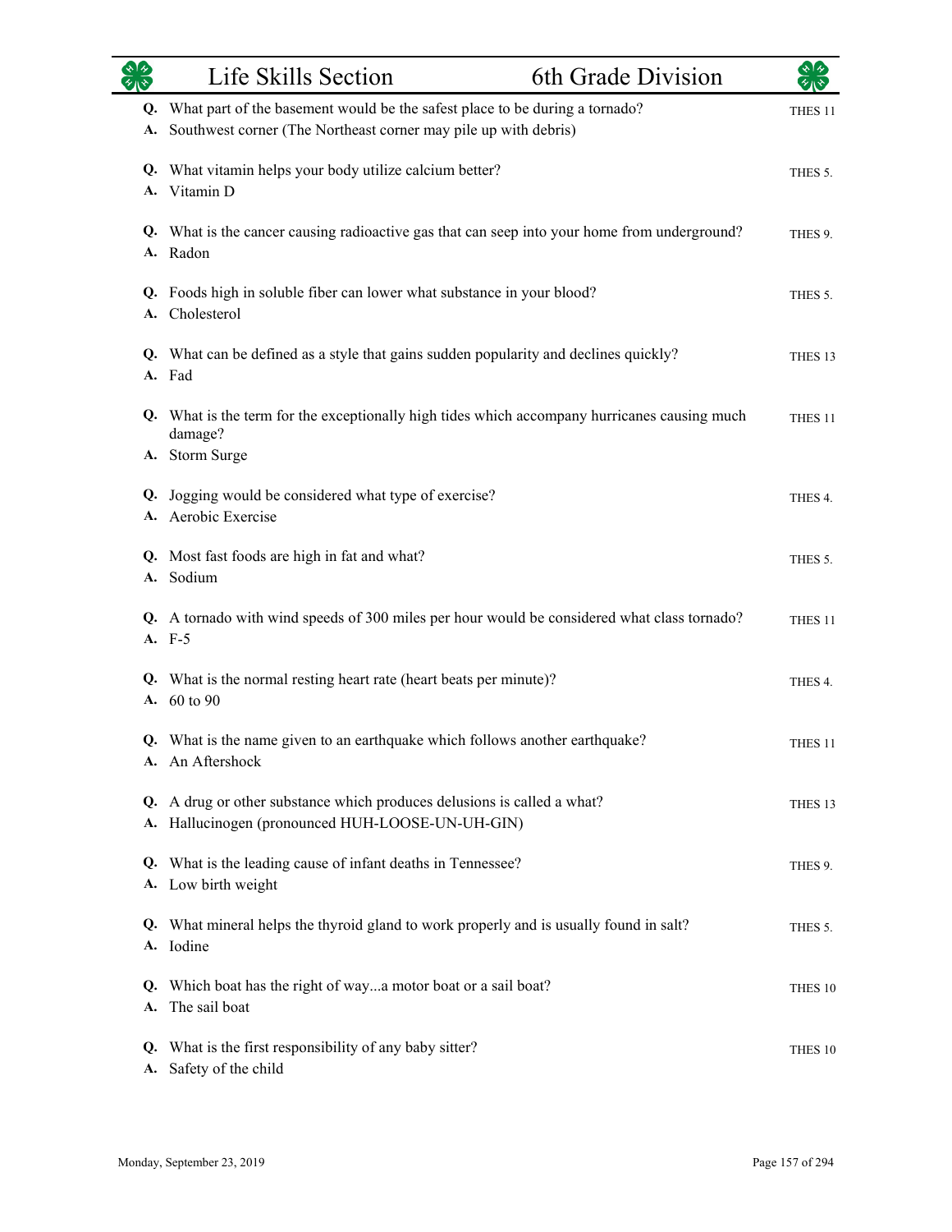Life Skills Section — 6th Grade Division

**Q.** What part of the basement would be the safest place to be during a tornado? THES 11
**A.** Southwest corner (The Northeast corner may pile up with debris)

**Q.** What vitamin helps your body utilize calcium better? THES 5.
**A.** Vitamin D

**Q.** What is the cancer causing radioactive gas that can seep into your home from underground? THES 9.
**A.** Radon

**Q.** Foods high in soluble fiber can lower what substance in your blood? THES 5.
**A.** Cholesterol

**Q.** What can be defined as a style that gains sudden popularity and declines quickly? THES 13
**A.** Fad

**Q.** What is the term for the exceptionally high tides which accompany hurricanes causing much damage? THES 11
**A.** Storm Surge

**Q.** Jogging would be considered what type of exercise? THES 4.
**A.** Aerobic Exercise

**Q.** Most fast foods are high in fat and what? THES 5.
**A.** Sodium

**Q.** A tornado with wind speeds of 300 miles per hour would be considered what class tornado? THES 11
**A.** F-5

**Q.** What is the normal resting heart rate (heart beats per minute)? THES 4.
**A.** 60 to 90

**Q.** What is the name given to an earthquake which follows another earthquake? THES 11
**A.** An Aftershock

**Q.** A drug or other substance which produces delusions is called a what? THES 13
**A.** Hallucinogen (pronounced HUH-LOOSE-UN-UH-GIN)

**Q.** What is the leading cause of infant deaths in Tennessee? THES 9.
**A.** Low birth weight

**Q.** What mineral helps the thyroid gland to work properly and is usually found in salt? THES 5.
**A.** Iodine

**Q.** Which boat has the right of way...a motor boat or a sail boat? THES 10
**A.** The sail boat

**Q.** What is the first responsibility of any baby sitter? THES 10
**A.** Safety of the child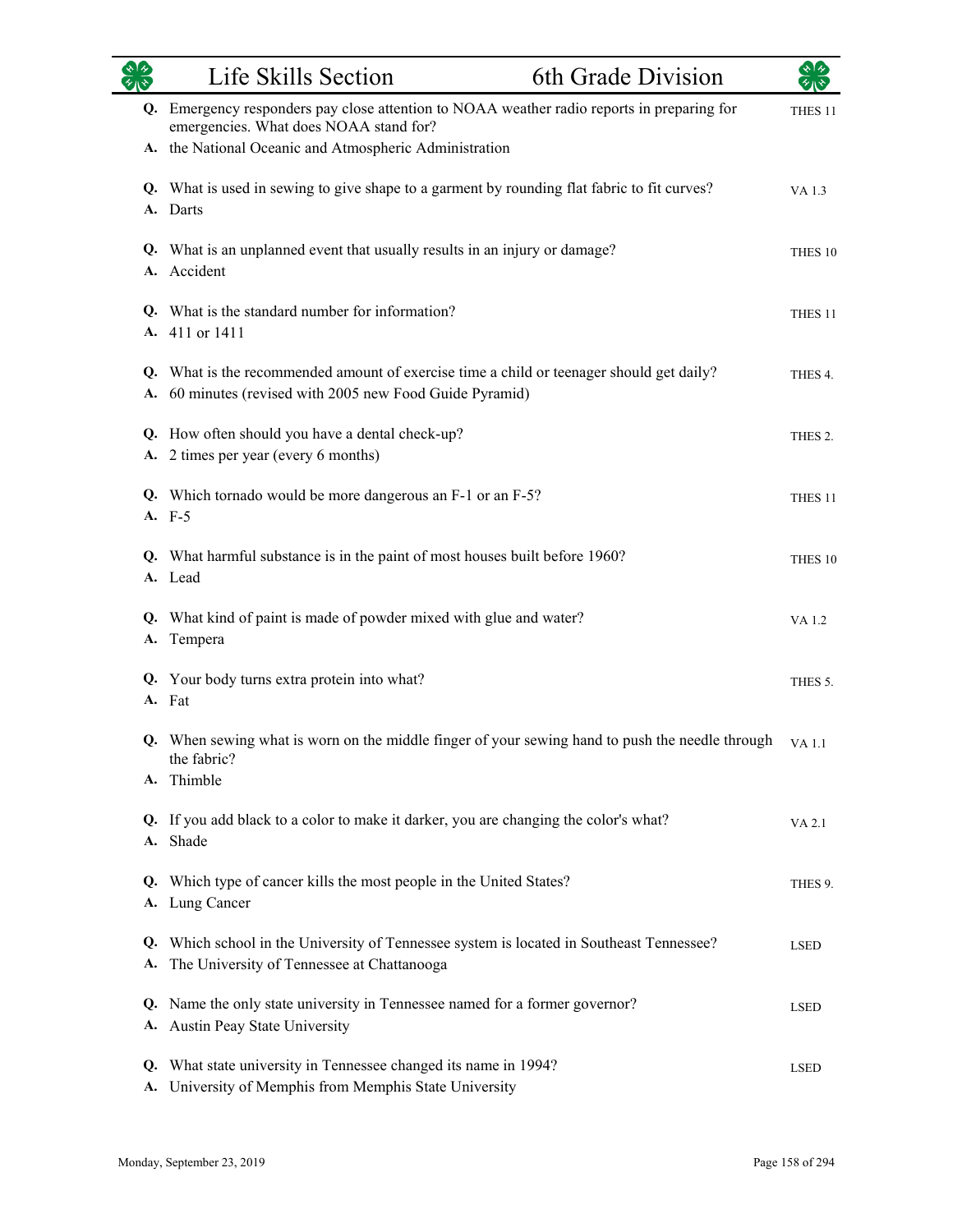| | | |
|---|---|---|
| **Q.** Emergency responders pay close attention to NOAA weather radio reports in preparing for emergencies. What does NOAA stand for?<br>**A.** the National Oceanic and Atmospheric Administration | | THES 11 |
| **Q.** What is used in sewing to give shape to a garment by rounding flat fabric to fit curves?<br>**A.** Darts | | VA 1.3 |
| **Q.** What is an unplanned event that usually results in an injury or damage?<br>**A.** Accident | | THES 10 |
| **Q.** What is the standard number for information?<br>**A.** 411 or 1411 | | THES 11 |
| **Q.** What is the recommended amount of exercise time a child or teenager should get daily?<br>**A.** 60 minutes (revised with 2005 new Food Guide Pyramid) | | THES 4. |
| **Q.** How often should you have a dental check-up?<br>**A.** 2 times per year (every 6 months) | | THES 2. |
| **Q.** Which tornado would be more dangerous an F-1 or an F-5?<br>**A.** F-5 | | THES 11 |
| **Q.** What harmful substance is in the paint of most houses built before 1960?<br>**A.** Lead | | THES 10 |
| **Q.** What kind of paint is made of powder mixed with glue and water?<br>**A.** Tempera | | VA 1.2 |
| **Q.** Your body turns extra protein into what?<br>**A.** Fat | | THES 5. |
| **Q.** When sewing what is worn on the middle finger of your sewing hand to push the needle through the fabric?<br>**A.** Thimble | | VA 1.1 |
| **Q.** If you add black to a color to make it darker, you are changing the color's what?<br>**A.** Shade | | VA 2.1 |
| **Q.** Which type of cancer kills the most people in the United States?<br>**A.** Lung Cancer | | THES 9. |
| **Q.** Which school in the University of Tennessee system is located in Southeast Tennessee?<br>**A.** The University of Tennessee at Chattanooga | | LSED |
| **Q.** Name the only state university in Tennessee named for a former governor?<br>**A.** Austin Peay State University | | LSED |
| **Q.** What state university in Tennessee changed its name in 1994?<br>**A.** University of Memphis from Memphis State University | | LSED |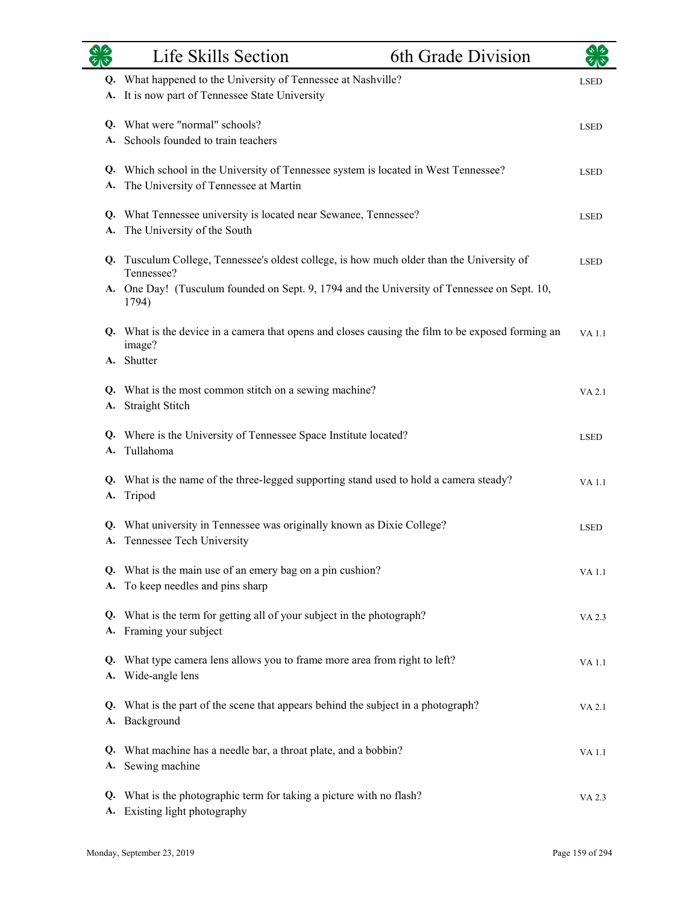# Life Skills Section — 6th Grade Division

**Q.** What happened to the University of Tennessee at Nashville? — LSED
**A.** It is now part of Tennessee State University

**Q.** What were "normal" schools? — LSED
**A.** Schools founded to train teachers

**Q.** Which school in the University of Tennessee system is located in West Tennessee? — LSED
**A.** The University of Tennessee at Martin

**Q.** What Tennessee university is located near Sewanee, Tennessee? — LSED
**A.** The University of the South

**Q.** Tusculum College, Tennessee's oldest college, is how much older than the University of Tennessee? — LSED
**A.** One Day! (Tusculum founded on Sept. 9, 1794 and the University of Tennessee on Sept. 10, 1794)

**Q.** What is the device in a camera that opens and closes causing the film to be exposed forming an image? — VA 1.1
**A.** Shutter

**Q.** What is the most common stitch on a sewing machine? — VA 2.1
**A.** Straight Stitch

**Q.** Where is the University of Tennessee Space Institute located? — LSED
**A.** Tullahoma

**Q.** What is the name of the three-legged supporting stand used to hold a camera steady? — VA 1.1
**A.** Tripod

**Q.** What university in Tennessee was originally known as Dixie College? — LSED
**A.** Tennessee Tech University

**Q.** What is the main use of an emery bag on a pin cushion? — VA 1.1
**A.** To keep needles and pins sharp

**Q.** What is the term for getting all of your subject in the photograph? — VA 2.3
**A.** Framing your subject

**Q.** What type camera lens allows you to frame more area from right to left? — VA 1.1
**A.** Wide-angle lens

**Q.** What is the part of the scene that appears behind the subject in a photograph? — VA 2.1
**A.** Background

**Q.** What machine has a needle bar, a throat plate, and a bobbin? — VA 1.1
**A.** Sewing machine

**Q.** What is the photographic term for taking a picture with no flash? — VA 2.3
**A.** Existing light photography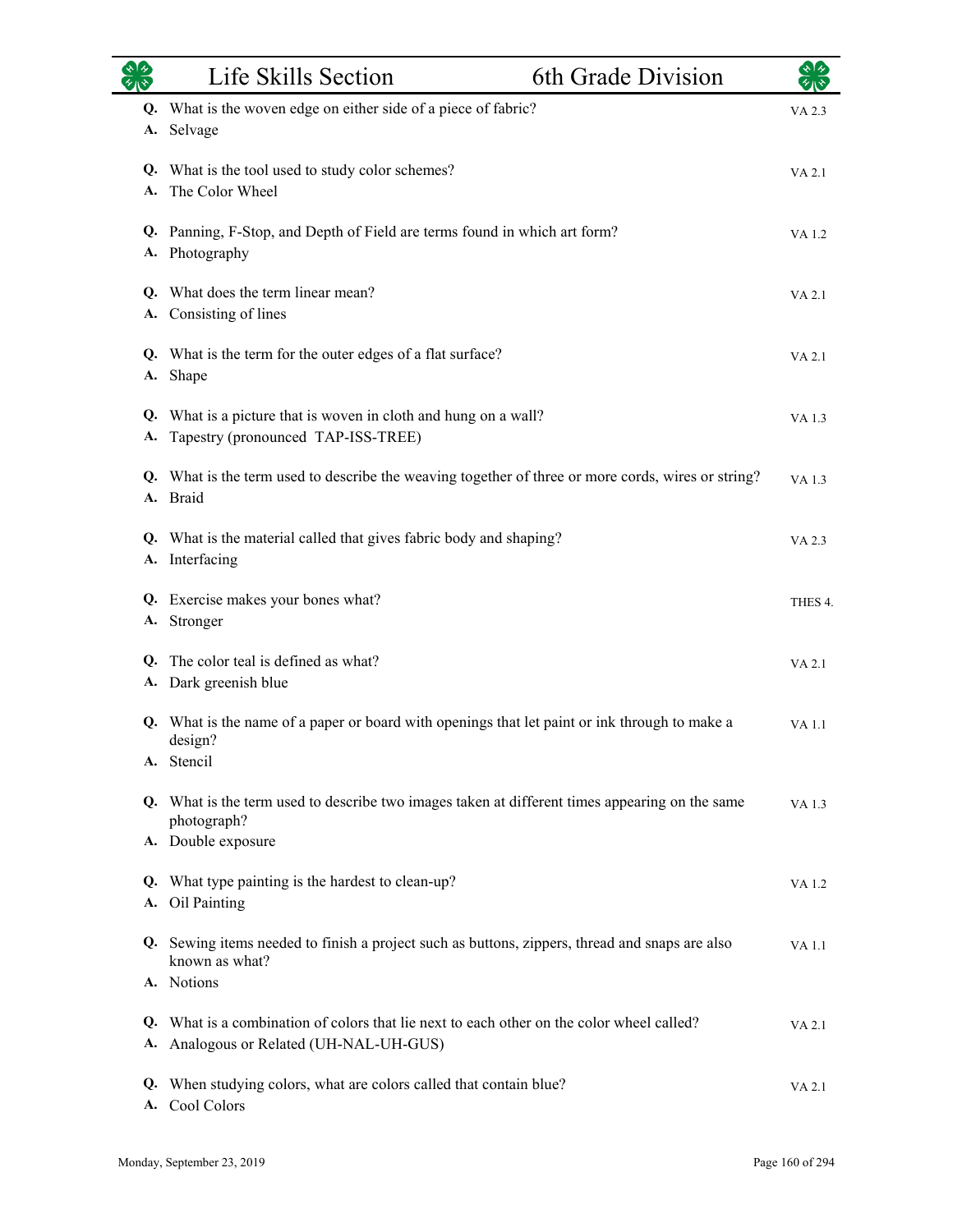# Life Skills Section — 6th Grade Division

**Q.** What is the woven edge on either side of a piece of fabric? VA 2.3
**A.** Selvage

**Q.** What is the tool used to study color schemes? VA 2.1
**A.** The Color Wheel

**Q.** Panning, F-Stop, and Depth of Field are terms found in which art form? VA 1.2
**A.** Photography

**Q.** What does the term linear mean? VA 2.1
**A.** Consisting of lines

**Q.** What is the term for the outer edges of a flat surface? VA 2.1
**A.** Shape

**Q.** What is a picture that is woven in cloth and hung on a wall? VA 1.3
**A.** Tapestry (pronounced TAP-ISS-TREE)

**Q.** What is the term used to describe the weaving together of three or more cords, wires or string? VA 1.3
**A.** Braid

**Q.** What is the material called that gives fabric body and shaping? VA 2.3
**A.** Interfacing

**Q.** Exercise makes your bones what? THES 4.
**A.** Stronger

**Q.** The color teal is defined as what? VA 2.1
**A.** Dark greenish blue

**Q.** What is the name of a paper or board with openings that let paint or ink through to make a design? VA 1.1
**A.** Stencil

**Q.** What is the term used to describe two images taken at different times appearing on the same photograph? VA 1.3
**A.** Double exposure

**Q.** What type painting is the hardest to clean-up? VA 1.2
**A.** Oil Painting

**Q.** Sewing items needed to finish a project such as buttons, zippers, thread and snaps are also known as what? VA 1.1
**A.** Notions

**Q.** What is a combination of colors that lie next to each other on the color wheel called? VA 2.1
**A.** Analogous or Related (UH-NAL-UH-GUS)

**Q.** When studying colors, what are colors called that contain blue? VA 2.1
**A.** Cool Colors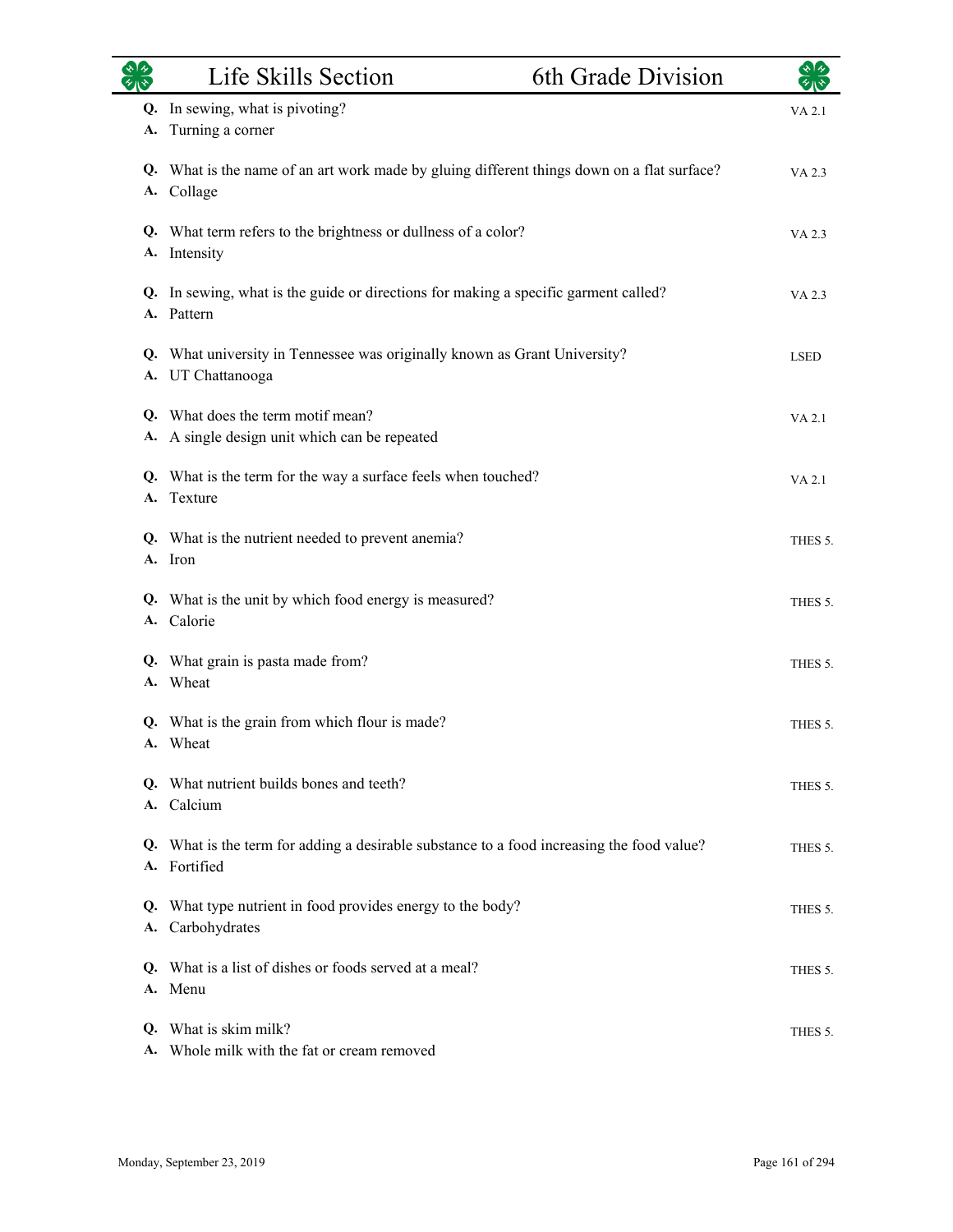**Q.** In sewing, what is pivoting? VA 2.1
**A.** Turning a corner

**Q.** What is the name of an art work made by gluing different things down on a flat surface? VA 2.3
**A.** Collage

**Q.** What term refers to the brightness or dullness of a color? VA 2.3
**A.** Intensity

**Q.** In sewing, what is the guide or directions for making a specific garment called? VA 2.3
**A.** Pattern

**Q.** What university in Tennessee was originally known as Grant University? LSED
**A.** UT Chattanooga

**Q.** What does the term motif mean? VA 2.1
**A.** A single design unit which can be repeated

**Q.** What is the term for the way a surface feels when touched? VA 2.1
**A.** Texture

**Q.** What is the nutrient needed to prevent anemia? THES 5.
**A.** Iron

**Q.** What is the unit by which food energy is measured? THES 5.
**A.** Calorie

**Q.** What grain is pasta made from? THES 5.
**A.** Wheat

**Q.** What is the grain from which flour is made? THES 5.
**A.** Wheat

**Q.** What nutrient builds bones and teeth? THES 5.
**A.** Calcium

**Q.** What is the term for adding a desirable substance to a food increasing the food value? THES 5.
**A.** Fortified

**Q.** What type nutrient in food provides energy to the body? THES 5.
**A.** Carbohydrates

**Q.** What is a list of dishes or foods served at a meal? THES 5.
**A.** Menu

**Q.** What is skim milk? THES 5.
**A.** Whole milk with the fat or cream removed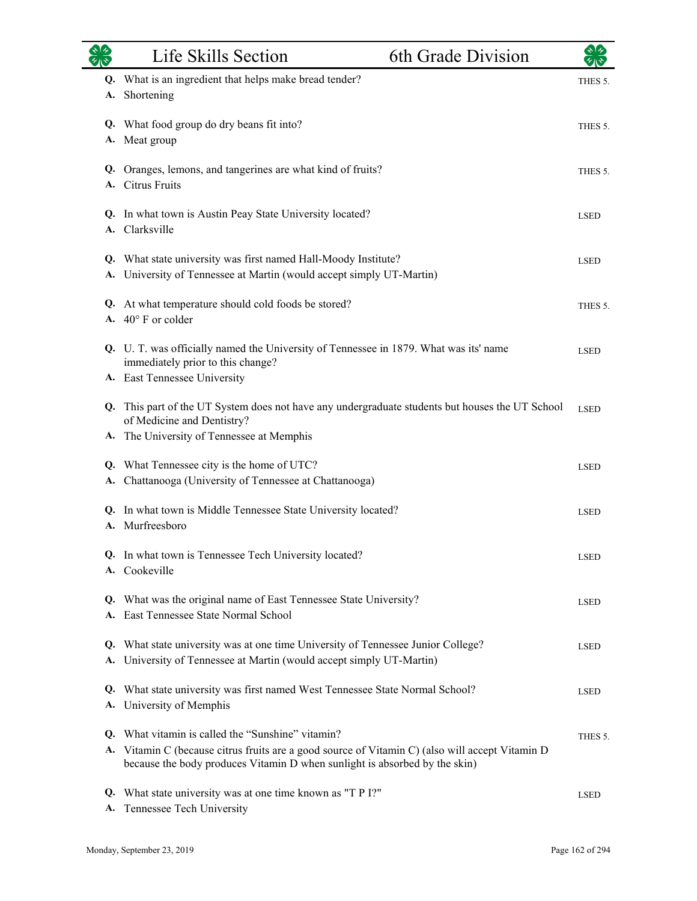# Life Skills Section 6th Grade Division

**Q.** What is an ingredient that helps make bread tender? THES 5.
**A.** Shortening

**Q.** What food group do dry beans fit into? THES 5.
**A.** Meat group

**Q.** Oranges, lemons, and tangerines are what kind of fruits? THES 5.
**A.** Citrus Fruits

**Q.** In what town is Austin Peay State University located? LSED
**A.** Clarksville

**Q.** What state university was first named Hall-Moody Institute? LSED
**A.** University of Tennessee at Martin (would accept simply UT-Martin)

**Q.** At what temperature should cold foods be stored? THES 5.
**A.** 40° F or colder

**Q.** U. T. was officially named the University of Tennessee in 1879. What was its' name immediately prior to this change? LSED
**A.** East Tennessee University

**Q.** This part of the UT System does not have any undergraduate students but houses the UT School of Medicine and Dentistry? LSED
**A.** The University of Tennessee at Memphis

**Q.** What Tennessee city is the home of UTC? LSED
**A.** Chattanooga (University of Tennessee at Chattanooga)

**Q.** In what town is Middle Tennessee State University located? LSED
**A.** Murfreesboro

**Q.** In what town is Tennessee Tech University located? LSED
**A.** Cookeville

**Q.** What was the original name of East Tennessee State University? LSED
**A.** East Tennessee State Normal School

**Q.** What state university was at one time University of Tennessee Junior College? LSED
**A.** University of Tennessee at Martin (would accept simply UT-Martin)

**Q.** What state university was first named West Tennessee State Normal School? LSED
**A.** University of Memphis

**Q.** What vitamin is called the "Sunshine" vitamin? THES 5.
**A.** Vitamin C (because citrus fruits are a good source of Vitamin C) (also will accept Vitamin D because the body produces Vitamin D when sunlight is absorbed by the skin)

**Q.** What state university was at one time known as "T P I?" LSED
**A.** Tennessee Tech University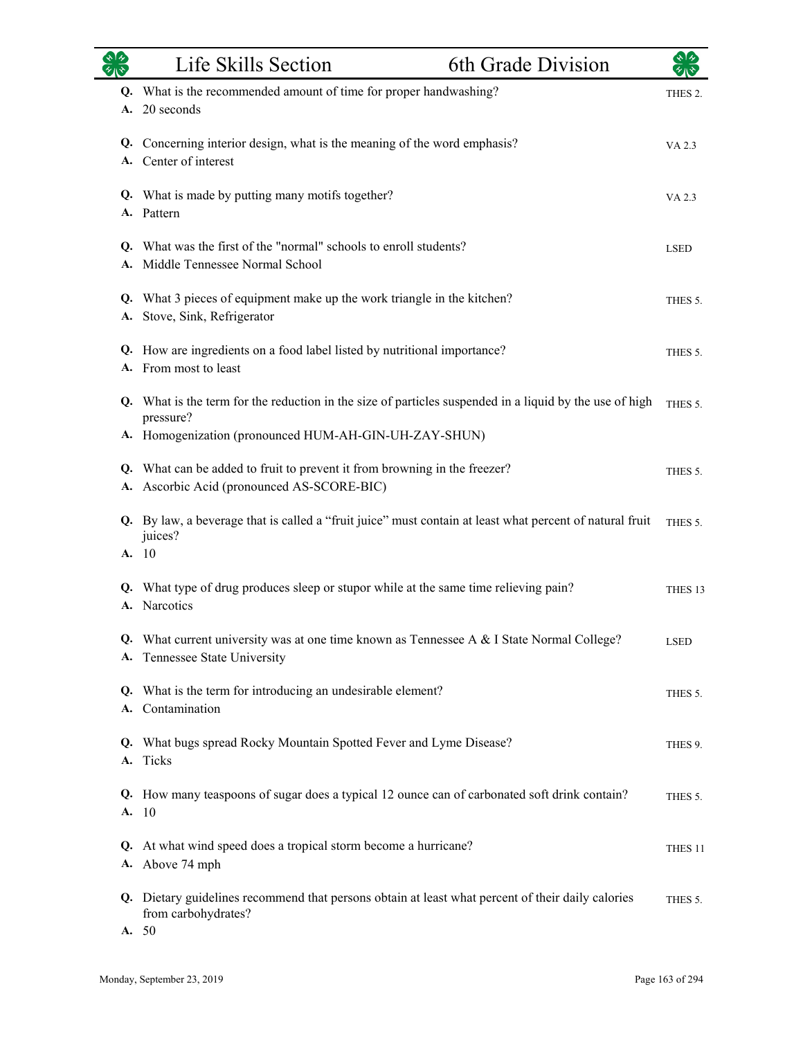**Q.** What is the recommended amount of time for proper handwashing? THES 2.
**A.** 20 seconds

**Q.** Concerning interior design, what is the meaning of the word emphasis? VA 2.3
**A.** Center of interest

**Q.** What is made by putting many motifs together? VA 2.3
**A.** Pattern

**Q.** What was the first of the "normal" schools to enroll students? LSED
**A.** Middle Tennessee Normal School

**Q.** What 3 pieces of equipment make up the work triangle in the kitchen? THES 5.
**A.** Stove, Sink, Refrigerator

**Q.** How are ingredients on a food label listed by nutritional importance? THES 5.
**A.** From most to least

**Q.** What is the term for the reduction in the size of particles suspended in a liquid by the use of high pressure? THES 5.
**A.** Homogenization (pronounced HUM-AH-GIN-UH-ZAY-SHUN)

**Q.** What can be added to fruit to prevent it from browning in the freezer? THES 5.
**A.** Ascorbic Acid (pronounced AS-SCORE-BIC)

**Q.** By law, a beverage that is called a "fruit juice" must contain at least what percent of natural fruit juices? THES 5.
**A.** 10

**Q.** What type of drug produces sleep or stupor while at the same time relieving pain? THES 13
**A.** Narcotics

**Q.** What current university was at one time known as Tennessee A & I State Normal College? LSED
**A.** Tennessee State University

**Q.** What is the term for introducing an undesirable element? THES 5.
**A.** Contamination

**Q.** What bugs spread Rocky Mountain Spotted Fever and Lyme Disease? THES 9.
**A.** Ticks

**Q.** How many teaspoons of sugar does a typical 12 ounce can of carbonated soft drink contain? THES 5.
**A.** 10

**Q.** At what wind speed does a tropical storm become a hurricane? THES 11
**A.** Above 74 mph

**Q.** Dietary guidelines recommend that persons obtain at least what percent of their daily calories from carbohydrates? THES 5.
**A.** 50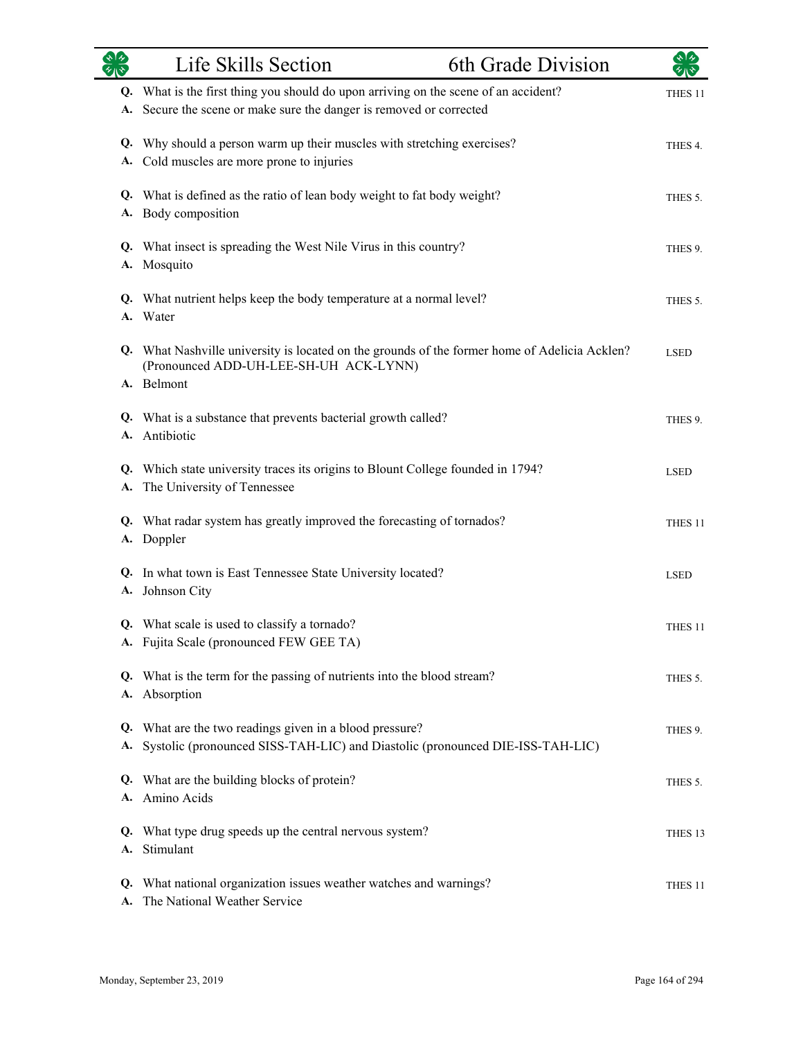# Life Skills Section 6th Grade Division

**Q.** What is the first thing you should do upon arriving on the scene of an accident? THES 11
**A.** Secure the scene or make sure the danger is removed or corrected

**Q.** Why should a person warm up their muscles with stretching exercises? THES 4.
**A.** Cold muscles are more prone to injuries

**Q.** What is defined as the ratio of lean body weight to fat body weight? THES 5.
**A.** Body composition

**Q.** What insect is spreading the West Nile Virus in this country? THES 9.
**A.** Mosquito

**Q.** What nutrient helps keep the body temperature at a normal level? THES 5.
**A.** Water

**Q.** What Nashville university is located on the grounds of the former home of Adelicia Acklen? (Pronounced ADD-UH-LEE-SH-UH ACK-LYNN) LSED
**A.** Belmont

**Q.** What is a substance that prevents bacterial growth called? THES 9.
**A.** Antibiotic

**Q.** Which state university traces its origins to Blount College founded in 1794? LSED
**A.** The University of Tennessee

**Q.** What radar system has greatly improved the forecasting of tornados? THES 11
**A.** Doppler

**Q.** In what town is East Tennessee State University located? LSED
**A.** Johnson City

**Q.** What scale is used to classify a tornado? THES 11
**A.** Fujita Scale (pronounced FEW GEE TA)

**Q.** What is the term for the passing of nutrients into the blood stream? THES 5.
**A.** Absorption

**Q.** What are the two readings given in a blood pressure? THES 9.
**A.** Systolic (pronounced SISS-TAH-LIC) and Diastolic (pronounced DIE-ISS-TAH-LIC)

**Q.** What are the building blocks of protein? THES 5.
**A.** Amino Acids

**Q.** What type drug speeds up the central nervous system? THES 13
**A.** Stimulant

**Q.** What national organization issues weather watches and warnings? THES 11
**A.** The National Weather Service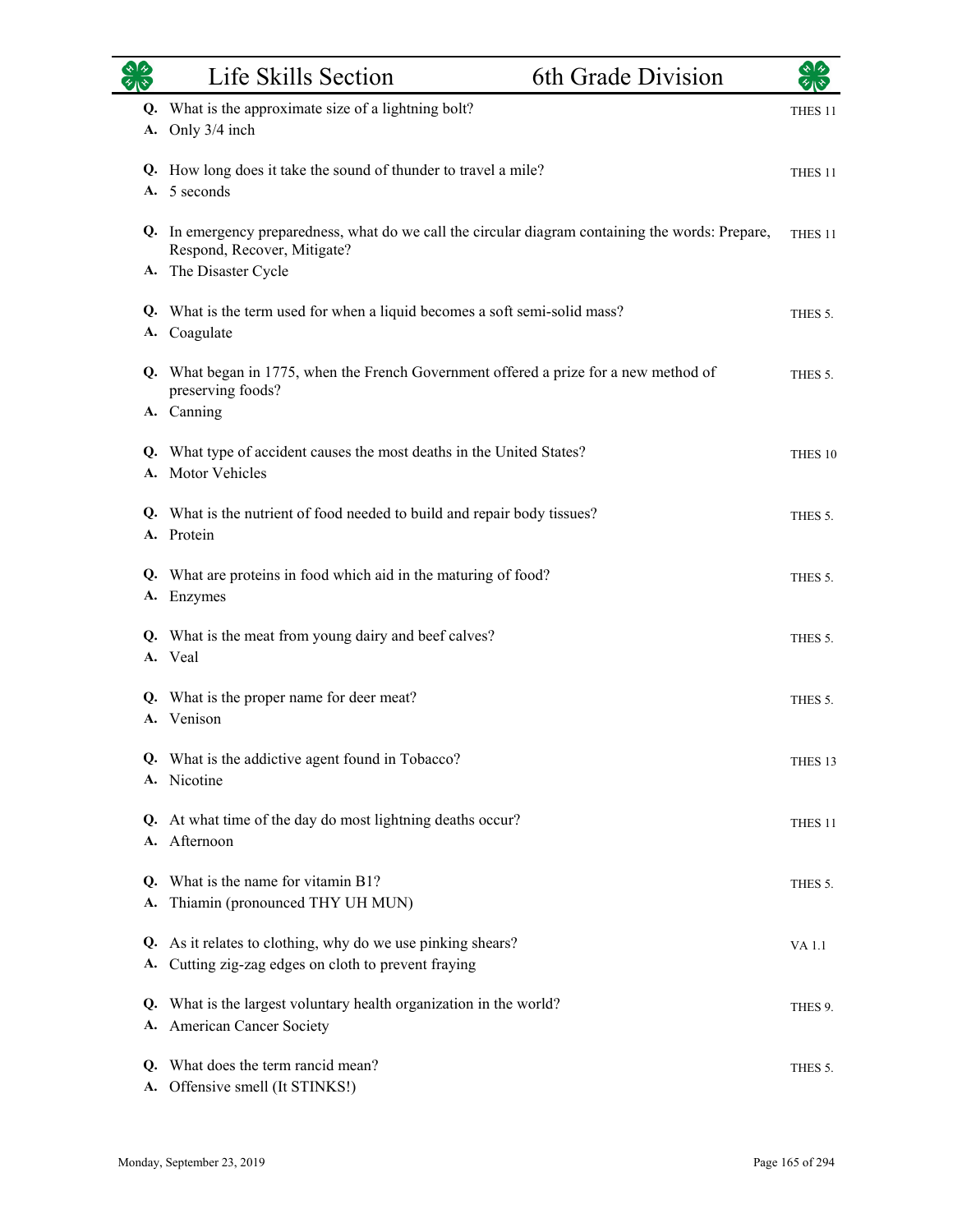# Life Skills Section — 6th Grade Division

**Q.** What is the approximate size of a lightning bolt? — THES 11
**A.** Only 3/4 inch

**Q.** How long does it take the sound of thunder to travel a mile? — THES 11
**A.** 5 seconds

**Q.** In emergency preparedness, what do we call the circular diagram containing the words: Prepare, Respond, Recover, Mitigate? — THES 11
**A.** The Disaster Cycle

**Q.** What is the term used for when a liquid becomes a soft semi-solid mass? — THES 5.
**A.** Coagulate

**Q.** What began in 1775, when the French Government offered a prize for a new method of preserving foods? — THES 5.
**A.** Canning

**Q.** What type of accident causes the most deaths in the United States? — THES 10
**A.** Motor Vehicles

**Q.** What is the nutrient of food needed to build and repair body tissues? — THES 5.
**A.** Protein

**Q.** What are proteins in food which aid in the maturing of food? — THES 5.
**A.** Enzymes

**Q.** What is the meat from young dairy and beef calves? — THES 5.
**A.** Veal

**Q.** What is the proper name for deer meat? — THES 5.
**A.** Venison

**Q.** What is the addictive agent found in Tobacco? — THES 13
**A.** Nicotine

**Q.** At what time of the day do most lightning deaths occur? — THES 11
**A.** Afternoon

**Q.** What is the name for vitamin B1? — THES 5.
**A.** Thiamin (pronounced THY UH MUN)

**Q.** As it relates to clothing, why do we use pinking shears? — VA 1.1
**A.** Cutting zig-zag edges on cloth to prevent fraying

**Q.** What is the largest voluntary health organization in the world? — THES 9.
**A.** American Cancer Society

**Q.** What does the term rancid mean? — THES 5.
**A.** Offensive smell (It STINKS!)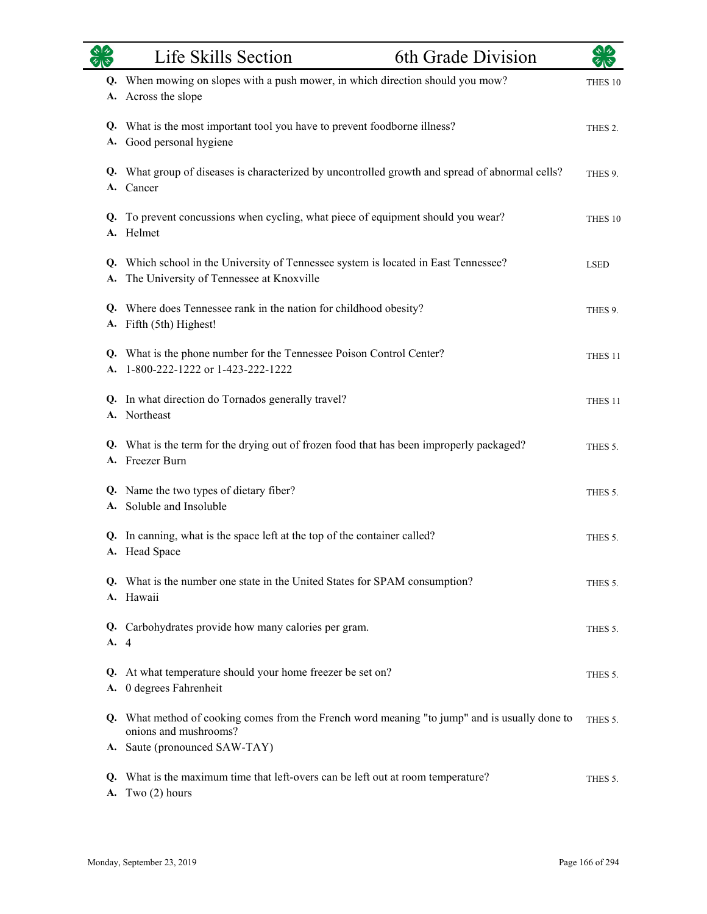# Life Skills Section 6th Grade Division

**Q.** When mowing on slopes with a push mower, in which direction should you mow? THES 10
**A.** Across the slope

**Q.** What is the most important tool you have to prevent foodborne illness? THES 2.
**A.** Good personal hygiene

**Q.** What group of diseases is characterized by uncontrolled growth and spread of abnormal cells? THES 9.
**A.** Cancer

**Q.** To prevent concussions when cycling, what piece of equipment should you wear? THES 10
**A.** Helmet

**Q.** Which school in the University of Tennessee system is located in East Tennessee? LSED
**A.** The University of Tennessee at Knoxville

**Q.** Where does Tennessee rank in the nation for childhood obesity? THES 9.
**A.** Fifth (5th) Highest!

**Q.** What is the phone number for the Tennessee Poison Control Center? THES 11
**A.** 1-800-222-1222 or 1-423-222-1222

**Q.** In what direction do Tornados generally travel? THES 11
**A.** Northeast

**Q.** What is the term for the drying out of frozen food that has been improperly packaged? THES 5.
**A.** Freezer Burn

**Q.** Name the two types of dietary fiber? THES 5.
**A.** Soluble and Insoluble

**Q.** In canning, what is the space left at the top of the container called? THES 5.
**A.** Head Space

**Q.** What is the number one state in the United States for SPAM consumption? THES 5.
**A.** Hawaii

**Q.** Carbohydrates provide how many calories per gram. THES 5.
**A.** 4

**Q.** At what temperature should your home freezer be set on? THES 5.
**A.** 0 degrees Fahrenheit

**Q.** What method of cooking comes from the French word meaning "to jump" and is usually done to onions and mushrooms? THES 5.
**A.** Saute (pronounced SAW-TAY)

**Q.** What is the maximum time that left-overs can be left out at room temperature? THES 5.
**A.** Two (2) hours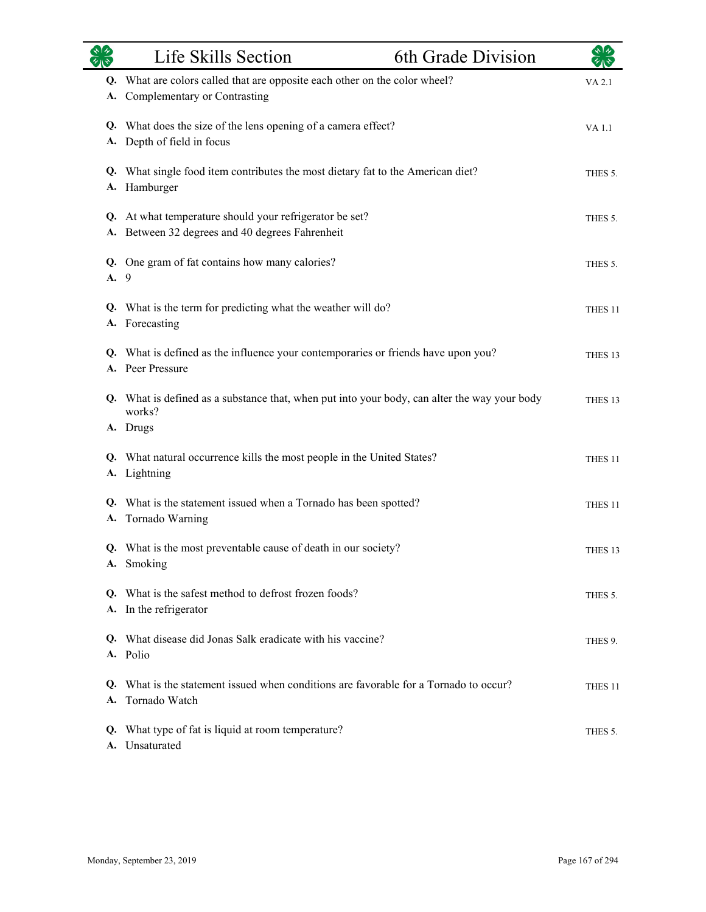| Q./A. | | Code |
|---|---|---|
| **Q.** | What are colors called that are opposite each other on the color wheel? | VA 2.1 |
| **A.** | Complementary or Contrasting | |
| **Q.** | What does the size of the lens opening of a camera effect? | VA 1.1 |
| **A.** | Depth of field in focus | |
| **Q.** | What single food item contributes the most dietary fat to the American diet? | THES 5. |
| **A.** | Hamburger | |
| **Q.** | At what temperature should your refrigerator be set? | THES 5. |
| **A.** | Between 32 degrees and 40 degrees Fahrenheit | |
| **Q.** | One gram of fat contains how many calories? | THES 5. |
| **A.** | 9 | |
| **Q.** | What is the term for predicting what the weather will do? | THES 11 |
| **A.** | Forecasting | |
| **Q.** | What is defined as the influence your contemporaries or friends have upon you? | THES 13 |
| **A.** | Peer Pressure | |
| **Q.** | What is defined as a substance that, when put into your body, can alter the way your body works? | THES 13 |
| **A.** | Drugs | |
| **Q.** | What natural occurrence kills the most people in the United States? | THES 11 |
| **A.** | Lightning | |
| **Q.** | What is the statement issued when a Tornado has been spotted? | THES 11 |
| **A.** | Tornado Warning | |
| **Q.** | What is the most preventable cause of death in our society? | THES 13 |
| **A.** | Smoking | |
| **Q.** | What is the safest method to defrost frozen foods? | THES 5. |
| **A.** | In the refrigerator | |
| **Q.** | What disease did Jonas Salk eradicate with his vaccine? | THES 9. |
| **A.** | Polio | |
| **Q.** | What is the statement issued when conditions are favorable for a Tornado to occur? | THES 11 |
| **A.** | Tornado Watch | |
| **Q.** | What type of fat is liquid at room temperature? | THES 5. |
| **A.** | Unsaturated | |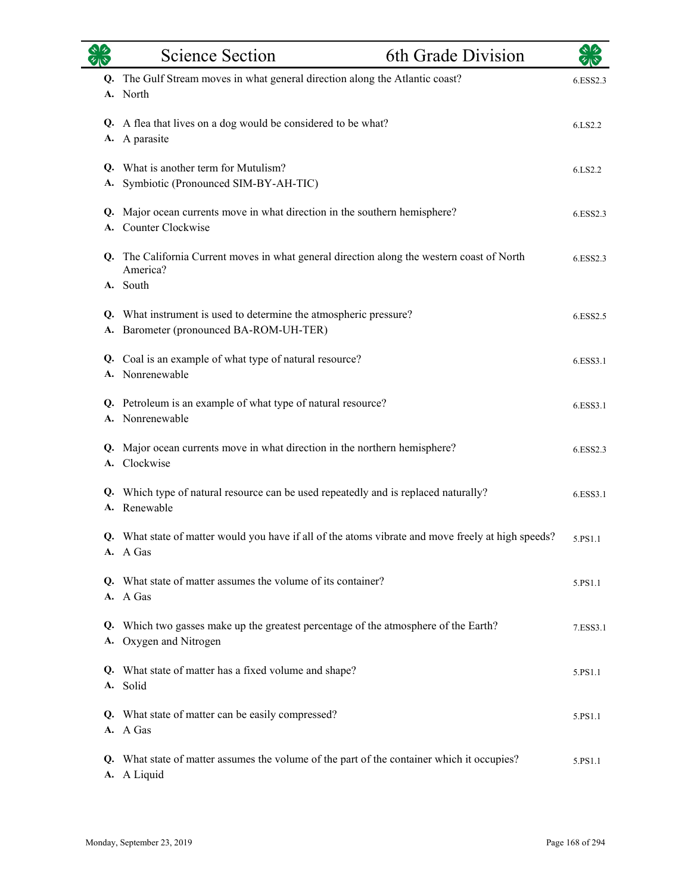**Q.** The Gulf Stream moves in what general direction along the Atlantic coast?
**A.** North
6.ESS2.3

**Q.** A flea that lives on a dog would be considered to be what?
**A.** A parasite
6.LS2.2

**Q.** What is another term for Mutulism?
**A.** Symbiotic (Pronounced SIM-BY-AH-TIC)
6.LS2.2

**Q.** Major ocean currents move in what direction in the southern hemisphere?
**A.** Counter Clockwise
6.ESS2.3

**Q.** The California Current moves in what general direction along the western coast of North America?
**A.** South
6.ESS2.3

**Q.** What instrument is used to determine the atmospheric pressure?
**A.** Barometer (pronounced BA-ROM-UH-TER)
6.ESS2.5

**Q.** Coal is an example of what type of natural resource?
**A.** Nonrenewable
6.ESS3.1

**Q.** Petroleum is an example of what type of natural resource?
**A.** Nonrenewable
6.ESS3.1

**Q.** Major ocean currents move in what direction in the northern hemisphere?
**A.** Clockwise
6.ESS2.3

**Q.** Which type of natural resource can be used repeatedly and is replaced naturally?
**A.** Renewable
6.ESS3.1

**Q.** What state of matter would you have if all of the atoms vibrate and move freely at high speeds?
**A.** A Gas
5.PS1.1

**Q.** What state of matter assumes the volume of its container?
**A.** A Gas
5.PS1.1

**Q.** Which two gasses make up the greatest percentage of the atmosphere of the Earth?
**A.** Oxygen and Nitrogen
7.ESS3.1

**Q.** What state of matter has a fixed volume and shape?
**A.** Solid
5.PS1.1

**Q.** What state of matter can be easily compressed?
**A.** A Gas
5.PS1.1

**Q.** What state of matter assumes the volume of the part of the container which it occupies?
**A.** A Liquid
5.PS1.1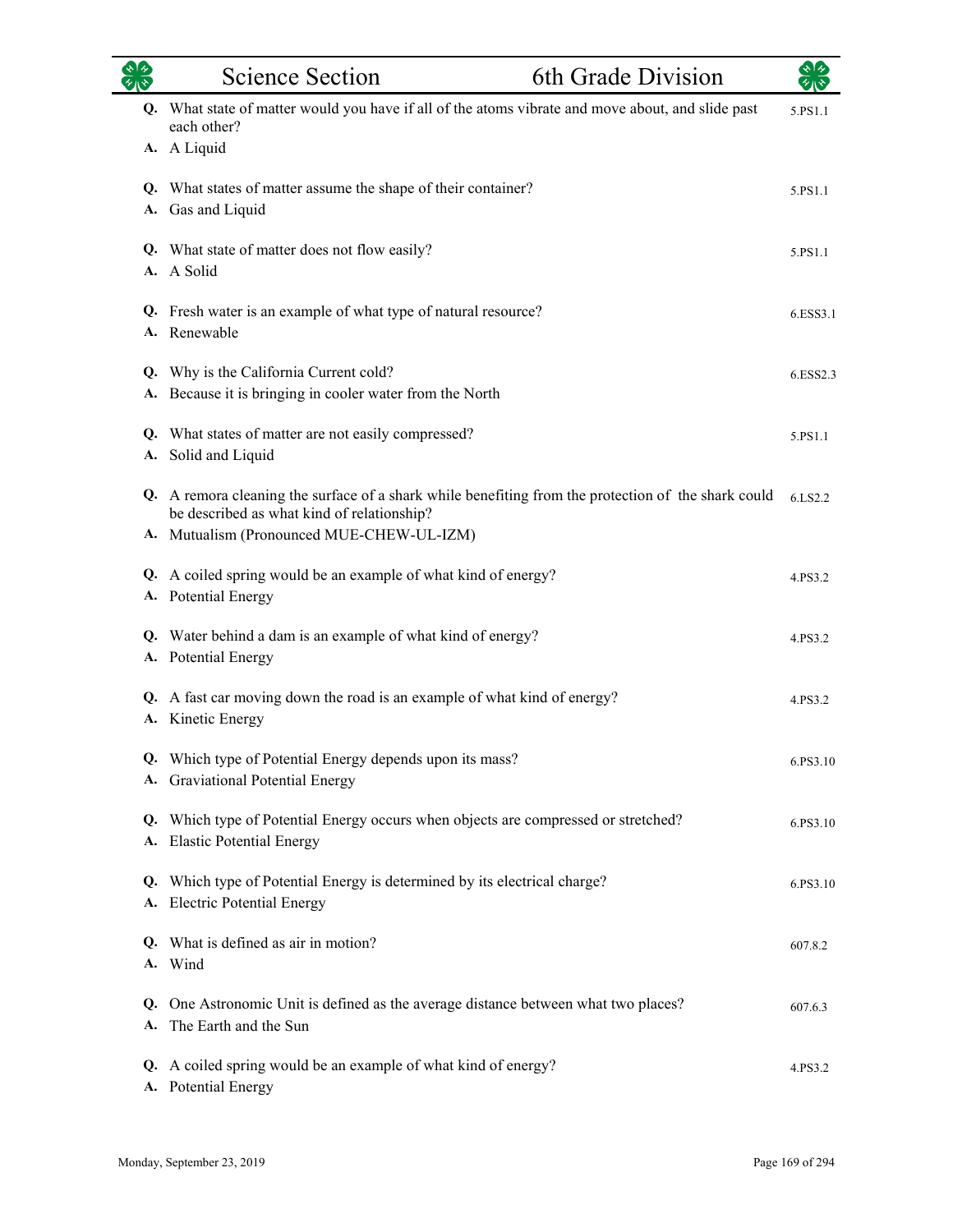# Science Section — 6th Grade Division

**Q.** What state of matter would you have if all of the atoms vibrate and move about, and slide past each other? — 5.PS1.1
**A.** A Liquid

**Q.** What states of matter assume the shape of their container? — 5.PS1.1
**A.** Gas and Liquid

**Q.** What state of matter does not flow easily? — 5.PS1.1
**A.** A Solid

**Q.** Fresh water is an example of what type of natural resource? — 6.ESS3.1
**A.** Renewable

**Q.** Why is the California Current cold? — 6.ESS2.3
**A.** Because it is bringing in cooler water from the North

**Q.** What states of matter are not easily compressed? — 5.PS1.1
**A.** Solid and Liquid

**Q.** A remora cleaning the surface of a shark while benefiting from the protection of the shark could be described as what kind of relationship? — 6.LS2.2
**A.** Mutualism (Pronounced MUE-CHEW-UL-IZM)

**Q.** A coiled spring would be an example of what kind of energy? — 4.PS3.2
**A.** Potential Energy

**Q.** Water behind a dam is an example of what kind of energy? — 4.PS3.2
**A.** Potential Energy

**Q.** A fast car moving down the road is an example of what kind of energy? — 4.PS3.2
**A.** Kinetic Energy

**Q.** Which type of Potential Energy depends upon its mass? — 6.PS3.10
**A.** Graviational Potential Energy

**Q.** Which type of Potential Energy occurs when objects are compressed or stretched? — 6.PS3.10
**A.** Elastic Potential Energy

**Q.** Which type of Potential Energy is determined by its electrical charge? — 6.PS3.10
**A.** Electric Potential Energy

**Q.** What is defined as air in motion? — 607.8.2
**A.** Wind

**Q.** One Astronomic Unit is defined as the average distance between what two places? — 607.6.3
**A.** The Earth and the Sun

**Q.** A coiled spring would be an example of what kind of energy? — 4.PS3.2
**A.** Potential Energy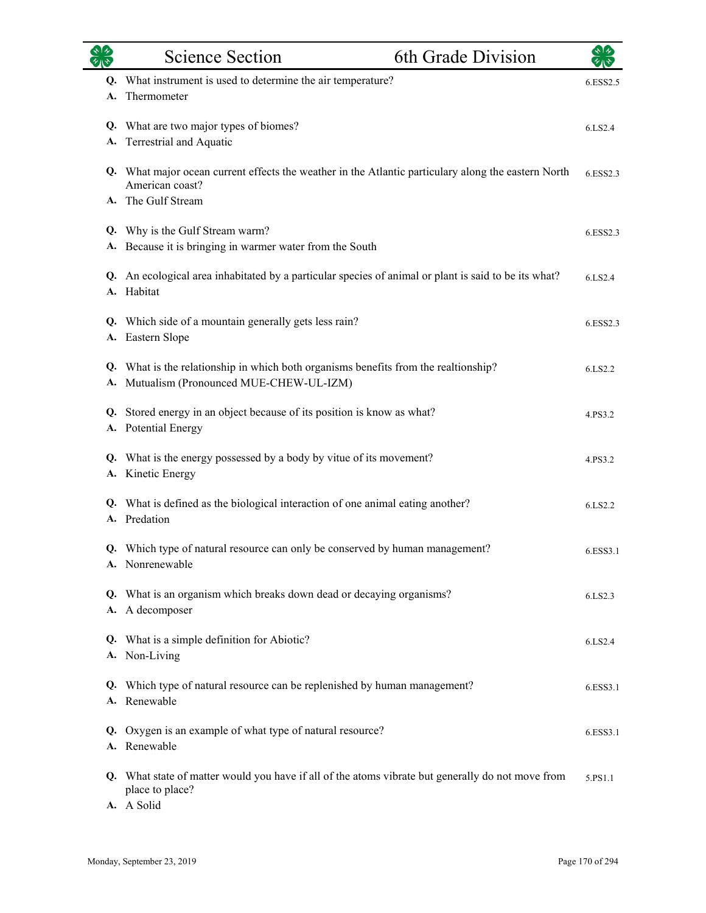# Science Section — 6th Grade Division

**Q.** What instrument is used to determine the air temperature? 6.ESS2.5
**A.** Thermometer

**Q.** What are two major types of biomes? 6.LS2.4
**A.** Terrestrial and Aquatic

**Q.** What major ocean current effects the weather in the Atlantic particulary along the eastern North American coast? 6.ESS2.3
**A.** The Gulf Stream

**Q.** Why is the Gulf Stream warm? 6.ESS2.3
**A.** Because it is bringing in warmer water from the South

**Q.** An ecological area inhabitated by a particular species of animal or plant is said to be its what? 6.LS2.4
**A.** Habitat

**Q.** Which side of a mountain generally gets less rain? 6.ESS2.3
**A.** Eastern Slope

**Q.** What is the relationship in which both organisms benefits from the realtionship? 6.LS2.2
**A.** Mutualism (Pronounced MUE-CHEW-UL-IZM)

**Q.** Stored energy in an object because of its position is know as what? 4.PS3.2
**A.** Potential Energy

**Q.** What is the energy possessed by a body by vitue of its movement? 4.PS3.2
**A.** Kinetic Energy

**Q.** What is defined as the biological interaction of one animal eating another? 6.LS2.2
**A.** Predation

**Q.** Which type of natural resource can only be conserved by human management? 6.ESS3.1
**A.** Nonrenewable

**Q.** What is an organism which breaks down dead or decaying organisms? 6.LS2.3
**A.** A decomposer

**Q.** What is a simple definition for Abiotic? 6.LS2.4
**A.** Non-Living

**Q.** Which type of natural resource can be replenished by human management? 6.ESS3.1
**A.** Renewable

**Q.** Oxygen is an example of what type of natural resource? 6.ESS3.1
**A.** Renewable

**Q.** What state of matter would you have if all of the atoms vibrate but generally do not move from place to place? 5.PS1.1
**A.** A Solid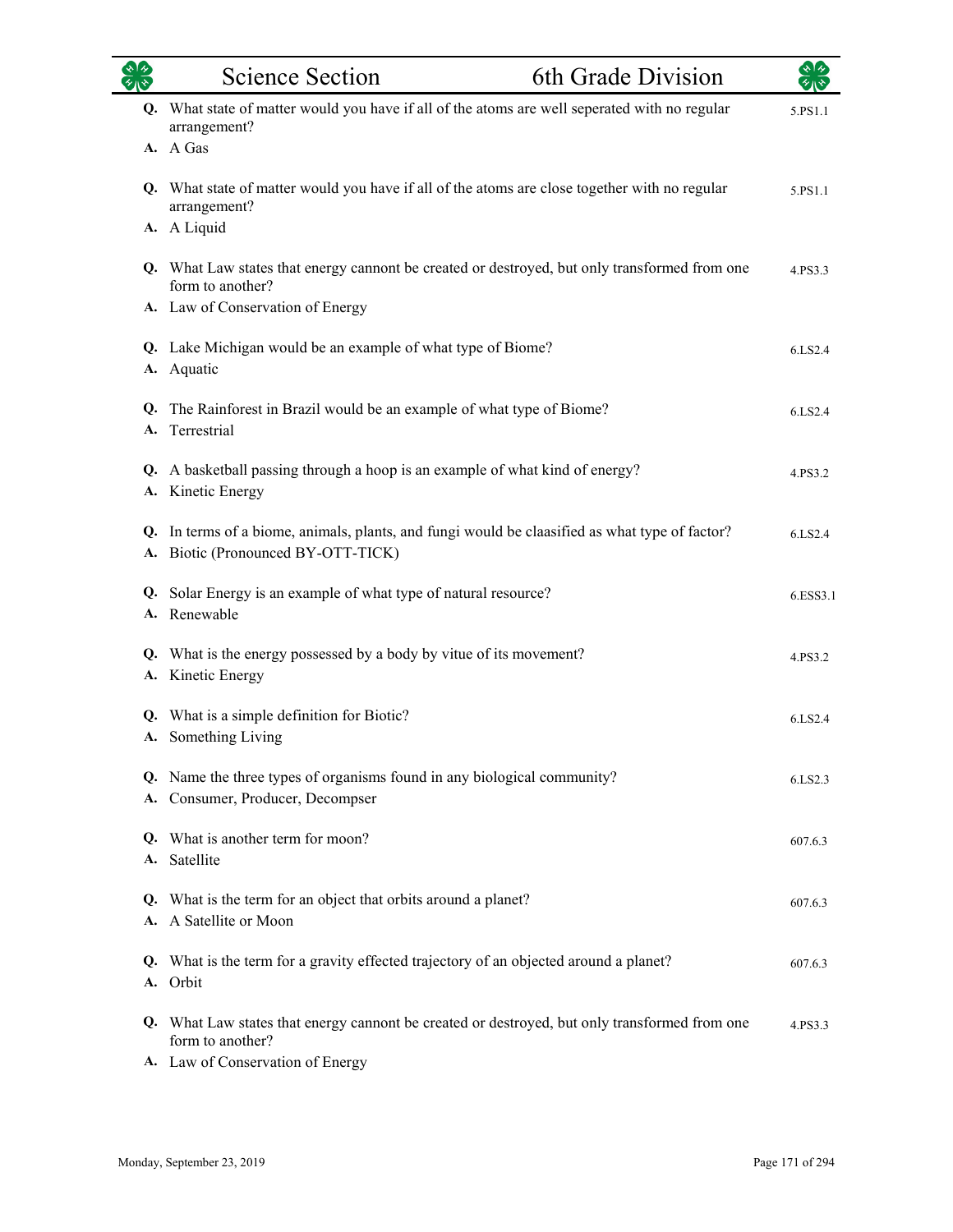## Science Section — 6th Grade Division

**Q.** What state of matter would you have if all of the atoms are well seperated with no regular arrangement? — 5.PS1.1
**A.** A Gas

**Q.** What state of matter would you have if all of the atoms are close together with no regular arrangement? — 5.PS1.1
**A.** A Liquid

**Q.** What Law states that energy cannont be created or destroyed, but only transformed from one form to another? — 4.PS3.3
**A.** Law of Conservation of Energy

**Q.** Lake Michigan would be an example of what type of Biome? — 6.LS2.4
**A.** Aquatic

**Q.** The Rainforest in Brazil would be an example of what type of Biome? — 6.LS2.4
**A.** Terrestrial

**Q.** A basketball passing through a hoop is an example of what kind of energy? — 4.PS3.2
**A.** Kinetic Energy

**Q.** In terms of a biome, animals, plants, and fungi would be claasified as what type of factor? — 6.LS2.4
**A.** Biotic (Pronounced BY-OTT-TICK)

**Q.** Solar Energy is an example of what type of natural resource? — 6.ESS3.1
**A.** Renewable

**Q.** What is the energy possessed by a body by vitue of its movement? — 4.PS3.2
**A.** Kinetic Energy

**Q.** What is a simple definition for Biotic? — 6.LS2.4
**A.** Something Living

**Q.** Name the three types of organisms found in any biological community? — 6.LS2.3
**A.** Consumer, Producer, Decompser

**Q.** What is another term for moon? — 607.6.3
**A.** Satellite

**Q.** What is the term for an object that orbits around a planet? — 607.6.3
**A.** A Satellite or Moon

**Q.** What is the term for a gravity effected trajectory of an objected around a planet? — 607.6.3
**A.** Orbit

**Q.** What Law states that energy cannont be created or destroyed, but only transformed from one form to another? — 4.PS3.3
**A.** Law of Conservation of Energy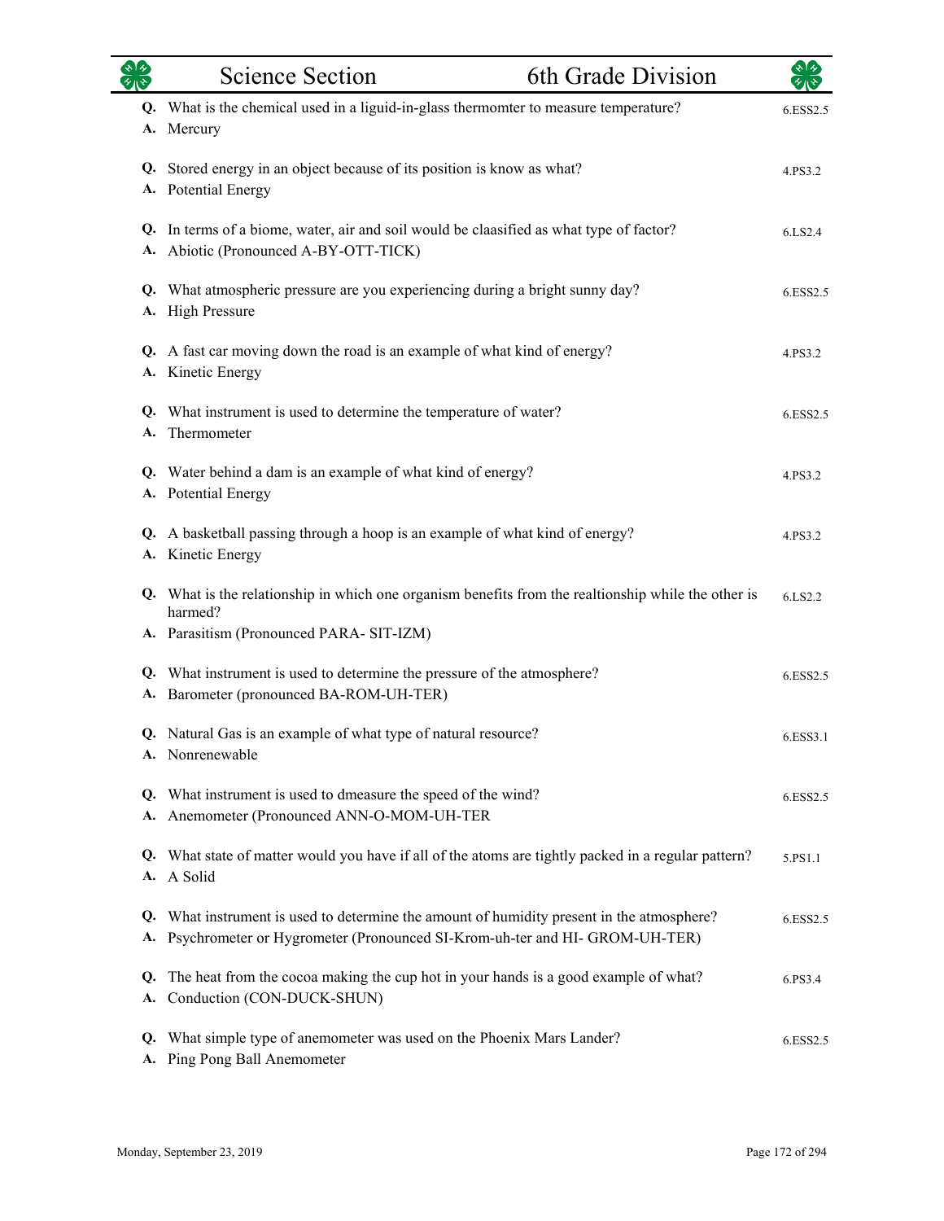# Science Section — 6th Grade Division

**Q.** What is the chemical used in a liguid-in-glass thermomter to measure temperature? — 6.ESS2.5
**A.** Mercury

**Q.** Stored energy in an object because of its position is know as what? — 4.PS3.2
**A.** Potential Energy

**Q.** In terms of a biome, water, air and soil would be claasified as what type of factor? — 6.LS2.4
**A.** Abiotic (Pronounced A-BY-OTT-TICK)

**Q.** What atmospheric pressure are you experiencing during a bright sunny day? — 6.ESS2.5
**A.** High Pressure

**Q.** A fast car moving down the road is an example of what kind of energy? — 4.PS3.2
**A.** Kinetic Energy

**Q.** What instrument is used to determine the temperature of water? — 6.ESS2.5
**A.** Thermometer

**Q.** Water behind a dam is an example of what kind of energy? — 4.PS3.2
**A.** Potential Energy

**Q.** A basketball passing through a hoop is an example of what kind of energy? — 4.PS3.2
**A.** Kinetic Energy

**Q.** What is the relationship in which one organism benefits from the realtionship while the other is harmed? — 6.LS2.2
**A.** Parasitism (Pronounced PARA- SIT-IZM)

**Q.** What instrument is used to determine the pressure of the atmosphere? — 6.ESS2.5
**A.** Barometer (pronounced BA-ROM-UH-TER)

**Q.** Natural Gas is an example of what type of natural resource? — 6.ESS3.1
**A.** Nonrenewable

**Q.** What instrument is used to dmeasure the speed of the wind? — 6.ESS2.5
**A.** Anemometer (Pronounced ANN-O-MOM-UH-TER

**Q.** What state of matter would you have if all of the atoms are tightly packed in a regular pattern? — 5.PS1.1
**A.** A Solid

**Q.** What instrument is used to determine the amount of humidity present in the atmosphere? — 6.ESS2.5
**A.** Psychrometer or Hygrometer (Pronounced SI-Krom-uh-ter and HI- GROM-UH-TER)

**Q.** The heat from the cocoa making the cup hot in your hands is a good example of what? — 6.PS3.4
**A.** Conduction (CON-DUCK-SHUN)

**Q.** What simple type of anemometer was used on the Phoenix Mars Lander? — 6.ESS2.5
**A.** Ping Pong Ball Anemometer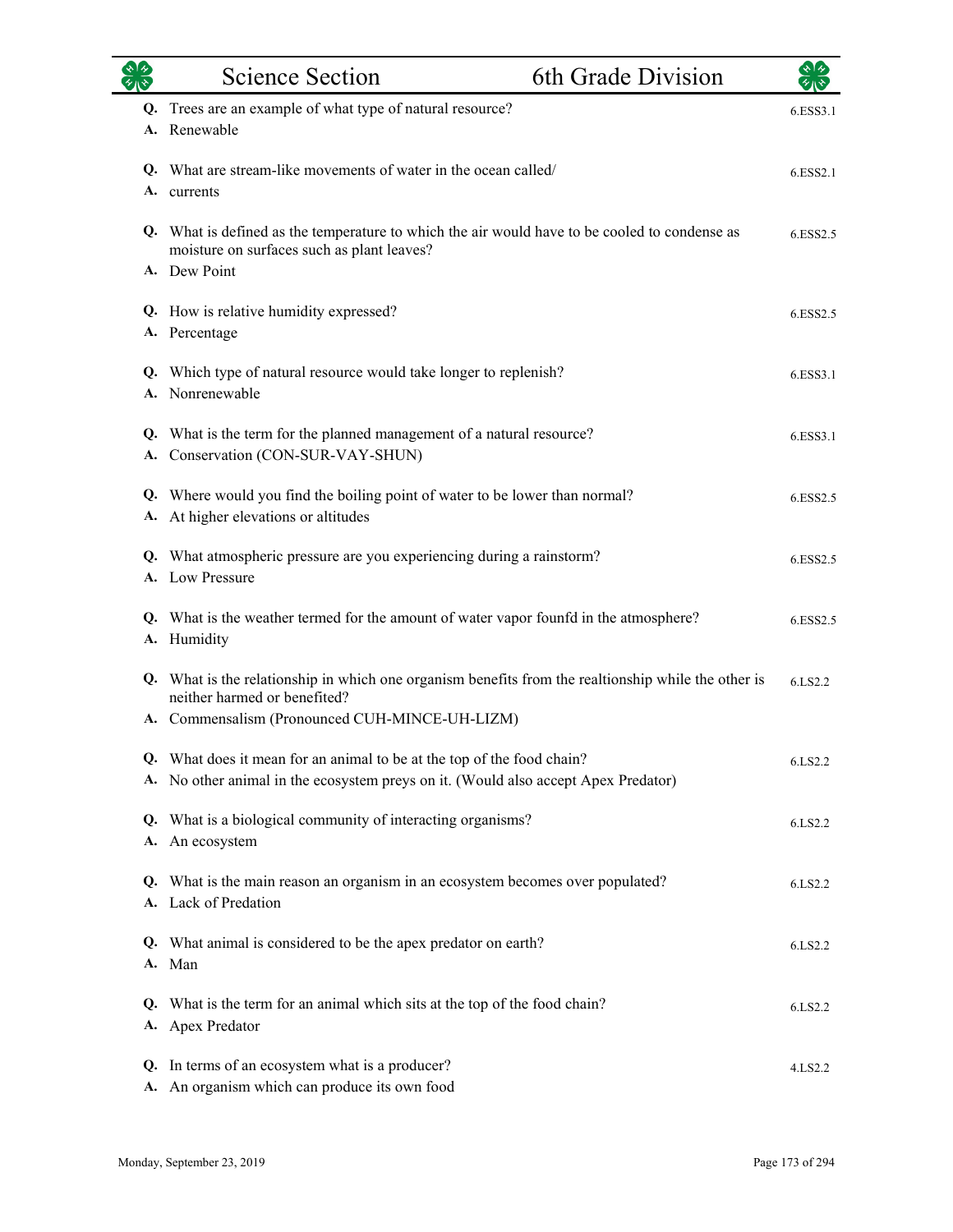# Science Section 6th Grade Division

**Q.** Trees are an example of what type of natural resource? — 6.ESS3.1
**A.** Renewable

**Q.** What are stream-like movements of water in the ocean called/ — 6.ESS2.1
**A.** currents

**Q.** What is defined as the temperature to which the air would have to be cooled to condense as moisture on surfaces such as plant leaves? — 6.ESS2.5
**A.** Dew Point

**Q.** How is relative humidity expressed? — 6.ESS2.5
**A.** Percentage

**Q.** Which type of natural resource would take longer to replenish? — 6.ESS3.1
**A.** Nonrenewable

**Q.** What is the term for the planned management of a natural resource? — 6.ESS3.1
**A.** Conservation (CON-SUR-VAY-SHUN)

**Q.** Where would you find the boiling point of water to be lower than normal? — 6.ESS2.5
**A.** At higher elevations or altitudes

**Q.** What atmospheric pressure are you experiencing during a rainstorm? — 6.ESS2.5
**A.** Low Pressure

**Q.** What is the weather termed for the amount of water vapor foundf in the atmosphere? — 6.ESS2.5
**A.** Humidity

**Q.** What is the relationship in which one organism benefits from the realtionship while the other is neither harmed or benefited? — 6.LS2.2
**A.** Commensalism (Pronounced CUH-MINCE-UH-LIZM)

**Q.** What does it mean for an animal to be at the top of the food chain? — 6.LS2.2
**A.** No other animal in the ecosystem preys on it. (Would also accept Apex Predator)

**Q.** What is a biological community of interacting organisms? — 6.LS2.2
**A.** An ecosystem

**Q.** What is the main reason an organism in an ecosystem becomes over populated? — 6.LS2.2
**A.** Lack of Predation

**Q.** What animal is considered to be the apex predator on earth? — 6.LS2.2
**A.** Man

**Q.** What is the term for an animal which sits at the top of the food chain? — 6.LS2.2
**A.** Apex Predator

**Q.** In terms of an ecosystem what is a producer? — 4.LS2.2
**A.** An organism which can produce its own food

Monday, September 23, 2019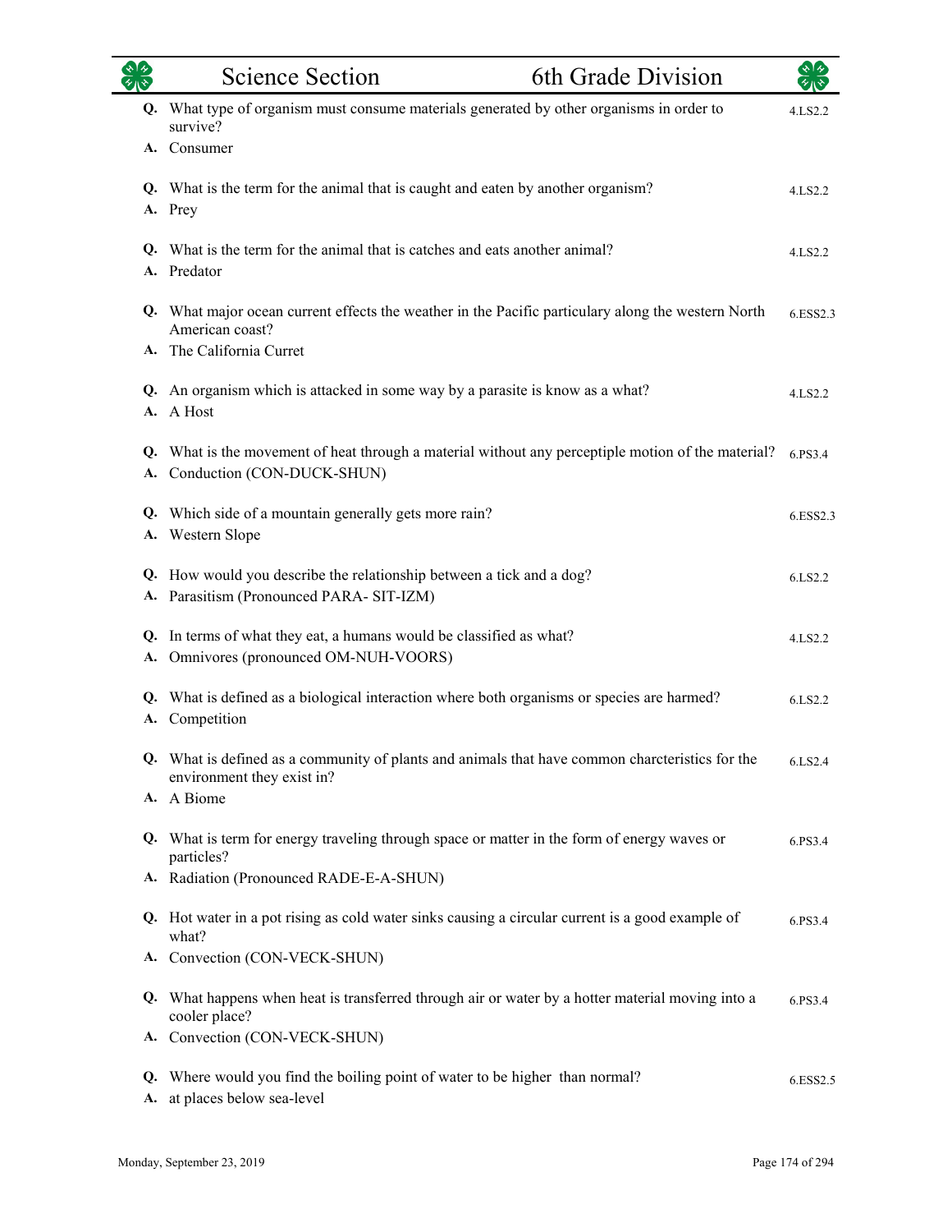# Science Section 6th Grade Division

**Q.** What type of organism must consume materials generated by other organisms in order to survive? 4.LS2.2
**A.** Consumer

**Q.** What is the term for the animal that is caught and eaten by another organism? 4.LS2.2
**A.** Prey

**Q.** What is the term for the animal that is catches and eats another animal? 4.LS2.2
**A.** Predator

**Q.** What major ocean current effects the weather in the Pacific particulary along the western North American coast? 6.ESS2.3
**A.** The California Curret

**Q.** An organism which is attacked in some way by a parasite is know as a what? 4.LS2.2
**A.** A Host

**Q.** What is the movement of heat through a material without any perceptiple motion of the material? 6.PS3.4
**A.** Conduction (CON-DUCK-SHUN)

**Q.** Which side of a mountain generally gets more rain? 6.ESS2.3
**A.** Western Slope

**Q.** How would you describe the relationship between a tick and a dog? 6.LS2.2
**A.** Parasitism (Pronounced PARA- SIT-IZM)

**Q.** In terms of what they eat, a humans would be classified as what? 4.LS2.2
**A.** Omnivores (pronounced OM-NUH-VOORS)

**Q.** What is defined as a biological interaction where both organisms or species are harmed? 6.LS2.2
**A.** Competition

**Q.** What is defined as a community of plants and animals that have common charcteristics for the environment they exist in? 6.LS2.4
**A.** A Biome

**Q.** What is term for energy traveling through space or matter in the form of energy waves or particles? 6.PS3.4
**A.** Radiation (Pronounced RADE-E-A-SHUN)

**Q.** Hot water in a pot rising as cold water sinks causing a circular current is a good example of what? 6.PS3.4
**A.** Convection (CON-VECK-SHUN)

**Q.** What happens when heat is transferred through air or water by a hotter material moving into a cooler place? 6.PS3.4
**A.** Convection (CON-VECK-SHUN)

**Q.** Where would you find the boiling point of water to be higher than normal? 6.ESS2.5
**A.** at places below sea-level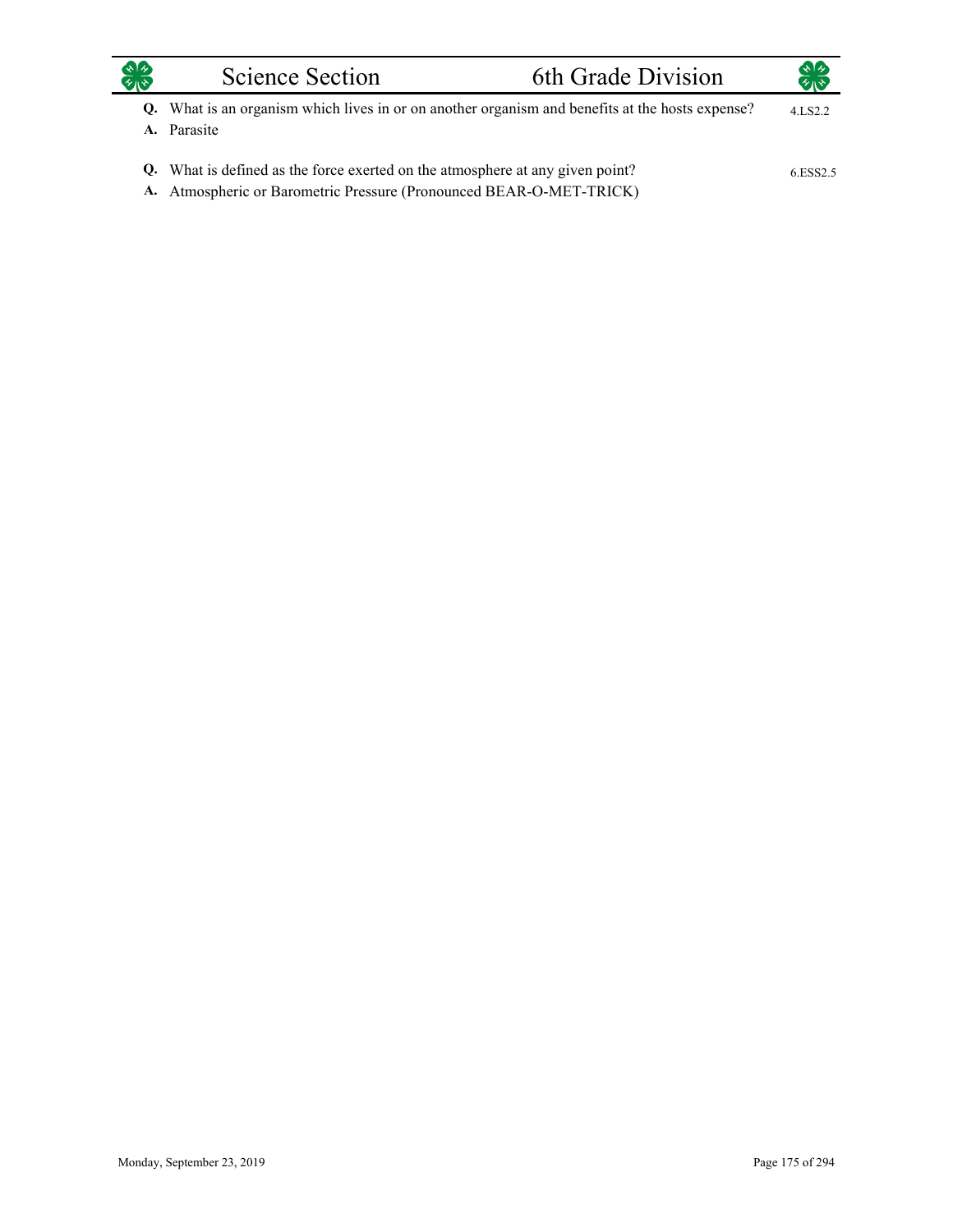**Q.** What is an organism which lives in or on another organism and benefits at the hosts expense? 4.LS2.2

**A.** Parasite

**Q.** What is defined as the force exerted on the atmosphere at any given point? 6.ESS2.5

**A.** Atmospheric or Barometric Pressure (Pronounced BEAR-O-MET-TRICK)